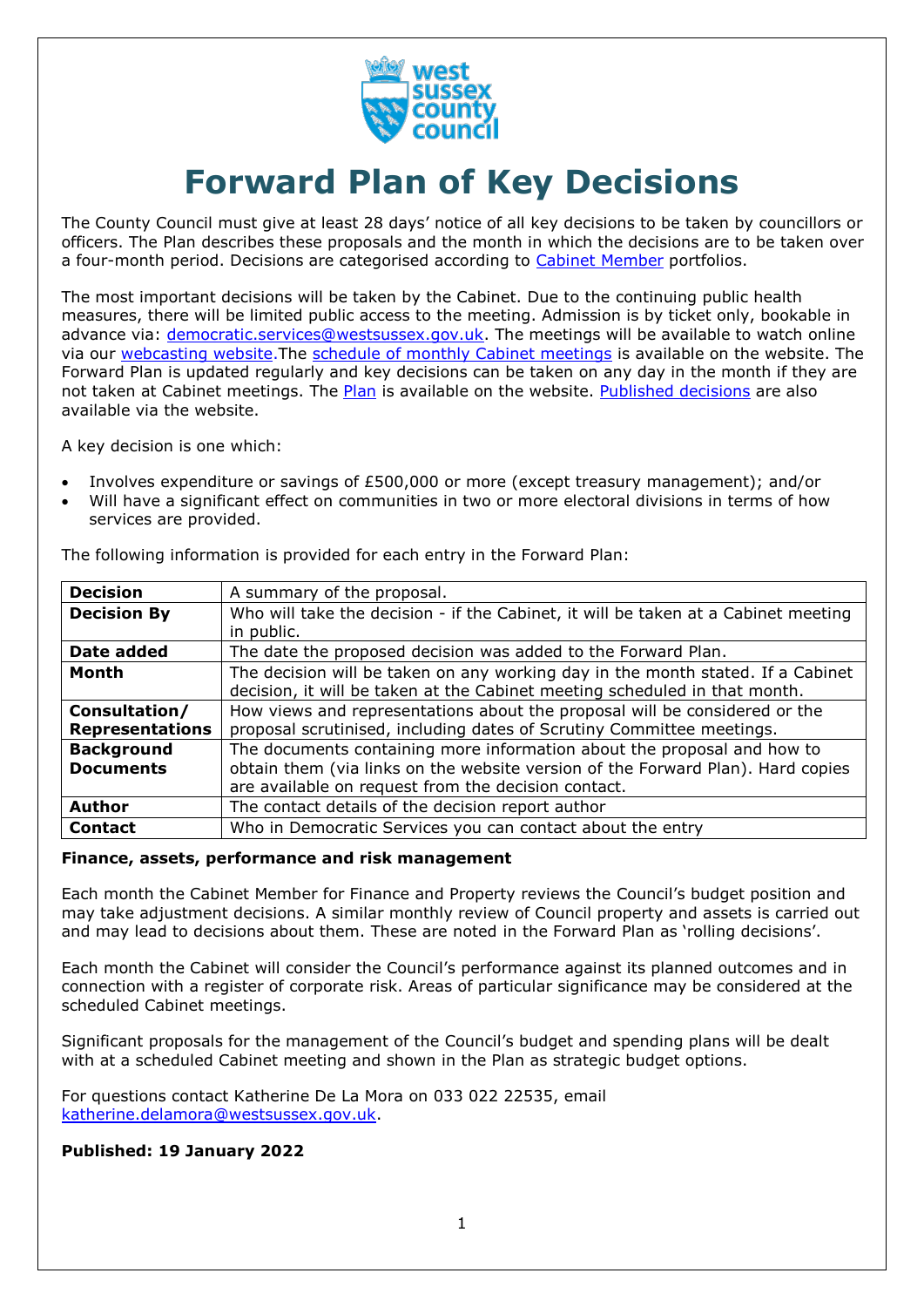# Forward Plan of Key Decisions

The County Council must give at least 28 days' notice of all key decisions to be taken by councillors or officers. The Plan describes these proposals and the month in which the decisions are to be taken over a four-month period. Decisions are categorised according to Cabinet Member portfolios.

The most important decisions will be taken by the Cabinet. Due to the continuing public health measures, there will be limited public access to the meeting. Admission is by ticket only, bookable in advance via: democratic.services@westsussex.gov.uk. The meetings will be available to watch online via our webcasting website.The schedule of monthly Cabinet meetings is available on the website. The Forward Plan is updated regularly and key decisions can be taken on any day in the month if they are not taken at Cabinet meetings. The Plan is available on the website. Published decisions are also available via the website.

A key decision is one which:

- Involves expenditure or savings of £500,000 or more (except treasury management); and/or
- Will have a significant effect on communities in two or more electoral divisions in terms of how services are provided.

The following information is provided for each entry in the Forward Plan:

| | |
|---|---|
| **Decision** | A summary of the proposal. |
| **Decision By** | Who will take the decision - if the Cabinet, it will be taken at a Cabinet meeting in public. |
| **Date added** | The date the proposed decision was added to the Forward Plan. |
| **Month** | The decision will be taken on any working day in the month stated. If a Cabinet decision, it will be taken at the Cabinet meeting scheduled in that month. |
| **Consultation/ Representations** | How views and representations about the proposal will be considered or the proposal scrutinised, including dates of Scrutiny Committee meetings. |
| **Background Documents** | The documents containing more information about the proposal and how to obtain them (via links on the website version of the Forward Plan). Hard copies are available on request from the decision contact. |
| **Author** | The contact details of the decision report author |
| **Contact** | Who in Democratic Services you can contact about the entry |

**Finance, assets, performance and risk management**

Each month the Cabinet Member for Finance and Property reviews the Council's budget position and may take adjustment decisions. A similar monthly review of Council property and assets is carried out and may lead to decisions about them. These are noted in the Forward Plan as 'rolling decisions'.

Each month the Cabinet will consider the Council's performance against its planned outcomes and in connection with a register of corporate risk. Areas of particular significance may be considered at the scheduled Cabinet meetings.

Significant proposals for the management of the Council's budget and spending plans will be dealt with at a scheduled Cabinet meeting and shown in the Plan as strategic budget options.

For questions contact Katherine De La Mora on 033 022 22535, email katherine.delamora@westsussex.gov.uk.

**Published: 19 January 2022**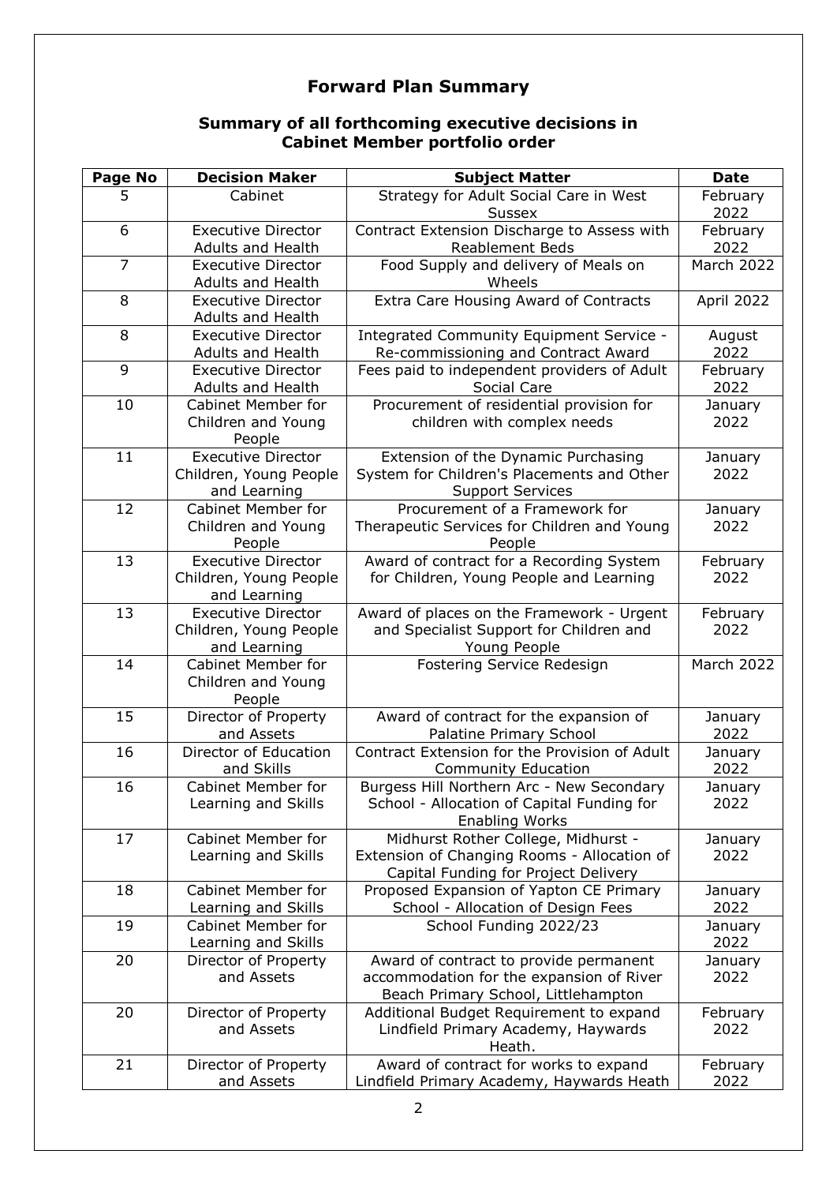# Forward Plan Summary

## Summary of all forthcoming executive decisions in Cabinet Member portfolio order

| Page No | Decision Maker | Subject Matter | Date |
|---|---|---|---|
| 5 | Cabinet | Strategy for Adult Social Care in West Sussex | February 2022 |
| 6 | Executive Director Adults and Health | Contract Extension Discharge to Assess with Reablement Beds | February 2022 |
| 7 | Executive Director Adults and Health | Food Supply and delivery of Meals on Wheels | March 2022 |
| 8 | Executive Director Adults and Health | Extra Care Housing Award of Contracts | April 2022 |
| 8 | Executive Director Adults and Health | Integrated Community Equipment Service - Re-commissioning and Contract Award | August 2022 |
| 9 | Executive Director Adults and Health | Fees paid to independent providers of Adult Social Care | February 2022 |
| 10 | Cabinet Member for Children and Young People | Procurement of residential provision for children with complex needs | January 2022 |
| 11 | Executive Director Children, Young People and Learning | Extension of the Dynamic Purchasing System for Children's Placements and Other Support Services | January 2022 |
| 12 | Cabinet Member for Children and Young People | Procurement of a Framework for Therapeutic Services for Children and Young People | January 2022 |
| 13 | Executive Director Children, Young People and Learning | Award of contract for a Recording System for Children, Young People and Learning | February 2022 |
| 13 | Executive Director Children, Young People and Learning | Award of places on the Framework - Urgent and Specialist Support for Children and Young People | February 2022 |
| 14 | Cabinet Member for Children and Young People | Fostering Service Redesign | March 2022 |
| 15 | Director of Property and Assets | Award of contract for the expansion of Palatine Primary School | January 2022 |
| 16 | Director of Education and Skills | Contract Extension for the Provision of Adult Community Education | January 2022 |
| 16 | Cabinet Member for Learning and Skills | Burgess Hill Northern Arc - New Secondary School - Allocation of Capital Funding for Enabling Works | January 2022 |
| 17 | Cabinet Member for Learning and Skills | Midhurst Rother College, Midhurst - Extension of Changing Rooms - Allocation of Capital Funding for Project Delivery | January 2022 |
| 18 | Cabinet Member for Learning and Skills | Proposed Expansion of Yapton CE Primary School - Allocation of Design Fees | January 2022 |
| 19 | Cabinet Member for Learning and Skills | School Funding 2022/23 | January 2022 |
| 20 | Director of Property and Assets | Award of contract to provide permanent accommodation for the expansion of River Beach Primary School, Littlehampton | January 2022 |
| 20 | Director of Property and Assets | Additional Budget Requirement to expand Lindfield Primary Academy, Haywards Heath. | February 2022 |
| 21 | Director of Property and Assets | Award of contract for works to expand Lindfield Primary Academy, Haywards Heath | February 2022 |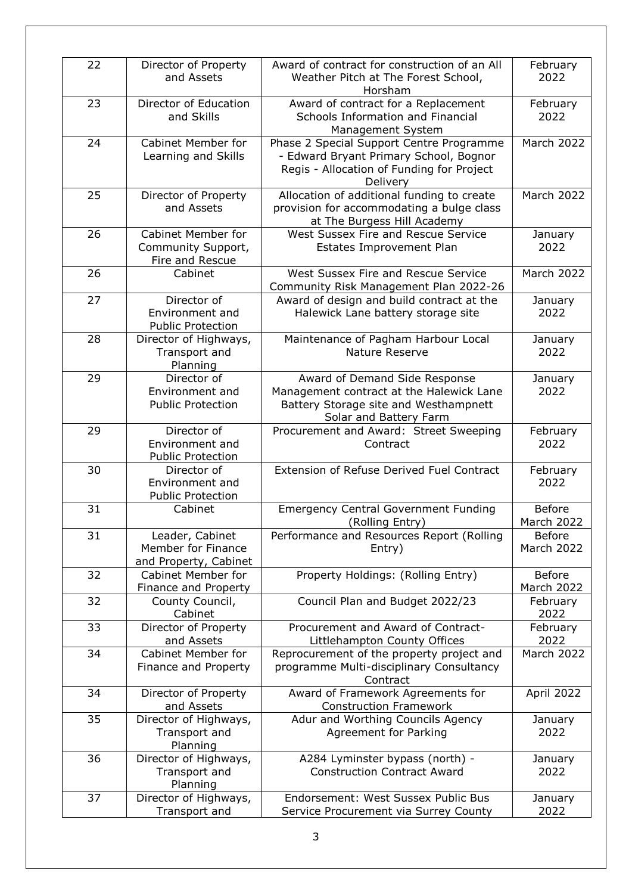| | | | |
|---|---|---|---|
| 22 | Director of Property and Assets | Award of contract for construction of an All Weather Pitch at The Forest School, Horsham | February 2022 |
| 23 | Director of Education and Skills | Award of contract for a Replacement Schools Information and Financial Management System | February 2022 |
| 24 | Cabinet Member for Learning and Skills | Phase 2 Special Support Centre Programme - Edward Bryant Primary School, Bognor Regis - Allocation of Funding for Project Delivery | March 2022 |
| 25 | Director of Property and Assets | Allocation of additional funding to create provision for accommodating a bulge class at The Burgess Hill Academy | March 2022 |
| 26 | Cabinet Member for Community Support, Fire and Rescue | West Sussex Fire and Rescue Service Estates Improvement Plan | January 2022 |
| 26 | Cabinet | West Sussex Fire and Rescue Service Community Risk Management Plan 2022-26 | March 2022 |
| 27 | Director of Environment and Public Protection | Award of design and build contract at the Halewick Lane battery storage site | January 2022 |
| 28 | Director of Highways, Transport and Planning | Maintenance of Pagham Harbour Local Nature Reserve | January 2022 |
| 29 | Director of Environment and Public Protection | Award of Demand Side Response Management contract at the Halewick Lane Battery Storage site and Westhampnett Solar and Battery Farm | January 2022 |
| 29 | Director of Environment and Public Protection | Procurement and Award: Street Sweeping Contract | February 2022 |
| 30 | Director of Environment and Public Protection | Extension of Refuse Derived Fuel Contract | February 2022 |
| 31 | Cabinet | Emergency Central Government Funding (Rolling Entry) | Before March 2022 |
| 31 | Leader, Cabinet Member for Finance and Property, Cabinet | Performance and Resources Report (Rolling Entry) | Before March 2022 |
| 32 | Cabinet Member for Finance and Property | Property Holdings: (Rolling Entry) | Before March 2022 |
| 32 | County Council, Cabinet | Council Plan and Budget 2022/23 | February 2022 |
| 33 | Director of Property and Assets | Procurement and Award of Contract- Littlehampton County Offices | February 2022 |
| 34 | Cabinet Member for Finance and Property | Reprocurement of the property project and programme Multi-disciplinary Consultancy Contract | March 2022 |
| 34 | Director of Property and Assets | Award of Framework Agreements for Construction Framework | April 2022 |
| 35 | Director of Highways, Transport and Planning | Adur and Worthing Councils Agency Agreement for Parking | January 2022 |
| 36 | Director of Highways, Transport and Planning | A284 Lyminster bypass (north) - Construction Contract Award | January 2022 |
| 37 | Director of Highways, Transport and | Endorsement: West Sussex Public Bus Service Procurement via Surrey County | January 2022 |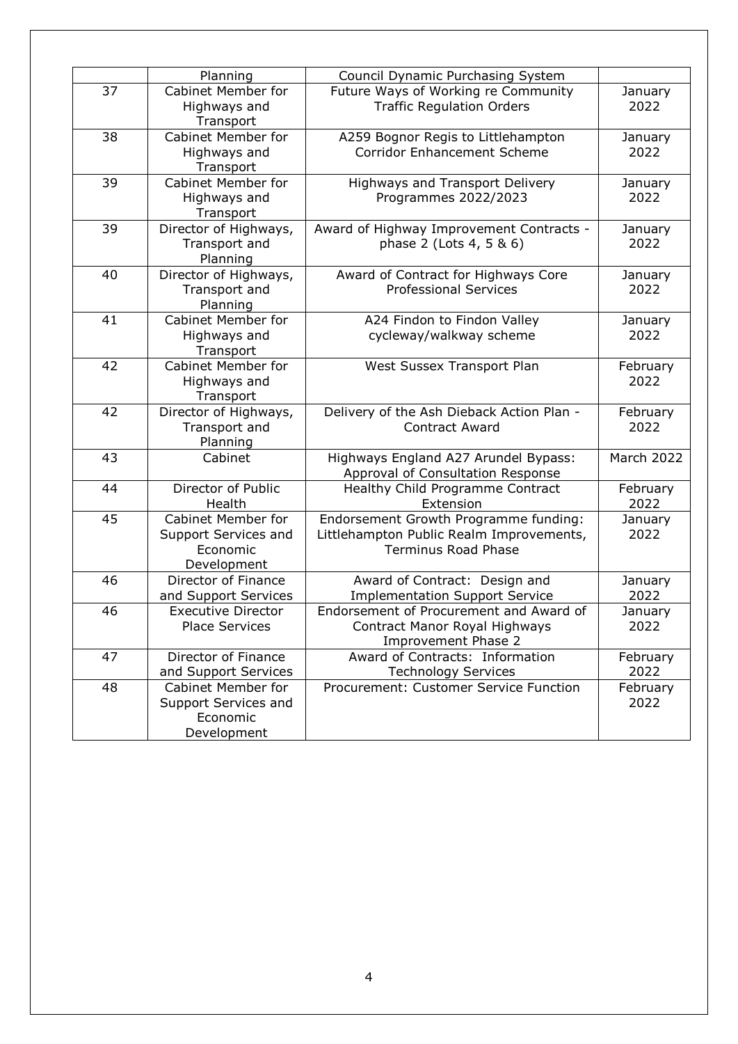| | Planning | Council Dynamic Purchasing System | |
|---|---|---|---|
| 37 | Cabinet Member for Highways and Transport | Future Ways of Working re Community Traffic Regulation Orders | January 2022 |
| 38 | Cabinet Member for Highways and Transport | A259 Bognor Regis to Littlehampton Corridor Enhancement Scheme | January 2022 |
| 39 | Cabinet Member for Highways and Transport | Highways and Transport Delivery Programmes 2022/2023 | January 2022 |
| 39 | Director of Highways, Transport and Planning | Award of Highway Improvement Contracts - phase 2 (Lots 4, 5 & 6) | January 2022 |
| 40 | Director of Highways, Transport and Planning | Award of Contract for Highways Core Professional Services | January 2022 |
| 41 | Cabinet Member for Highways and Transport | A24 Findon to Findon Valley cycleway/walkway scheme | January 2022 |
| 42 | Cabinet Member for Highways and Transport | West Sussex Transport Plan | February 2022 |
| 42 | Director of Highways, Transport and Planning | Delivery of the Ash Dieback Action Plan - Contract Award | February 2022 |
| 43 | Cabinet | Highways England A27 Arundel Bypass: Approval of Consultation Response | March 2022 |
| 44 | Director of Public Health | Healthy Child Programme Contract Extension | February 2022 |
| 45 | Cabinet Member for Support Services and Economic Development | Endorsement Growth Programme funding: Littlehampton Public Realm Improvements, Terminus Road Phase | January 2022 |
| 46 | Director of Finance and Support Services | Award of Contract: Design and Implementation Support Service | January 2022 |
| 46 | Executive Director Place Services | Endorsement of Procurement and Award of Contract Manor Royal Highways Improvement Phase 2 | January 2022 |
| 47 | Director of Finance and Support Services | Award of Contracts: Information Technology Services | February 2022 |
| 48 | Cabinet Member for Support Services and Economic Development | Procurement: Customer Service Function | February 2022 |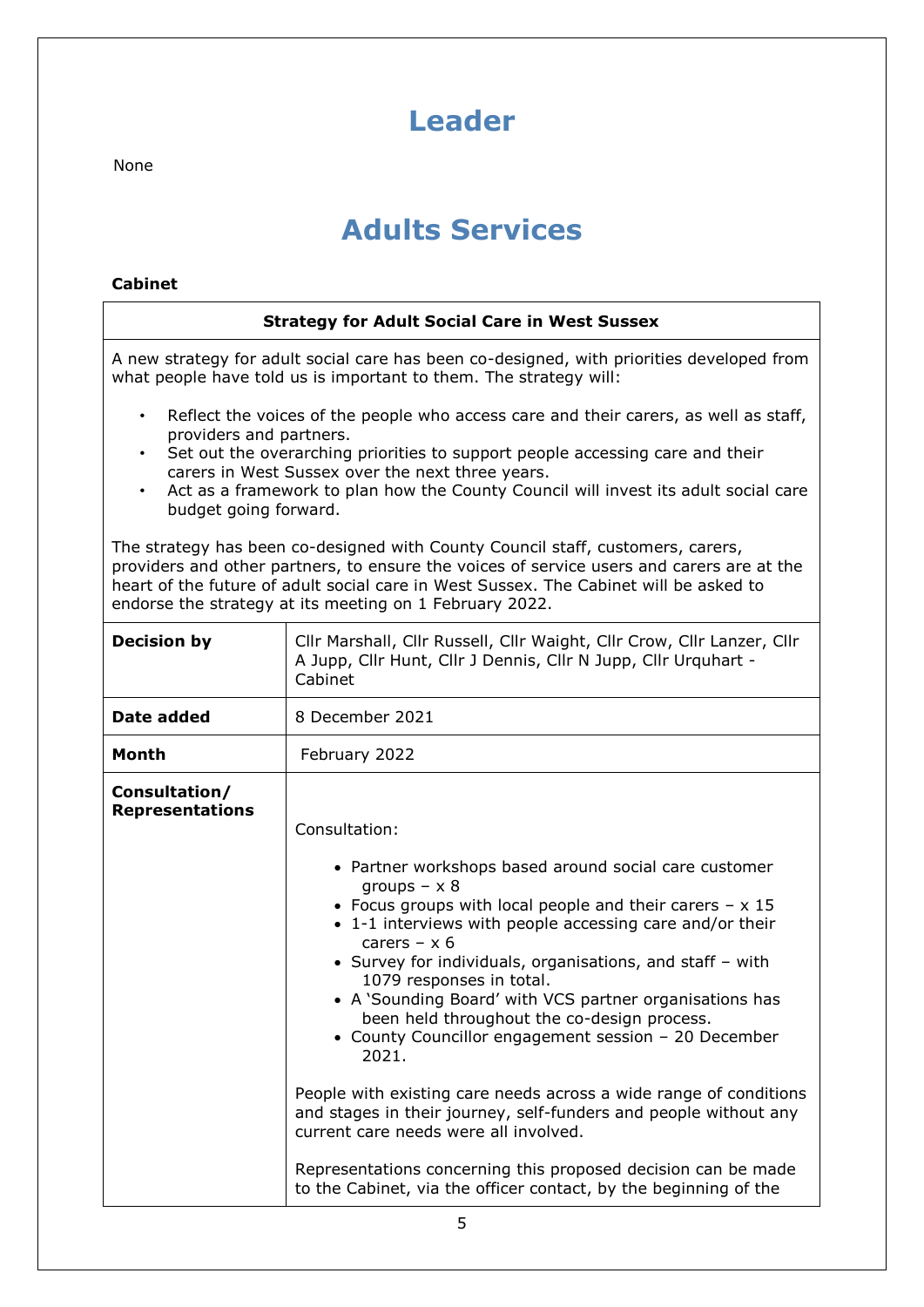# Leader

None

# Adults Services

**Cabinet**

| **Strategy for Adult Social Care in West Sussex** | |
|---|---|
| A new strategy for adult social care has been co-designed, with priorities developed from what people have told us is important to them. The strategy will:<br>• Reflect the voices of the people who access care and their carers, as well as staff, providers and partners.<br>• Set out the overarching priorities to support people accessing care and their carers in West Sussex over the next three years.<br>• Act as a framework to plan how the County Council will invest its adult social care budget going forward.<br><br>The strategy has been co-designed with County Council staff, customers, carers, providers and other partners, to ensure the voices of service users and carers are at the heart of the future of adult social care in West Sussex. The Cabinet will be asked to endorse the strategy at its meeting on 1 February 2022. | |
| **Decision by** | Cllr Marshall, Cllr Russell, Cllr Waight, Cllr Crow, Cllr Lanzer, Cllr A Jupp, Cllr Hunt, Cllr J Dennis, Cllr N Jupp, Cllr Urquhart - Cabinet |
| **Date added** | 8 December 2021 |
| **Month** | February 2022 |
| **Consultation/ Representations** | Consultation:<br>• Partner workshops based around social care customer groups – x 8<br>• Focus groups with local people and their carers – x 15<br>• 1-1 interviews with people accessing care and/or their carers – x 6<br>• Survey for individuals, organisations, and staff – with 1079 responses in total.<br>• A 'Sounding Board' with VCS partner organisations has been held throughout the co-design process.<br>• County Councillor engagement session – 20 December 2021.<br><br>People with existing care needs across a wide range of conditions and stages in their journey, self-funders and people without any current care needs were all involved.<br><br>Representations concerning this proposed decision can be made to the Cabinet, via the officer contact, by the beginning of the |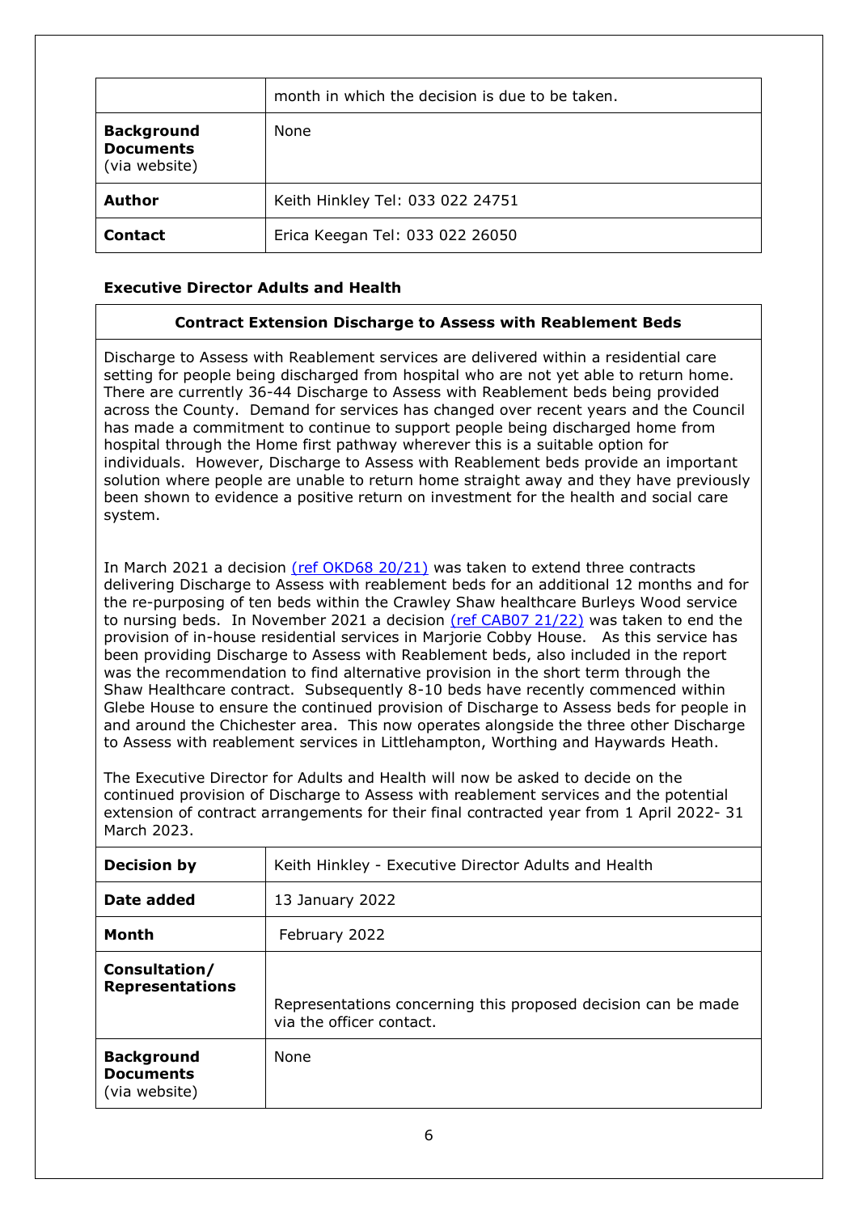|  | month in which the decision is due to be taken. |
|---|---|
| **Background Documents** (via website) | None |
| **Author** | Keith Hinkley Tel: 033 022 24751 |
| **Contact** | Erica Keegan Tel: 033 022 26050 |

**Executive Director Adults and Health**

**Contract Extension Discharge to Assess with Reablement Beds**

Discharge to Assess with Reablement services are delivered within a residential care setting for people being discharged from hospital who are not yet able to return home. There are currently 36-44 Discharge to Assess with Reablement beds being provided across the County. Demand for services has changed over recent years and the Council has made a commitment to continue to support people being discharged home from hospital through the Home first pathway wherever this is a suitable option for individuals. However, Discharge to Assess with Reablement beds provide an important solution where people are unable to return home straight away and they have previously been shown to evidence a positive return on investment for the health and social care system.

In March 2021 a decision (ref OKD68 20/21) was taken to extend three contracts delivering Discharge to Assess with reablement beds for an additional 12 months and for the re-purposing of ten beds within the Crawley Shaw healthcare Burleys Wood service to nursing beds. In November 2021 a decision (ref CAB07 21/22) was taken to end the provision of in-house residential services in Marjorie Cobby House. As this service has been providing Discharge to Assess with Reablement beds, also included in the report was the recommendation to find alternative provision in the short term through the Shaw Healthcare contract. Subsequently 8-10 beds have recently commenced within Glebe House to ensure the continued provision of Discharge to Assess beds for people in and around the Chichester area. This now operates alongside the three other Discharge to Assess with reablement services in Littlehampton, Worthing and Haywards Heath.

The Executive Director for Adults and Health will now be asked to decide on the continued provision of Discharge to Assess with reablement services and the potential extension of contract arrangements for their final contracted year from 1 April 2022- 31 March 2023.

| **Decision by** | Keith Hinkley - Executive Director Adults and Health |
|---|---|
| **Date added** | 13 January 2022 |
| **Month** | February 2022 |
| **Consultation/ Representations** | Representations concerning this proposed decision can be made via the officer contact. |
| **Background Documents** (via website) | None |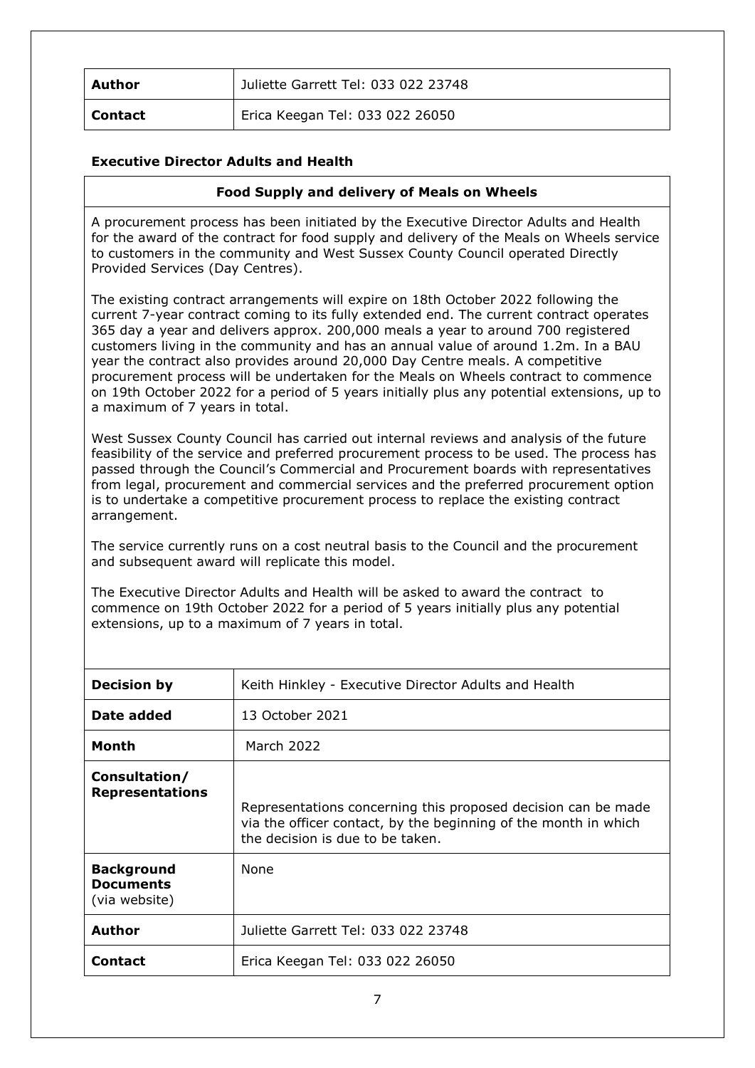| **Author** | Juliette Garrett Tel: 033 022 23748 |
|---|---|
| **Contact** | Erica Keegan Tel: 033 022 26050 |

### Executive Director Adults and Health

#### Food Supply and delivery of Meals on Wheels

A procurement process has been initiated by the Executive Director Adults and Health for the award of the contract for food supply and delivery of the Meals on Wheels service to customers in the community and West Sussex County Council operated Directly Provided Services (Day Centres).

The existing contract arrangements will expire on 18th October 2022 following the current 7-year contract coming to its fully extended end. The current contract operates 365 day a year and delivers approx. 200,000 meals a year to around 700 registered customers living in the community and has an annual value of around 1.2m. In a BAU year the contract also provides around 20,000 Day Centre meals. A competitive procurement process will be undertaken for the Meals on Wheels contract to commence on 19th October 2022 for a period of 5 years initially plus any potential extensions, up to a maximum of 7 years in total.

West Sussex County Council has carried out internal reviews and analysis of the future feasibility of the service and preferred procurement process to be used. The process has passed through the Council's Commercial and Procurement boards with representatives from legal, procurement and commercial services and the preferred procurement option is to undertake a competitive procurement process to replace the existing contract arrangement.

The service currently runs on a cost neutral basis to the Council and the procurement and subsequent award will replicate this model.

The Executive Director Adults and Health will be asked to award the contract to commence on 19th October 2022 for a period of 5 years initially plus any potential extensions, up to a maximum of 7 years in total.

| **Decision by** | Keith Hinkley - Executive Director Adults and Health |
|---|---|
| **Date added** | 13 October 2021 |
| **Month** | March 2022 |
| **Consultation/ Representations** | Representations concerning this proposed decision can be made via the officer contact, by the beginning of the month in which the decision is due to be taken. |
| **Background Documents** (via website) | None |
| **Author** | Juliette Garrett Tel: 033 022 23748 |
| **Contact** | Erica Keegan Tel: 033 022 26050 |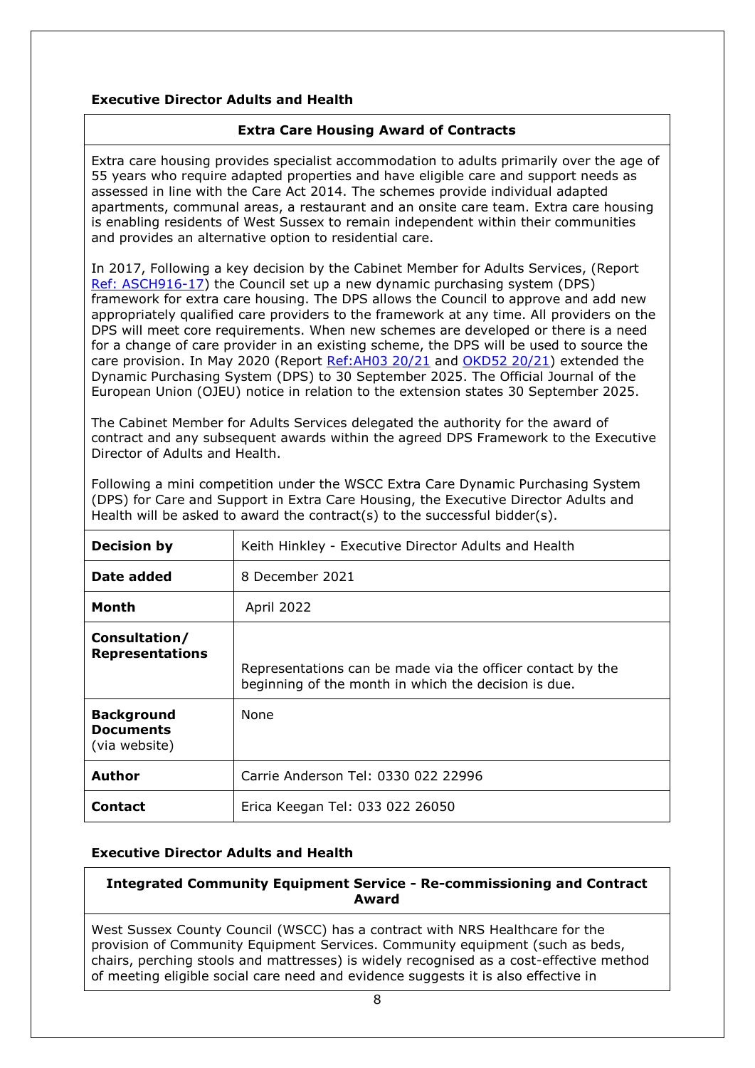**Executive Director Adults and Health**

### Extra Care Housing Award of Contracts

Extra care housing provides specialist accommodation to adults primarily over the age of 55 years who require adapted properties and have eligible care and support needs as assessed in line with the Care Act 2014. The schemes provide individual adapted apartments, communal areas, a restaurant and an onsite care team. Extra care housing is enabling residents of West Sussex to remain independent within their communities and provides an alternative option to residential care.

In 2017, Following a key decision by the Cabinet Member for Adults Services, (Report Ref: ASCH916-17) the Council set up a new dynamic purchasing system (DPS) framework for extra care housing. The DPS allows the Council to approve and add new appropriately qualified care providers to the framework at any time. All providers on the DPS will meet core requirements. When new schemes are developed or there is a need for a change of care provider in an existing scheme, the DPS will be used to source the care provision. In May 2020 (Report Ref:AH03 20/21 and OKD52 20/21) extended the Dynamic Purchasing System (DPS) to 30 September 2025. The Official Journal of the European Union (OJEU) notice in relation to the extension states 30 September 2025.

The Cabinet Member for Adults Services delegated the authority for the award of contract and any subsequent awards within the agreed DPS Framework to the Executive Director of Adults and Health.

Following a mini competition under the WSCC Extra Care Dynamic Purchasing System (DPS) for Care and Support in Extra Care Housing, the Executive Director Adults and Health will be asked to award the contract(s) to the successful bidder(s).

| | |
|---|---|
| **Decision by** | Keith Hinkley - Executive Director Adults and Health |
| **Date added** | 8 December 2021 |
| **Month** | April 2022 |
| **Consultation/ Representations** | Representations can be made via the officer contact by the beginning of the month in which the decision is due. |
| **Background Documents** (via website) | None |
| **Author** | Carrie Anderson Tel: 0330 022 22996 |
| **Contact** | Erica Keegan Tel: 033 022 26050 |

**Executive Director Adults and Health**

### Integrated Community Equipment Service - Re-commissioning and Contract Award

West Sussex County Council (WSCC) has a contract with NRS Healthcare for the provision of Community Equipment Services. Community equipment (such as beds, chairs, perching stools and mattresses) is widely recognised as a cost-effective method of meeting eligible social care need and evidence suggests it is also effective in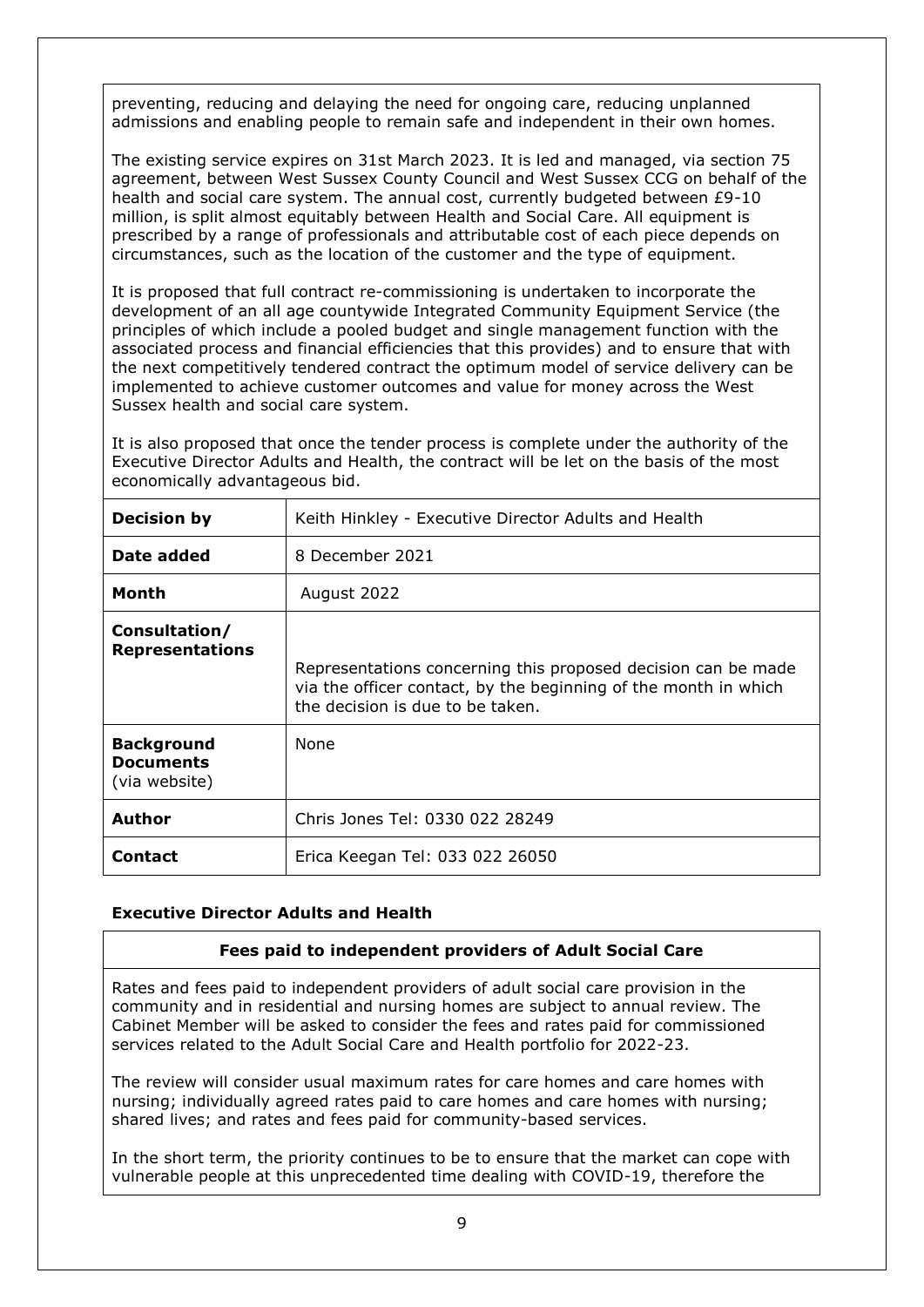preventing, reducing and delaying the need for ongoing care, reducing unplanned admissions and enabling people to remain safe and independent in their own homes.

The existing service expires on 31st March 2023. It is led and managed, via section 75 agreement, between West Sussex County Council and West Sussex CCG on behalf of the health and social care system. The annual cost, currently budgeted between £9-10 million, is split almost equitably between Health and Social Care. All equipment is prescribed by a range of professionals and attributable cost of each piece depends on circumstances, such as the location of the customer and the type of equipment.

It is proposed that full contract re-commissioning is undertaken to incorporate the development of an all age countywide Integrated Community Equipment Service (the principles of which include a pooled budget and single management function with the associated process and financial efficiencies that this provides) and to ensure that with the next competitively tendered contract the optimum model of service delivery can be implemented to achieve customer outcomes and value for money across the West Sussex health and social care system.

It is also proposed that once the tender process is complete under the authority of the Executive Director Adults and Health, the contract will be let on the basis of the most economically advantageous bid.

| | |
|---|---|
| **Decision by** | Keith Hinkley - Executive Director Adults and Health |
| **Date added** | 8 December 2021 |
| **Month** | August 2022 |
| **Consultation/ Representations** | Representations concerning this proposed decision can be made via the officer contact, by the beginning of the month in which the decision is due to be taken. |
| **Background Documents** (via website) | None |
| **Author** | Chris Jones Tel: 0330 022 28249 |
| **Contact** | Erica Keegan Tel: 033 022 26050 |

### Executive Director Adults and Health

**Fees paid to independent providers of Adult Social Care**

Rates and fees paid to independent providers of adult social care provision in the community and in residential and nursing homes are subject to annual review. The Cabinet Member will be asked to consider the fees and rates paid for commissioned services related to the Adult Social Care and Health portfolio for 2022-23.

The review will consider usual maximum rates for care homes and care homes with nursing; individually agreed rates paid to care homes and care homes with nursing; shared lives; and rates and fees paid for community-based services.

In the short term, the priority continues to be to ensure that the market can cope with vulnerable people at this unprecedented time dealing with COVID-19, therefore the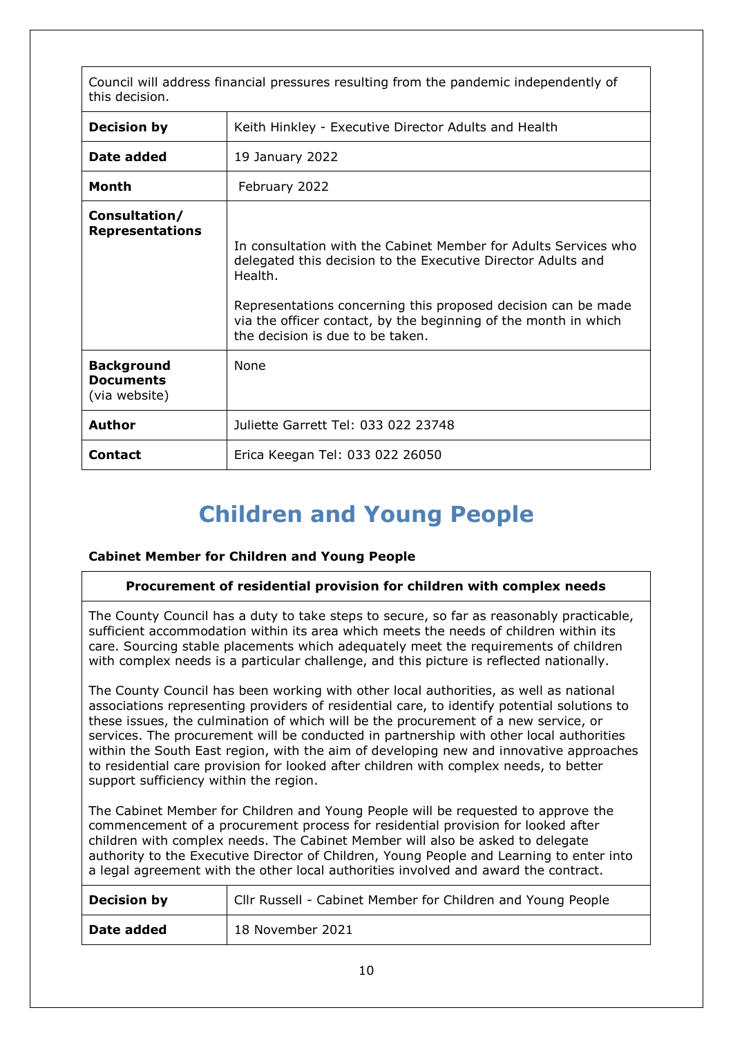| Council will address financial pressures resulting from the pandemic independently of this decision. | |
|---|---|
| **Decision by** | Keith Hinkley - Executive Director Adults and Health |
| **Date added** | 19 January 2022 |
| **Month** | February 2022 |
| **Consultation/ Representations** | In consultation with the Cabinet Member for Adults Services who delegated this decision to the Executive Director Adults and Health.<br><br>Representations concerning this proposed decision can be made via the officer contact, by the beginning of the month in which the decision is due to be taken. |
| **Background Documents** (via website) | None |
| **Author** | Juliette Garrett Tel: 033 022 23748 |
| **Contact** | Erica Keegan Tel: 033 022 26050 |

# Children and Young People

**Cabinet Member for Children and Young People**

| Procurement of residential provision for children with complex needs | |
|---|---|
| The County Council has a duty to take steps to secure, so far as reasonably practicable, sufficient accommodation within its area which meets the needs of children within its care. Sourcing stable placements which adequately meet the requirements of children with complex needs is a particular challenge, and this picture is reflected nationally.<br><br>The County Council has been working with other local authorities, as well as national associations representing providers of residential care, to identify potential solutions to these issues, the culmination of which will be the procurement of a new service, or services. The procurement will be conducted in partnership with other local authorities within the South East region, with the aim of developing new and innovative approaches to residential care provision for looked after children with complex needs, to better support sufficiency within the region.<br><br>The Cabinet Member for Children and Young People will be requested to approve the commencement of a procurement process for residential provision for looked after children with complex needs. The Cabinet Member will also be asked to delegate authority to the Executive Director of Children, Young People and Learning to enter into a legal agreement with the other local authorities involved and award the contract. | |
| **Decision by** | Cllr Russell - Cabinet Member for Children and Young People |
| **Date added** | 18 November 2021 |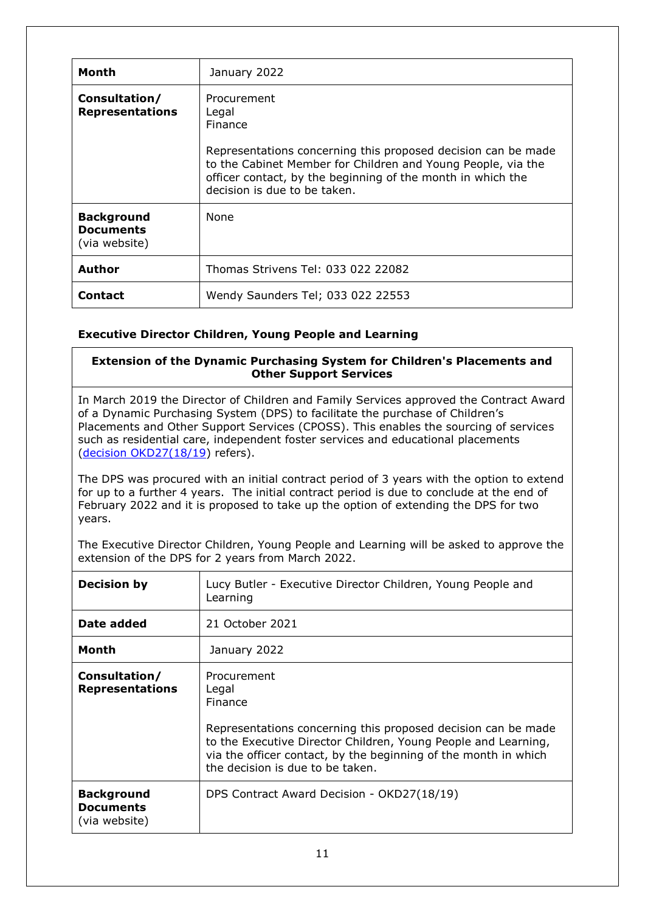| | |
|---|---|
| **Month** | January 2022 |
| **Consultation/ Representations** | Procurement<br>Legal<br>Finance<br><br>Representations concerning this proposed decision can be made to the Cabinet Member for Children and Young People, via the officer contact, by the beginning of the month in which the decision is due to be taken. |
| **Background Documents** (via website) | None |
| **Author** | Thomas Strivens Tel: 033 022 22082 |
| **Contact** | Wendy Saunders Tel; 033 022 22553 |

### Executive Director Children, Young People and Learning

**Extension of the Dynamic Purchasing System for Children's Placements and Other Support Services**

In March 2019 the Director of Children and Family Services approved the Contract Award of a Dynamic Purchasing System (DPS) to facilitate the purchase of Children's Placements and Other Support Services (CPOSS). This enables the sourcing of services such as residential care, independent foster services and educational placements (decision OKD27(18/19) refers).

The DPS was procured with an initial contract period of 3 years with the option to extend for up to a further 4 years. The initial contract period is due to conclude at the end of February 2022 and it is proposed to take up the option of extending the DPS for two years.

The Executive Director Children, Young People and Learning will be asked to approve the extension of the DPS for 2 years from March 2022.

| | |
|---|---|
| **Decision by** | Lucy Butler - Executive Director Children, Young People and Learning |
| **Date added** | 21 October 2021 |
| **Month** | January 2022 |
| **Consultation/ Representations** | Procurement<br>Legal<br>Finance<br><br>Representations concerning this proposed decision can be made to the Executive Director Children, Young People and Learning, via the officer contact, by the beginning of the month in which the decision is due to be taken. |
| **Background Documents** (via website) | DPS Contract Award Decision - OKD27(18/19) |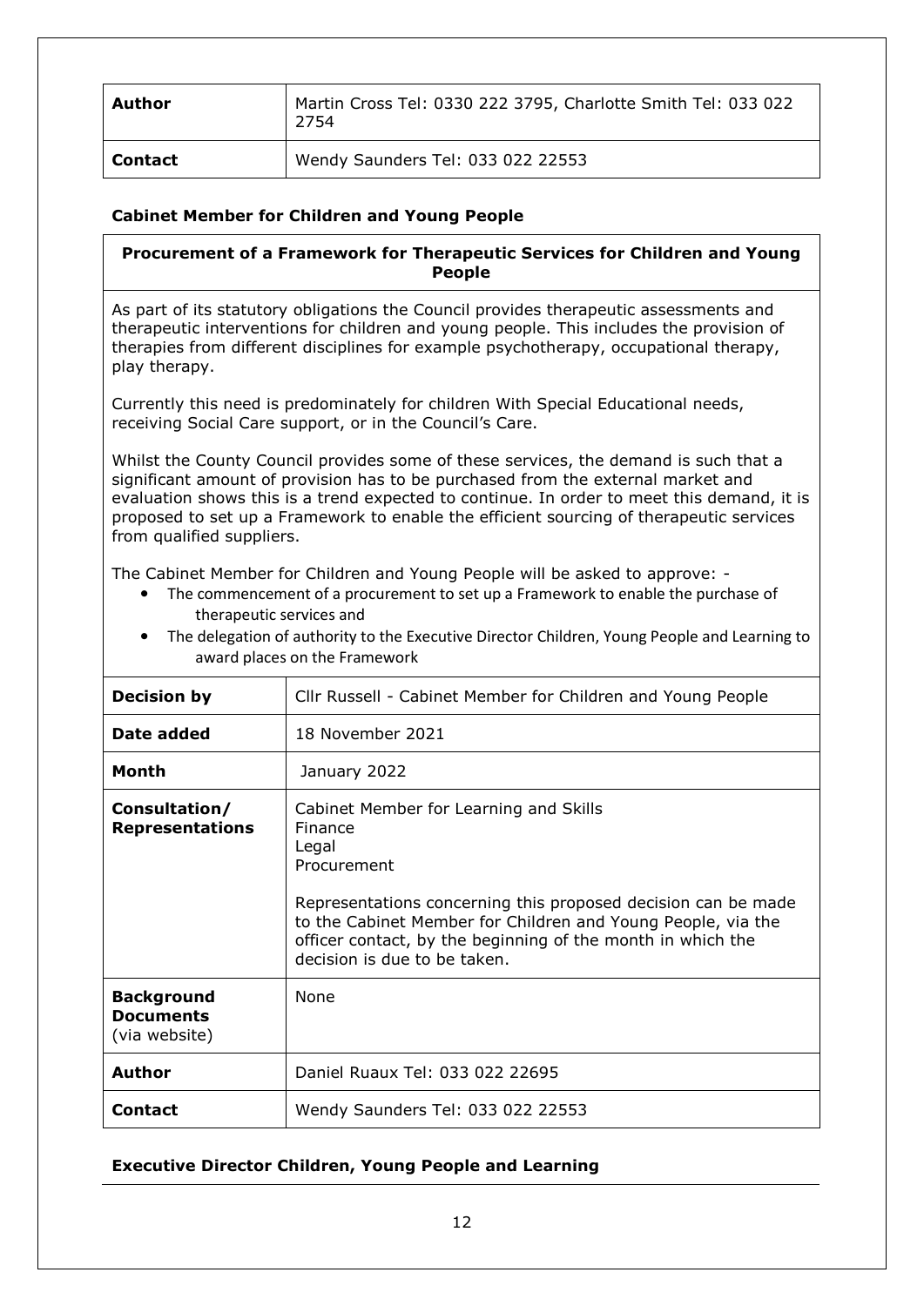| Author | Martin Cross Tel: 0330 222 3795, Charlotte Smith Tel: 033 022 2754 |
|---|---|
| **Contact** | Wendy Saunders Tel: 033 022 22553 |

### Cabinet Member for Children and Young People

| Procurement of a Framework for Therapeutic Services for Children and Young People | |
|---|---|
| As part of its statutory obligations the Council provides therapeutic assessments and therapeutic interventions for children and young people. This includes the provision of therapies from different disciplines for example psychotherapy, occupational therapy, play therapy.<br><br>Currently this need is predominately for children With Special Educational needs, receiving Social Care support, or in the Council's Care.<br><br>Whilst the County Council provides some of these services, the demand is such that a significant amount of provision has to be purchased from the external market and evaluation shows this is a trend expected to continue. In order to meet this demand, it is proposed to set up a Framework to enable the efficient sourcing of therapeutic services from qualified suppliers.<br><br>The Cabinet Member for Children and Young People will be asked to approve: -<br>• The commencement of a procurement to set up a Framework to enable the purchase of therapeutic services and<br>• The delegation of authority to the Executive Director Children, Young People and Learning to award places on the Framework | |
| **Decision by** | Cllr Russell - Cabinet Member for Children and Young People |
| **Date added** | 18 November 2021 |
| **Month** | January 2022 |
| **Consultation/ Representations** | Cabinet Member for Learning and Skills<br>Finance<br>Legal<br>Procurement<br><br>Representations concerning this proposed decision can be made to the Cabinet Member for Children and Young People, via the officer contact, by the beginning of the month in which the decision is due to be taken. |
| **Background Documents** (via website) | None |
| **Author** | Daniel Ruaux Tel: 033 022 22695 |
| **Contact** | Wendy Saunders Tel: 033 022 22553 |

### Executive Director Children, Young People and Learning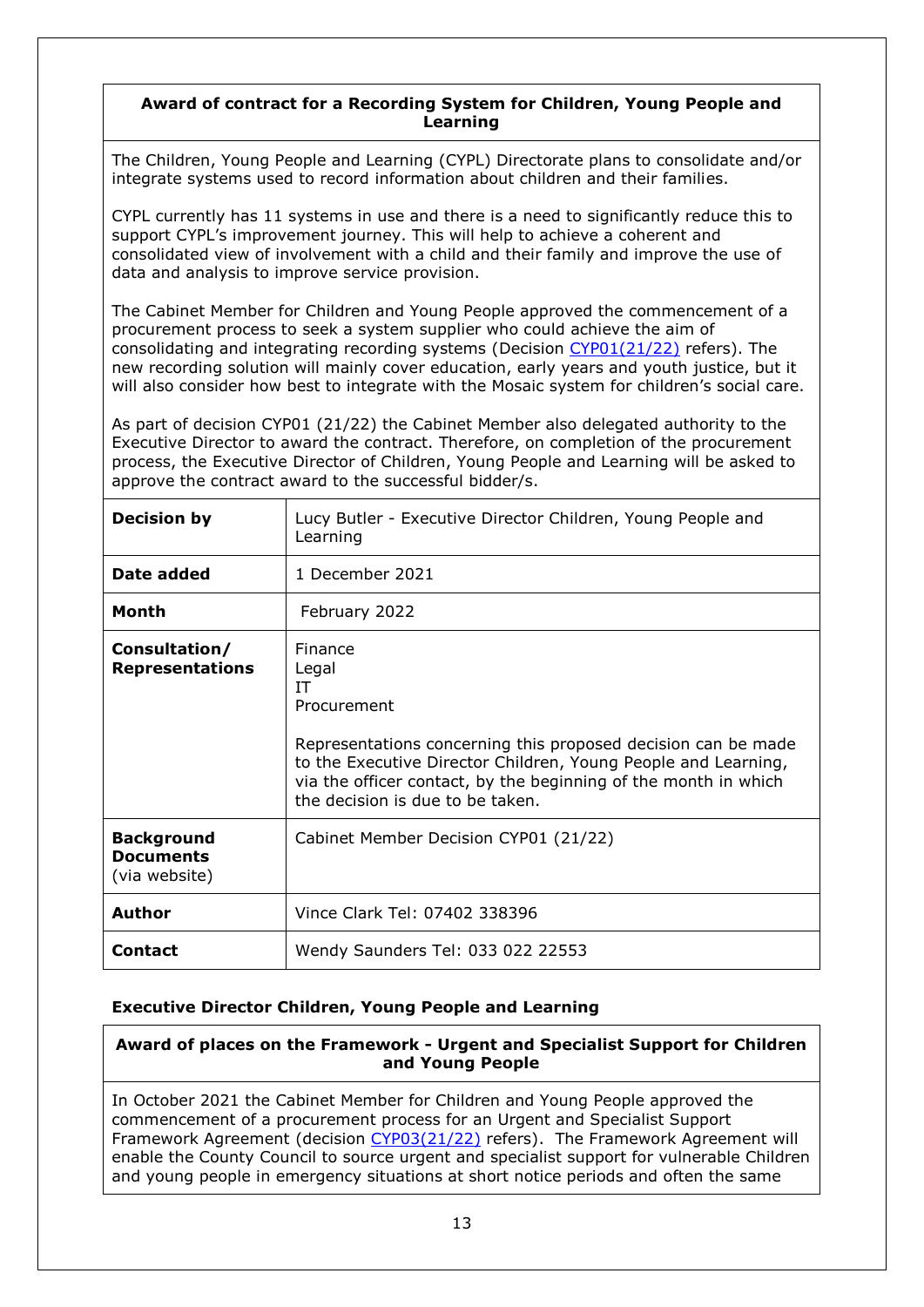**Award of contract for a Recording System for Children, Young People and Learning**

The Children, Young People and Learning (CYPL) Directorate plans to consolidate and/or integrate systems used to record information about children and their families.

CYPL currently has 11 systems in use and there is a need to significantly reduce this to support CYPL's improvement journey. This will help to achieve a coherent and consolidated view of involvement with a child and their family and improve the use of data and analysis to improve service provision.

The Cabinet Member for Children and Young People approved the commencement of a procurement process to seek a system supplier who could achieve the aim of consolidating and integrating recording systems (Decision CYP01(21/22) refers). The new recording solution will mainly cover education, early years and youth justice, but it will also consider how best to integrate with the Mosaic system for children's social care.

As part of decision CYP01 (21/22) the Cabinet Member also delegated authority to the Executive Director to award the contract. Therefore, on completion of the procurement process, the Executive Director of Children, Young People and Learning will be asked to approve the contract award to the successful bidder/s.

| | |
|---|---|
| **Decision by** | Lucy Butler - Executive Director Children, Young People and Learning |
| **Date added** | 1 December 2021 |
| **Month** | February 2022 |
| **Consultation/ Representations** | Finance<br>Legal<br>IT<br>Procurement<br><br>Representations concerning this proposed decision can be made to the Executive Director Children, Young People and Learning, via the officer contact, by the beginning of the month in which the decision is due to be taken. |
| **Background Documents** (via website) | Cabinet Member Decision CYP01 (21/22) |
| **Author** | Vince Clark Tel: 07402 338396 |
| **Contact** | Wendy Saunders Tel: 033 022 22553 |

**Executive Director Children, Young People and Learning**

**Award of places on the Framework - Urgent and Specialist Support for Children and Young People**

In October 2021 the Cabinet Member for Children and Young People approved the commencement of a procurement process for an Urgent and Specialist Support Framework Agreement (decision CYP03(21/22) refers). The Framework Agreement will enable the County Council to source urgent and specialist support for vulnerable Children and young people in emergency situations at short notice periods and often the same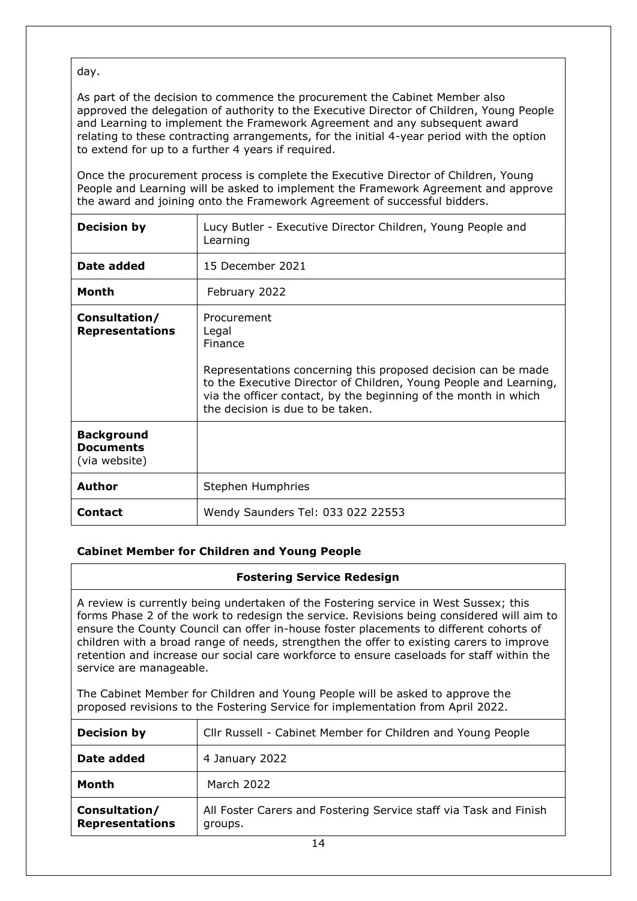day.

As part of the decision to commence the procurement the Cabinet Member also approved the delegation of authority to the Executive Director of Children, Young People and Learning to implement the Framework Agreement and any subsequent award relating to these contracting arrangements, for the initial 4-year period with the option to extend for up to a further 4 years if required.

Once the procurement process is complete the Executive Director of Children, Young People and Learning will be asked to implement the Framework Agreement and approve the award and joining onto the Framework Agreement of successful bidders.

| | |
|---|---|
| **Decision by** | Lucy Butler - Executive Director Children, Young People and Learning |
| **Date added** | 15 December 2021 |
| **Month** | February 2022 |
| **Consultation/ Representations** | Procurement<br>Legal<br>Finance<br><br>Representations concerning this proposed decision can be made to the Executive Director of Children, Young People and Learning, via the officer contact, by the beginning of the month in which the decision is due to be taken. |
| **Background Documents** (via website) | |
| **Author** | Stephen Humphries |
| **Contact** | Wendy Saunders Tel: 033 022 22553 |

### Cabinet Member for Children and Young People

#### Fostering Service Redesign

A review is currently being undertaken of the Fostering service in West Sussex; this forms Phase 2 of the work to redesign the service. Revisions being considered will aim to ensure the County Council can offer in-house foster placements to different cohorts of children with a broad range of needs, strengthen the offer to existing carers to improve retention and increase our social care workforce to ensure caseloads for staff within the service are manageable.

The Cabinet Member for Children and Young People will be asked to approve the proposed revisions to the Fostering Service for implementation from April 2022.

| | |
|---|---|
| **Decision by** | Cllr Russell - Cabinet Member for Children and Young People |
| **Date added** | 4 January 2022 |
| **Month** | March 2022 |
| **Consultation/ Representations** | All Foster Carers and Fostering Service staff via Task and Finish groups. |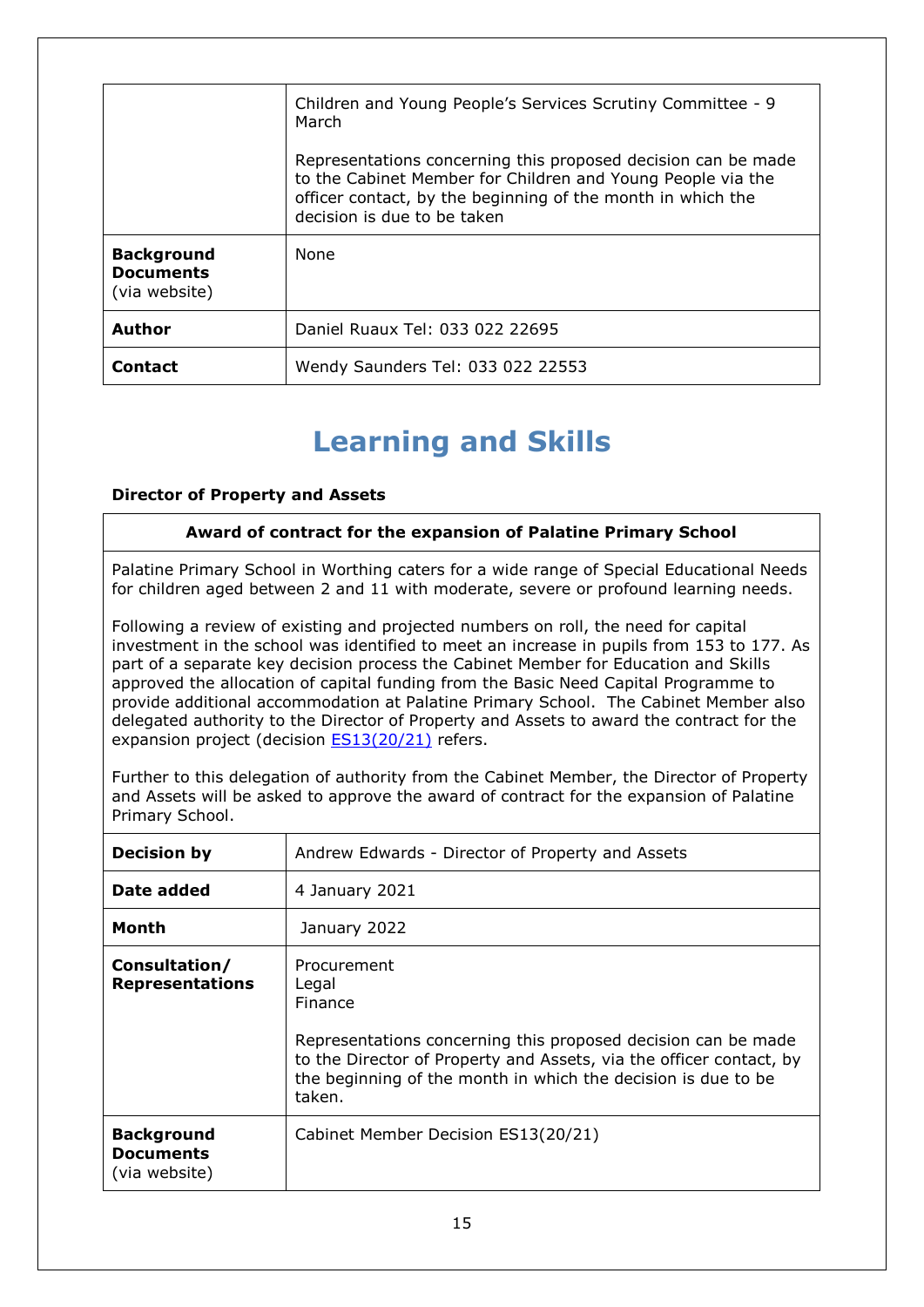|  |  |
|---|---|
|  | Children and Young People's Services Scrutiny Committee - 9 March<br><br>Representations concerning this proposed decision can be made to the Cabinet Member for Children and Young People via the officer contact, by the beginning of the month in which the decision is due to be taken |
| **Background Documents** (via website) | None |
| **Author** | Daniel Ruaux Tel: 033 022 22695 |
| **Contact** | Wendy Saunders Tel: 033 022 22553 |

# Learning and Skills

**Director of Property and Assets**

**Award of contract for the expansion of Palatine Primary School**

Palatine Primary School in Worthing caters for a wide range of Special Educational Needs for children aged between 2 and 11 with moderate, severe or profound learning needs.

Following a review of existing and projected numbers on roll, the need for capital investment in the school was identified to meet an increase in pupils from 153 to 177. As part of a separate key decision process the Cabinet Member for Education and Skills approved the allocation of capital funding from the Basic Need Capital Programme to provide additional accommodation at Palatine Primary School. The Cabinet Member also delegated authority to the Director of Property and Assets to award the contract for the expansion project (decision ES13(20/21) refers.

Further to this delegation of authority from the Cabinet Member, the Director of Property and Assets will be asked to approve the award of contract for the expansion of Palatine Primary School.

|  |  |
|---|---|
| **Decision by** | Andrew Edwards - Director of Property and Assets |
| **Date added** | 4 January 2021 |
| **Month** | January 2022 |
| **Consultation/ Representations** | Procurement<br>Legal<br>Finance<br><br>Representations concerning this proposed decision can be made to the Director of Property and Assets, via the officer contact, by the beginning of the month in which the decision is due to be taken. |
| **Background Documents** (via website) | Cabinet Member Decision ES13(20/21) |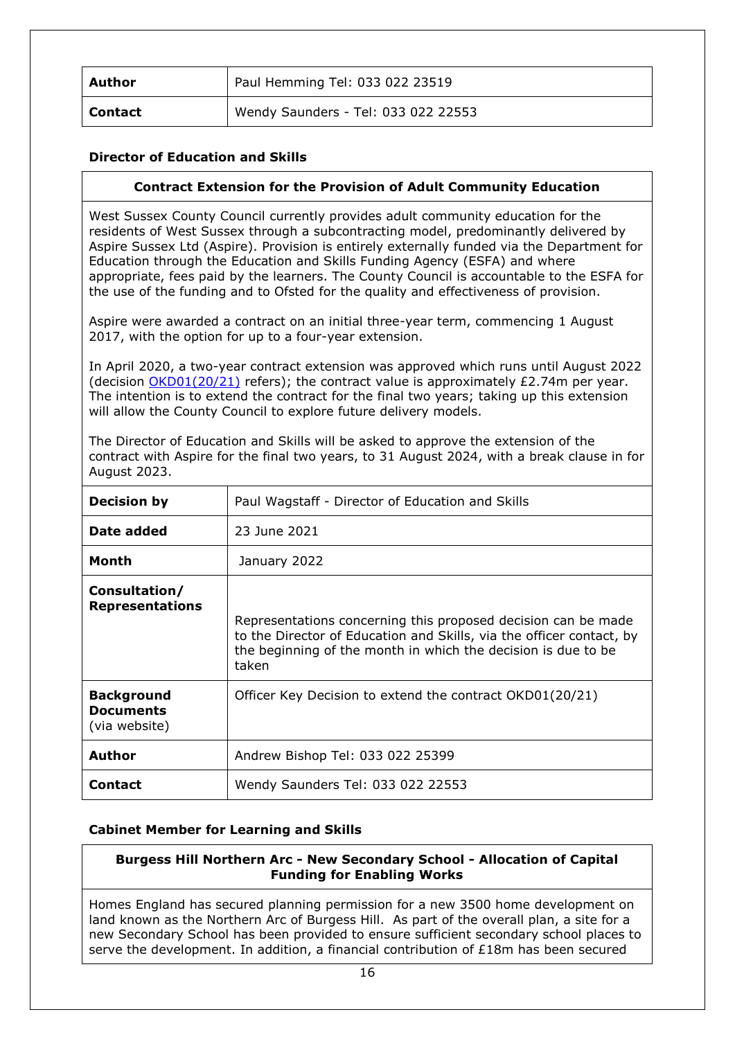| Author | Paul Hemming Tel: 033 022 23519 |
| --- | --- |
| **Contact** | Wendy Saunders - Tel: 033 022 22553 |

### Director of Education and Skills

#### Contract Extension for the Provision of Adult Community Education

West Sussex County Council currently provides adult community education for the residents of West Sussex through a subcontracting model, predominantly delivered by Aspire Sussex Ltd (Aspire). Provision is entirely externally funded via the Department for Education through the Education and Skills Funding Agency (ESFA) and where appropriate, fees paid by the learners. The County Council is accountable to the ESFA for the use of the funding and to Ofsted for the quality and effectiveness of provision.

Aspire were awarded a contract on an initial three-year term, commencing 1 August 2017, with the option for up to a four-year extension.

In April 2020, a two-year contract extension was approved which runs until August 2022 (decision OKD01(20/21) refers); the contract value is approximately £2.74m per year. The intention is to extend the contract for the final two years; taking up this extension will allow the County Council to explore future delivery models.

The Director of Education and Skills will be asked to approve the extension of the contract with Aspire for the final two years, to 31 August 2024, with a break clause in for August 2023.

| Decision by | Paul Wagstaff - Director of Education and Skills |
| --- | --- |
| **Date added** | 23 June 2021 |
| **Month** | January 2022 |
| **Consultation/ Representations** | Representations concerning this proposed decision can be made to the Director of Education and Skills, via the officer contact, by the beginning of the month in which the decision is due to be taken |
| **Background Documents** (via website) | Officer Key Decision to extend the contract OKD01(20/21) |
| **Author** | Andrew Bishop Tel: 033 022 25399 |
| **Contact** | Wendy Saunders Tel: 033 022 22553 |

### Cabinet Member for Learning and Skills

#### Burgess Hill Northern Arc - New Secondary School - Allocation of Capital Funding for Enabling Works

Homes England has secured planning permission for a new 3500 home development on land known as the Northern Arc of Burgess Hill. As part of the overall plan, a site for a new Secondary School has been provided to ensure sufficient secondary school places to serve the development. In addition, a financial contribution of £18m has been secured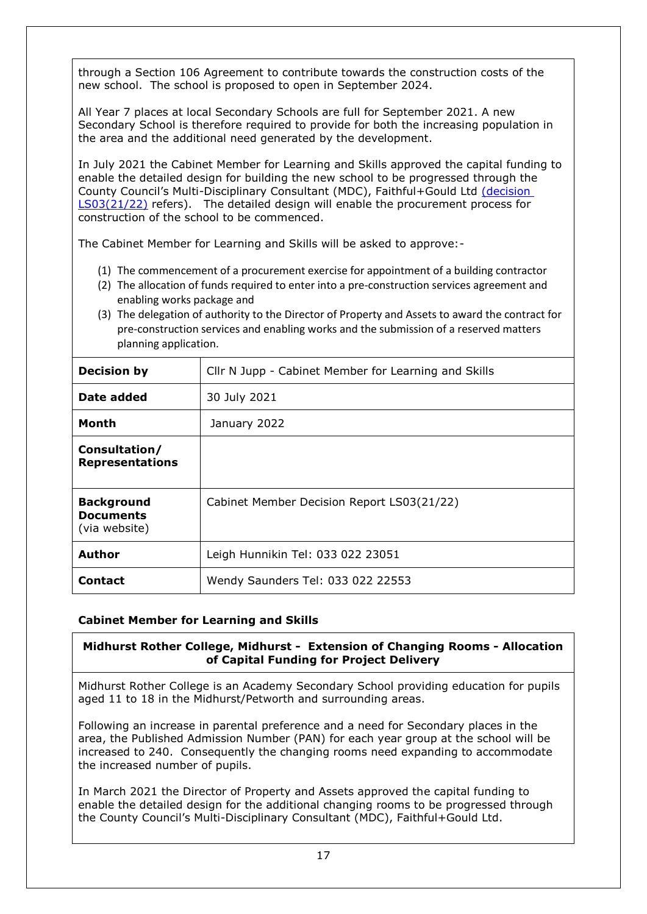through a Section 106 Agreement to contribute towards the construction costs of the new school. The school is proposed to open in September 2024.

All Year 7 places at local Secondary Schools are full for September 2021. A new Secondary School is therefore required to provide for both the increasing population in the area and the additional need generated by the development.

In July 2021 the Cabinet Member for Learning and Skills approved the capital funding to enable the detailed design for building the new school to be progressed through the County Council's Multi-Disciplinary Consultant (MDC), Faithful+Gould Ltd (decision LS03(21/22) refers). The detailed design will enable the procurement process for construction of the school to be commenced.

The Cabinet Member for Learning and Skills will be asked to approve:-

1. The commencement of a procurement exercise for appointment of a building contractor
2. The allocation of funds required to enter into a pre-construction services agreement and enabling works package and
3. The delegation of authority to the Director of Property and Assets to award the contract for pre-construction services and enabling works and the submission of a reserved matters planning application.

| | |
|---|---|
| **Decision by** | Cllr N Jupp - Cabinet Member for Learning and Skills |
| **Date added** | 30 July 2021 |
| **Month** | January 2022 |
| **Consultation/ Representations** | |
| **Background Documents** (via website) | Cabinet Member Decision Report LS03(21/22) |
| **Author** | Leigh Hunnikin Tel: 033 022 23051 |
| **Contact** | Wendy Saunders Tel: 033 022 22553 |

**Cabinet Member for Learning and Skills**

**Midhurst Rother College, Midhurst - Extension of Changing Rooms - Allocation of Capital Funding for Project Delivery**

Midhurst Rother College is an Academy Secondary School providing education for pupils aged 11 to 18 in the Midhurst/Petworth and surrounding areas.

Following an increase in parental preference and a need for Secondary places in the area, the Published Admission Number (PAN) for each year group at the school will be increased to 240. Consequently the changing rooms need expanding to accommodate the increased number of pupils.

In March 2021 the Director of Property and Assets approved the capital funding to enable the detailed design for the additional changing rooms to be progressed through the County Council's Multi-Disciplinary Consultant (MDC), Faithful+Gould Ltd.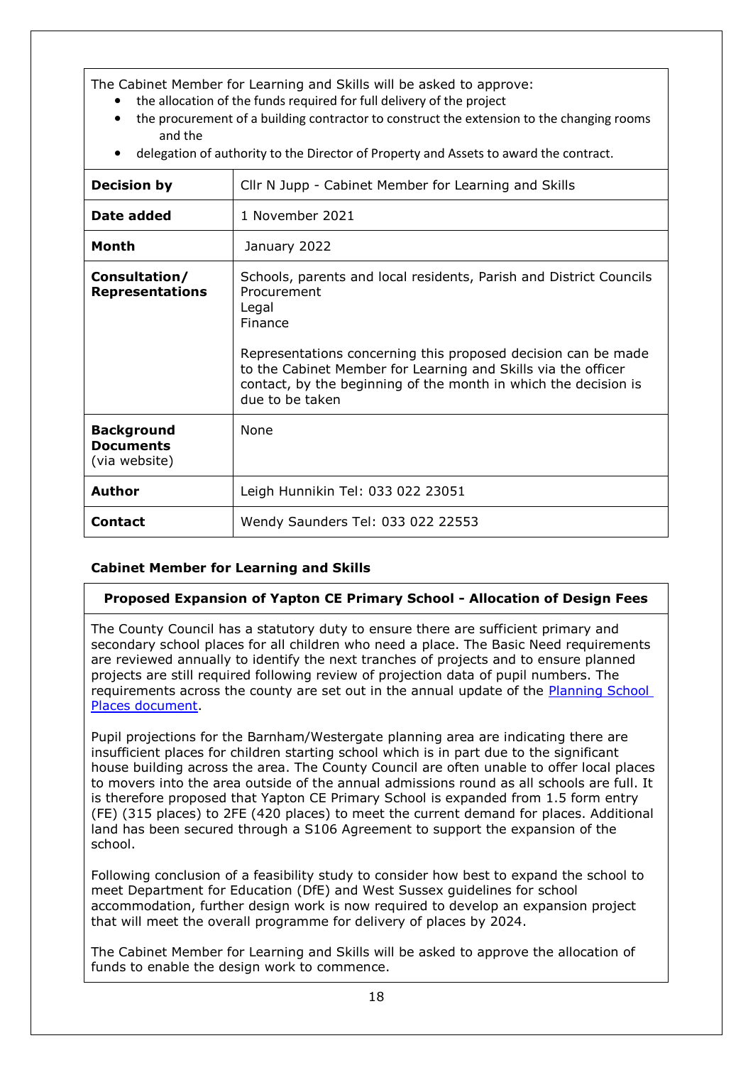The Cabinet Member for Learning and Skills will be asked to approve:

- the allocation of the funds required for full delivery of the project
- the procurement of a building contractor to construct the extension to the changing rooms and the
- delegation of authority to the Director of Property and Assets to award the contract.

| | |
|---|---|
| **Decision by** | Cllr N Jupp - Cabinet Member for Learning and Skills |
| **Date added** | 1 November 2021 |
| **Month** | January 2022 |
| **Consultation/ Representations** | Schools, parents and local residents, Parish and District Councils<br>Procurement<br>Legal<br>Finance<br><br>Representations concerning this proposed decision can be made to the Cabinet Member for Learning and Skills via the officer contact, by the beginning of the month in which the decision is due to be taken |
| **Background Documents** (via website) | None |
| **Author** | Leigh Hunnikin Tel: 033 022 23051 |
| **Contact** | Wendy Saunders Tel: 033 022 22553 |

**Cabinet Member for Learning and Skills**

**Proposed Expansion of Yapton CE Primary School - Allocation of Design Fees**

The County Council has a statutory duty to ensure there are sufficient primary and secondary school places for all children who need a place. The Basic Need requirements are reviewed annually to identify the next tranches of projects and to ensure planned projects are still required following review of projection data of pupil numbers. The requirements across the county are set out in the annual update of the [Planning School Places document](#).

Pupil projections for the Barnham/Westergate planning area are indicating there are insufficient places for children starting school which is in part due to the significant house building across the area. The County Council are often unable to offer local places to movers into the area outside of the annual admissions round as all schools are full. It is therefore proposed that Yapton CE Primary School is expanded from 1.5 form entry (FE) (315 places) to 2FE (420 places) to meet the current demand for places. Additional land has been secured through a S106 Agreement to support the expansion of the school.

Following conclusion of a feasibility study to consider how best to expand the school to meet Department for Education (DfE) and West Sussex guidelines for school accommodation, further design work is now required to develop an expansion project that will meet the overall programme for delivery of places by 2024.

The Cabinet Member for Learning and Skills will be asked to approve the allocation of funds to enable the design work to commence.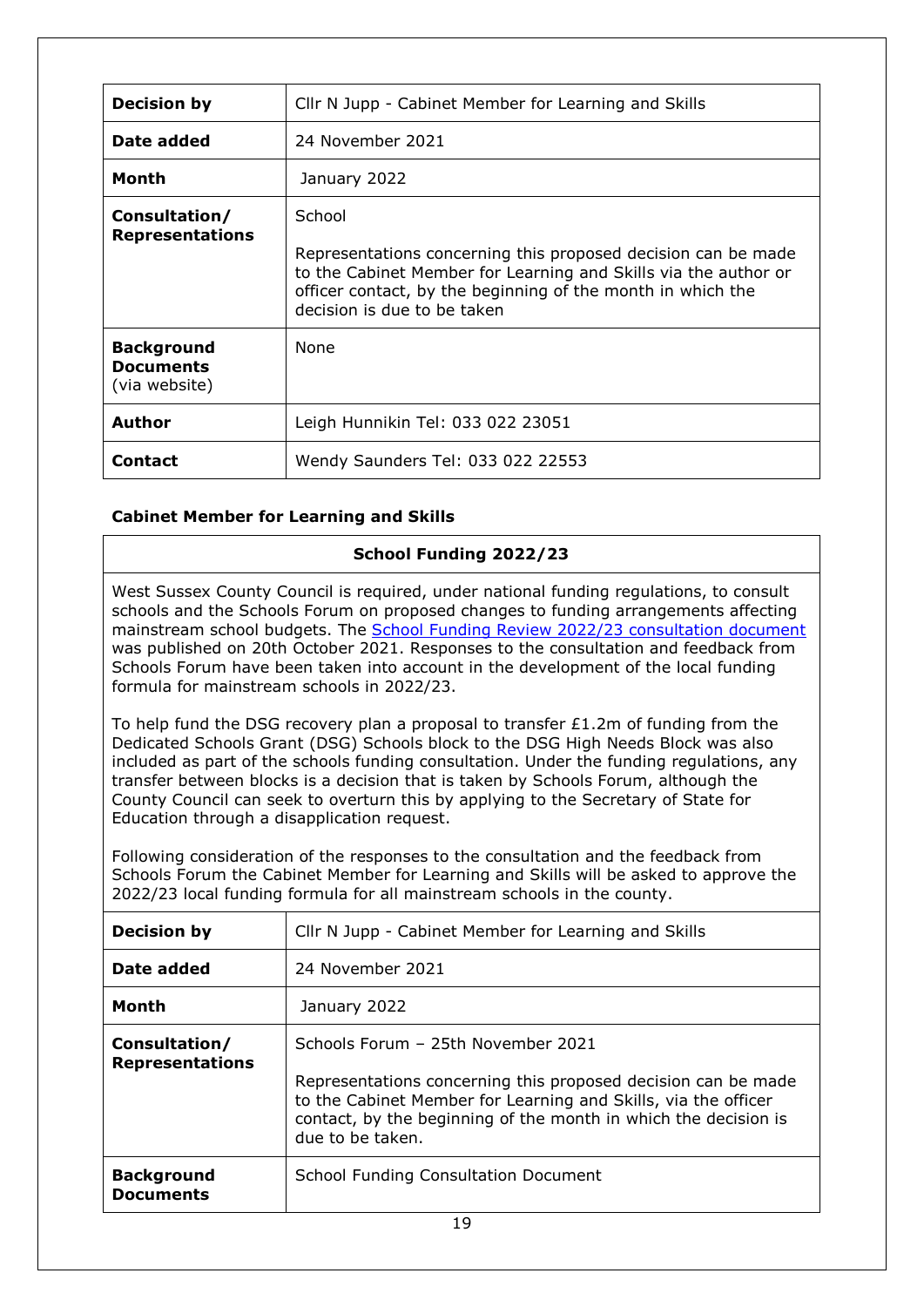| | |
|---|---|
| **Decision by** | Cllr N Jupp - Cabinet Member for Learning and Skills |
| **Date added** | 24 November 2021 |
| **Month** | January 2022 |
| **Consultation/ Representations** | School<br><br>Representations concerning this proposed decision can be made to the Cabinet Member for Learning and Skills via the author or officer contact, by the beginning of the month in which the decision is due to be taken |
| **Background Documents** (via website) | None |
| **Author** | Leigh Hunnikin Tel: 033 022 23051 |
| **Contact** | Wendy Saunders Tel: 033 022 22553 |

**Cabinet Member for Learning and Skills**

**School Funding 2022/23**

West Sussex County Council is required, under national funding regulations, to consult schools and the Schools Forum on proposed changes to funding arrangements affecting mainstream school budgets. The School Funding Review 2022/23 consultation document was published on 20th October 2021. Responses to the consultation and feedback from Schools Forum have been taken into account in the development of the local funding formula for mainstream schools in 2022/23.

To help fund the DSG recovery plan a proposal to transfer £1.2m of funding from the Dedicated Schools Grant (DSG) Schools block to the DSG High Needs Block was also included as part of the schools funding consultation. Under the funding regulations, any transfer between blocks is a decision that is taken by Schools Forum, although the County Council can seek to overturn this by applying to the Secretary of State for Education through a disapplication request.

Following consideration of the responses to the consultation and the feedback from Schools Forum the Cabinet Member for Learning and Skills will be asked to approve the 2022/23 local funding formula for all mainstream schools in the county.

| | |
|---|---|
| **Decision by** | Cllr N Jupp - Cabinet Member for Learning and Skills |
| **Date added** | 24 November 2021 |
| **Month** | January 2022 |
| **Consultation/ Representations** | Schools Forum – 25th November 2021<br><br>Representations concerning this proposed decision can be made to the Cabinet Member for Learning and Skills, via the officer contact, by the beginning of the month in which the decision is due to be taken. |
| **Background Documents** | School Funding Consultation Document |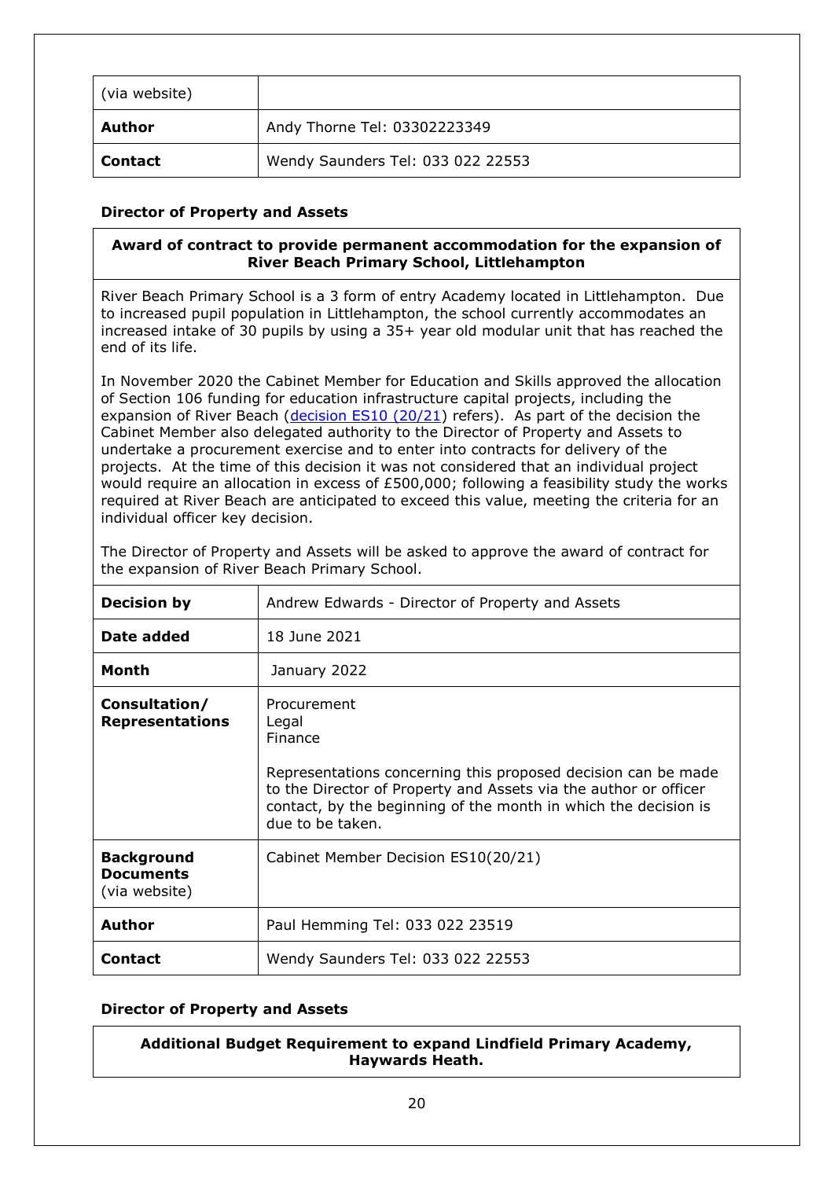| (via website) | |
|---|---|
| **Author** | Andy Thorne Tel: 03302223349 |
| **Contact** | Wendy Saunders Tel: 033 022 22553 |

**Director of Property and Assets**

**Award of contract to provide permanent accommodation for the expansion of River Beach Primary School, Littlehampton**

River Beach Primary School is a 3 form of entry Academy located in Littlehampton. Due to increased pupil population in Littlehampton, the school currently accommodates an increased intake of 30 pupils by using a 35+ year old modular unit that has reached the end of its life.

In November 2020 the Cabinet Member for Education and Skills approved the allocation of Section 106 funding for education infrastructure capital projects, including the expansion of River Beach (decision ES10 (20/21) refers). As part of the decision the Cabinet Member also delegated authority to the Director of Property and Assets to undertake a procurement exercise and to enter into contracts for delivery of the projects. At the time of this decision it was not considered that an individual project would require an allocation in excess of £500,000; following a feasibility study the works required at River Beach are anticipated to exceed this value, meeting the criteria for an individual officer key decision.

The Director of Property and Assets will be asked to approve the award of contract for the expansion of River Beach Primary School.

| **Decision by** | Andrew Edwards - Director of Property and Assets |
|---|---|
| **Date added** | 18 June 2021 |
| **Month** | January 2022 |
| **Consultation/ Representations** | Procurement<br>Legal<br>Finance<br><br>Representations concerning this proposed decision can be made to the Director of Property and Assets via the author or officer contact, by the beginning of the month in which the decision is due to be taken. |
| **Background Documents** (via website) | Cabinet Member Decision ES10(20/21) |
| **Author** | Paul Hemming Tel: 033 022 23519 |
| **Contact** | Wendy Saunders Tel: 033 022 22553 |

**Director of Property and Assets**

**Additional Budget Requirement to expand Lindfield Primary Academy, Haywards Heath.**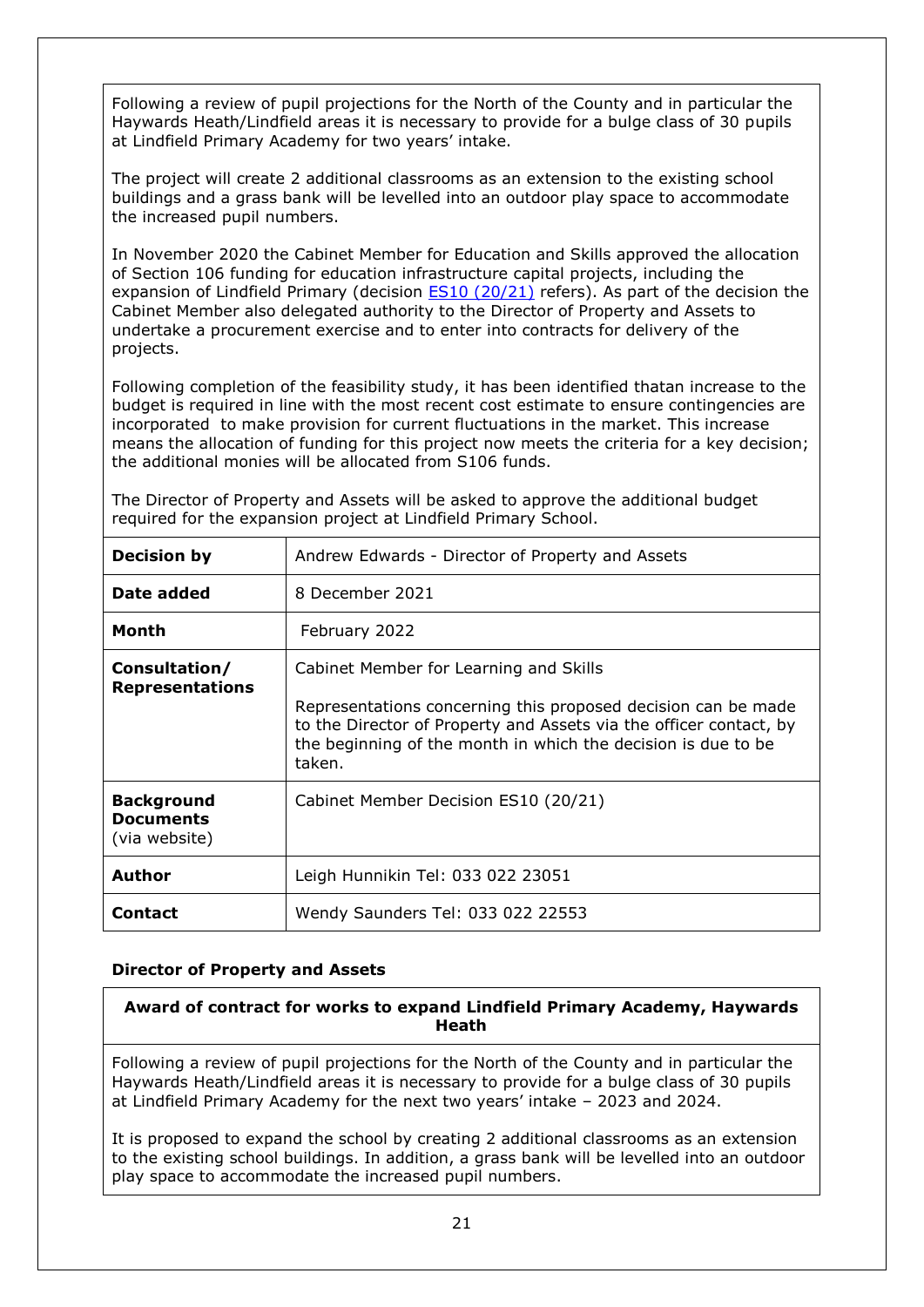Following a review of pupil projections for the North of the County and in particular the Haywards Heath/Lindfield areas it is necessary to provide for a bulge class of 30 pupils at Lindfield Primary Academy for two years' intake.

The project will create 2 additional classrooms as an extension to the existing school buildings and a grass bank will be levelled into an outdoor play space to accommodate the increased pupil numbers.

In November 2020 the Cabinet Member for Education and Skills approved the allocation of Section 106 funding for education infrastructure capital projects, including the expansion of Lindfield Primary (decision ES10 (20/21) refers). As part of the decision the Cabinet Member also delegated authority to the Director of Property and Assets to undertake a procurement exercise and to enter into contracts for delivery of the projects.

Following completion of the feasibility study, it has been identified thatan increase to the budget is required in line with the most recent cost estimate to ensure contingencies are incorporated to make provision for current fluctuations in the market. This increase means the allocation of funding for this project now meets the criteria for a key decision; the additional monies will be allocated from S106 funds.

The Director of Property and Assets will be asked to approve the additional budget required for the expansion project at Lindfield Primary School.

| | |
|---|---|
| **Decision by** | Andrew Edwards - Director of Property and Assets |
| **Date added** | 8 December 2021 |
| **Month** | February 2022 |
| **Consultation/ Representations** | Cabinet Member for Learning and Skills<br><br>Representations concerning this proposed decision can be made to the Director of Property and Assets via the officer contact, by the beginning of the month in which the decision is due to be taken. |
| **Background Documents** (via website) | Cabinet Member Decision ES10 (20/21) |
| **Author** | Leigh Hunnikin Tel: 033 022 23051 |
| **Contact** | Wendy Saunders Tel: 033 022 22553 |

**Director of Property and Assets**

**Award of contract for works to expand Lindfield Primary Academy, Haywards Heath**

Following a review of pupil projections for the North of the County and in particular the Haywards Heath/Lindfield areas it is necessary to provide for a bulge class of 30 pupils at Lindfield Primary Academy for the next two years' intake – 2023 and 2024.

It is proposed to expand the school by creating 2 additional classrooms as an extension to the existing school buildings. In addition, a grass bank will be levelled into an outdoor play space to accommodate the increased pupil numbers.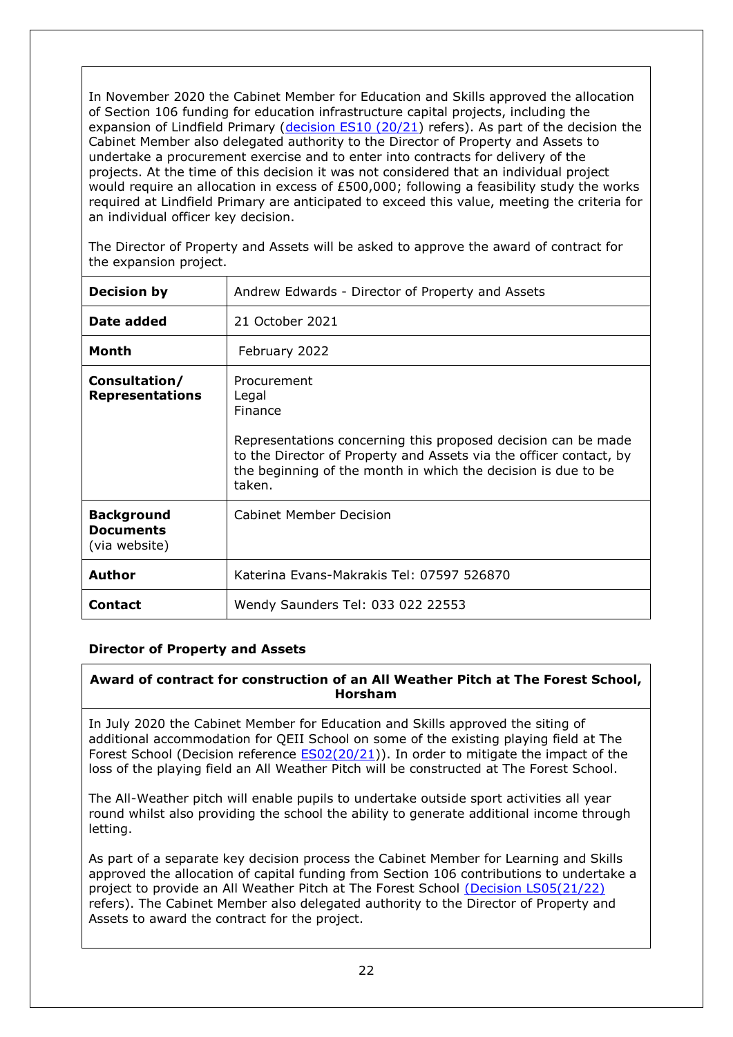In November 2020 the Cabinet Member for Education and Skills approved the allocation of Section 106 funding for education infrastructure capital projects, including the expansion of Lindfield Primary (decision ES10 (20/21) refers). As part of the decision the Cabinet Member also delegated authority to the Director of Property and Assets to undertake a procurement exercise and to enter into contracts for delivery of the projects. At the time of this decision it was not considered that an individual project would require an allocation in excess of £500,000; following a feasibility study the works required at Lindfield Primary are anticipated to exceed this value, meeting the criteria for an individual officer key decision.

The Director of Property and Assets will be asked to approve the award of contract for the expansion project.

| | |
|---|---|
| **Decision by** | Andrew Edwards - Director of Property and Assets |
| **Date added** | 21 October 2021 |
| **Month** | February 2022 |
| **Consultation/ Representations** | Procurement<br>Legal<br>Finance<br><br>Representations concerning this proposed decision can be made to the Director of Property and Assets via the officer contact, by the beginning of the month in which the decision is due to be taken. |
| **Background Documents** (via website) | Cabinet Member Decision |
| **Author** | Katerina Evans-Makrakis Tel: 07597 526870 |
| **Contact** | Wendy Saunders Tel: 033 022 22553 |

**Director of Property and Assets**

**Award of contract for construction of an All Weather Pitch at The Forest School, Horsham**

In July 2020 the Cabinet Member for Education and Skills approved the siting of additional accommodation for QEII School on some of the existing playing field at The Forest School (Decision reference ES02(20/21)). In order to mitigate the impact of the loss of the playing field an All Weather Pitch will be constructed at The Forest School.

The All-Weather pitch will enable pupils to undertake outside sport activities all year round whilst also providing the school the ability to generate additional income through letting.

As part of a separate key decision process the Cabinet Member for Learning and Skills approved the allocation of capital funding from Section 106 contributions to undertake a project to provide an All Weather Pitch at The Forest School (Decision LS05(21/22) refers). The Cabinet Member also delegated authority to the Director of Property and Assets to award the contract for the project.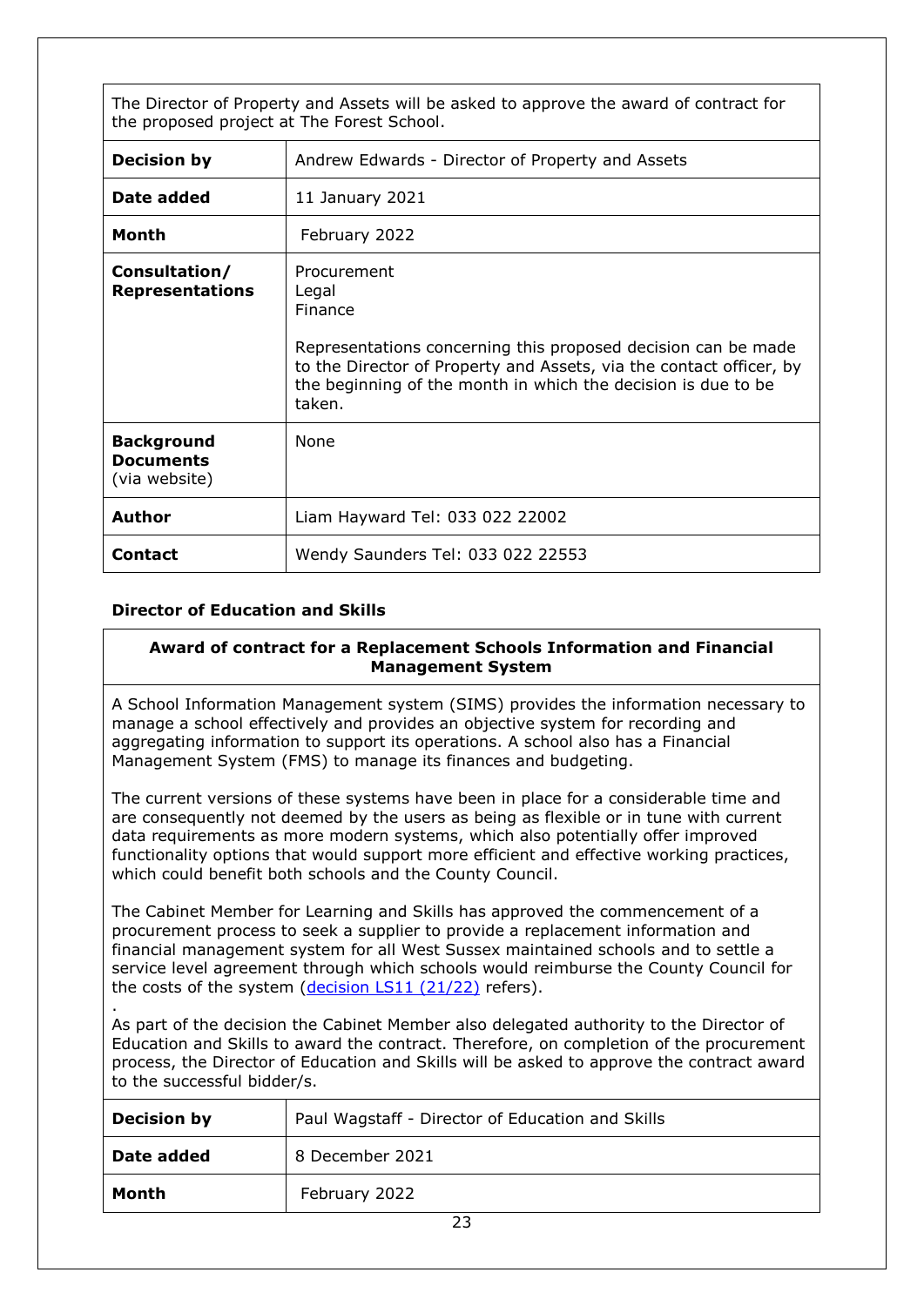| The Director of Property and Assets will be asked to approve the award of contract for the proposed project at The Forest School. | |
|---|---|
| **Decision by** | Andrew Edwards - Director of Property and Assets |
| **Date added** | 11 January 2021 |
| **Month** | February 2022 |
| **Consultation/ Representations** | Procurement<br>Legal<br>Finance<br><br>Representations concerning this proposed decision can be made to the Director of Property and Assets, via the contact officer, by the beginning of the month in which the decision is due to be taken. |
| **Background Documents** (via website) | None |
| **Author** | Liam Hayward Tel: 033 022 22002 |
| **Contact** | Wendy Saunders Tel: 033 022 22553 |

### Director of Education and Skills

#### Award of contract for a Replacement Schools Information and Financial Management System

A School Information Management system (SIMS) provides the information necessary to manage a school effectively and provides an objective system for recording and aggregating information to support its operations. A school also has a Financial Management System (FMS) to manage its finances and budgeting.

The current versions of these systems have been in place for a considerable time and are consequently not deemed by the users as being as flexible or in tune with current data requirements as more modern systems, which also potentially offer improved functionality options that would support more efficient and effective working practices, which could benefit both schools and the County Council.

The Cabinet Member for Learning and Skills has approved the commencement of a procurement process to seek a supplier to provide a replacement information and financial management system for all West Sussex maintained schools and to settle a service level agreement through which schools would reimburse the County Council for the costs of the system (decision LS11 (21/22) refers).

.
As part of the decision the Cabinet Member also delegated authority to the Director of Education and Skills to award the contract. Therefore, on completion of the procurement process, the Director of Education and Skills will be asked to approve the contract award to the successful bidder/s.

| **Decision by** | Paul Wagstaff - Director of Education and Skills |
|---|---|
| **Date added** | 8 December 2021 |
| **Month** | February 2022 |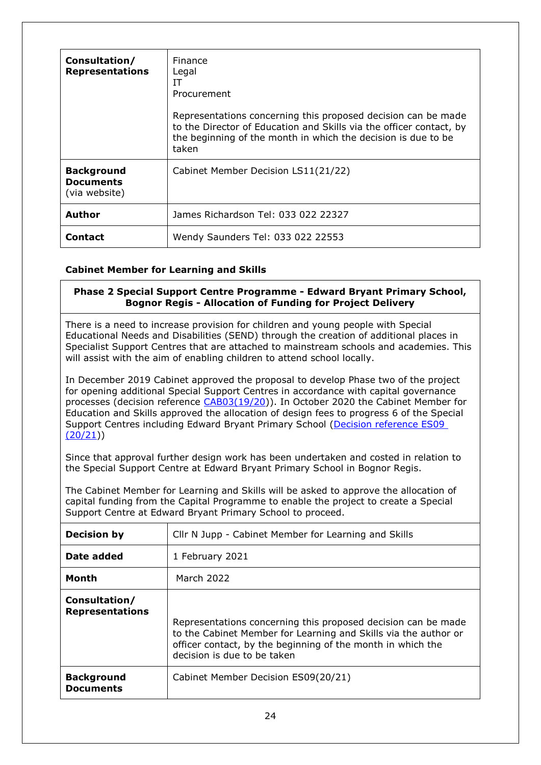| | |
|---|---|
| **Consultation/ Representations** | Finance<br>Legal<br>IT<br>Procurement<br><br>Representations concerning this proposed decision can be made to the Director of Education and Skills via the officer contact, by the beginning of the month in which the decision is due to be taken |
| **Background Documents** (via website) | Cabinet Member Decision LS11(21/22) |
| **Author** | James Richardson Tel: 033 022 22327 |
| **Contact** | Wendy Saunders Tel: 033 022 22553 |

**Cabinet Member for Learning and Skills**

**Phase 2 Special Support Centre Programme - Edward Bryant Primary School, Bognor Regis - Allocation of Funding for Project Delivery**

There is a need to increase provision for children and young people with Special Educational Needs and Disabilities (SEND) through the creation of additional places in Specialist Support Centres that are attached to mainstream schools and academies. This will assist with the aim of enabling children to attend school locally.

In December 2019 Cabinet approved the proposal to develop Phase two of the project for opening additional Special Support Centres in accordance with capital governance processes (decision reference CAB03(19/20)). In October 2020 the Cabinet Member for Education and Skills approved the allocation of design fees to progress 6 of the Special Support Centres including Edward Bryant Primary School (Decision reference ES09 (20/21))

Since that approval further design work has been undertaken and costed in relation to the Special Support Centre at Edward Bryant Primary School in Bognor Regis.

The Cabinet Member for Learning and Skills will be asked to approve the allocation of capital funding from the Capital Programme to enable the project to create a Special Support Centre at Edward Bryant Primary School to proceed.

| | |
|---|---|
| **Decision by** | Cllr N Jupp - Cabinet Member for Learning and Skills |
| **Date added** | 1 February 2021 |
| **Month** | March 2022 |
| **Consultation/ Representations** | Representations concerning this proposed decision can be made to the Cabinet Member for Learning and Skills via the author or officer contact, by the beginning of the month in which the decision is due to be taken |
| **Background Documents** | Cabinet Member Decision ES09(20/21) |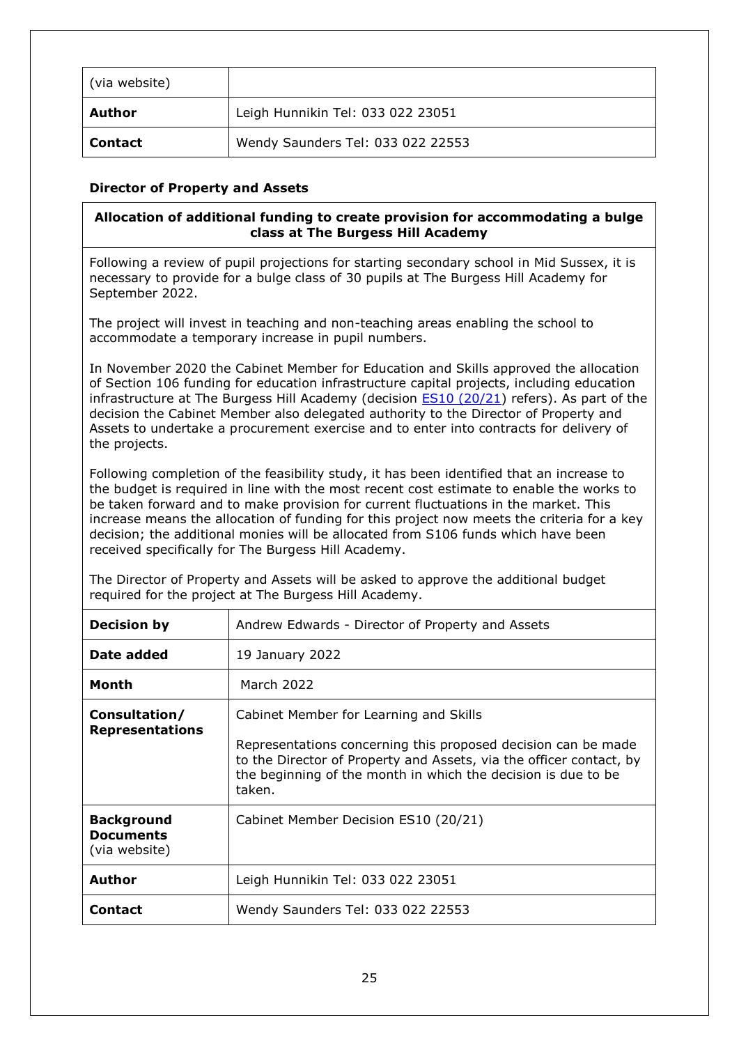| (via website) | |
|---|---|
| **Author** | Leigh Hunnikin Tel: 033 022 23051 |
| **Contact** | Wendy Saunders Tel: 033 022 22553 |

**Director of Property and Assets**

**Allocation of additional funding to create provision for accommodating a bulge class at The Burgess Hill Academy**

Following a review of pupil projections for starting secondary school in Mid Sussex, it is necessary to provide for a bulge class of 30 pupils at The Burgess Hill Academy for September 2022.

The project will invest in teaching and non-teaching areas enabling the school to accommodate a temporary increase in pupil numbers.

In November 2020 the Cabinet Member for Education and Skills approved the allocation of Section 106 funding for education infrastructure capital projects, including education infrastructure at The Burgess Hill Academy (decision ES10 (20/21) refers). As part of the decision the Cabinet Member also delegated authority to the Director of Property and Assets to undertake a procurement exercise and to enter into contracts for delivery of the projects.

Following completion of the feasibility study, it has been identified that an increase to the budget is required in line with the most recent cost estimate to enable the works to be taken forward and to make provision for current fluctuations in the market. This increase means the allocation of funding for this project now meets the criteria for a key decision; the additional monies will be allocated from S106 funds which have been received specifically for The Burgess Hill Academy.

The Director of Property and Assets will be asked to approve the additional budget required for the project at The Burgess Hill Academy.

| **Decision by** | Andrew Edwards - Director of Property and Assets |
|---|---|
| **Date added** | 19 January 2022 |
| **Month** | March 2022 |
| **Consultation/ Representations** | Cabinet Member for Learning and Skills<br><br>Representations concerning this proposed decision can be made to the Director of Property and Assets, via the officer contact, by the beginning of the month in which the decision is due to be taken. |
| **Background Documents** (via website) | Cabinet Member Decision ES10 (20/21) |
| **Author** | Leigh Hunnikin Tel: 033 022 23051 |
| **Contact** | Wendy Saunders Tel: 033 022 22553 |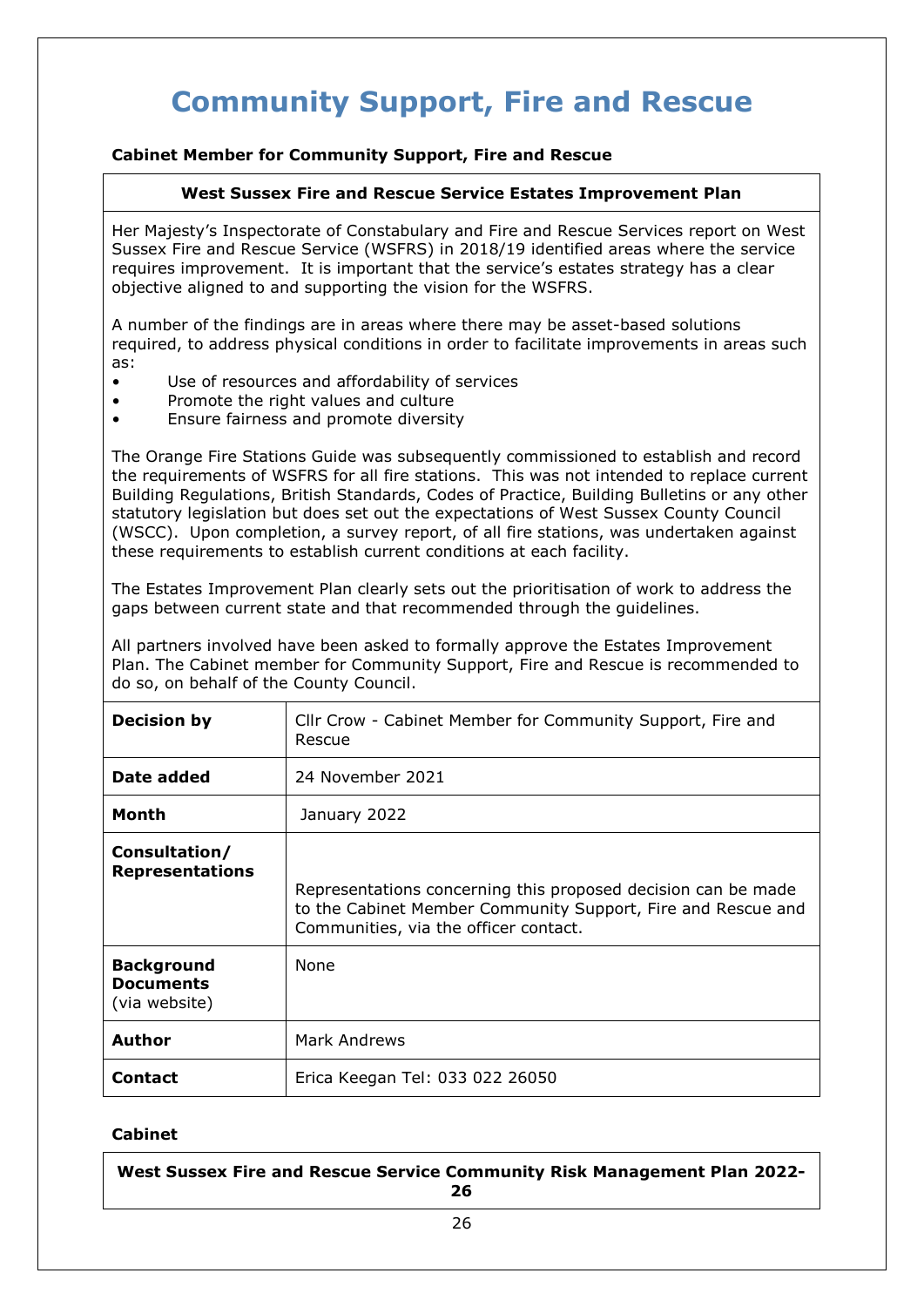# Community Support, Fire and Rescue

**Cabinet Member for Community Support, Fire and Rescue**

**West Sussex Fire and Rescue Service Estates Improvement Plan**

Her Majesty's Inspectorate of Constabulary and Fire and Rescue Services report on West Sussex Fire and Rescue Service (WSFRS) in 2018/19 identified areas where the service requires improvement. It is important that the service's estates strategy has a clear objective aligned to and supporting the vision for the WSFRS.

A number of the findings are in areas where there may be asset-based solutions required, to address physical conditions in order to facilitate improvements in areas such as:

- Use of resources and affordability of services
- Promote the right values and culture
- Ensure fairness and promote diversity

The Orange Fire Stations Guide was subsequently commissioned to establish and record the requirements of WSFRS for all fire stations. This was not intended to replace current Building Regulations, British Standards, Codes of Practice, Building Bulletins or any other statutory legislation but does set out the expectations of West Sussex County Council (WSCC). Upon completion, a survey report, of all fire stations, was undertaken against these requirements to establish current conditions at each facility.

The Estates Improvement Plan clearly sets out the prioritisation of work to address the gaps between current state and that recommended through the guidelines.

All partners involved have been asked to formally approve the Estates Improvement Plan. The Cabinet member for Community Support, Fire and Rescue is recommended to do so, on behalf of the County Council.

| | |
|---|---|
| **Decision by** | Cllr Crow - Cabinet Member for Community Support, Fire and Rescue |
| **Date added** | 24 November 2021 |
| **Month** | January 2022 |
| **Consultation/ Representations** | Representations concerning this proposed decision can be made to the Cabinet Member Community Support, Fire and Rescue and Communities, via the officer contact. |
| **Background Documents** (via website) | None |
| **Author** | Mark Andrews |
| **Contact** | Erica Keegan Tel: 033 022 26050 |

**Cabinet**

**West Sussex Fire and Rescue Service Community Risk Management Plan 2022-26**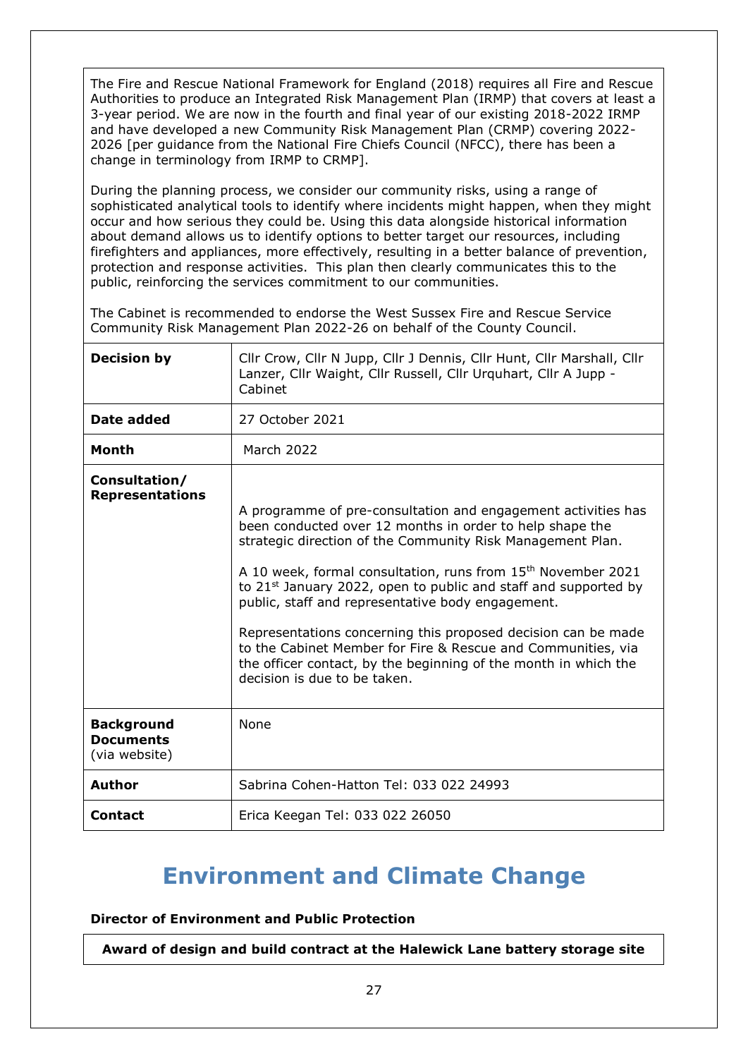The Fire and Rescue National Framework for England (2018) requires all Fire and Rescue Authorities to produce an Integrated Risk Management Plan (IRMP) that covers at least a 3-year period. We are now in the fourth and final year of our existing 2018-2022 IRMP and have developed a new Community Risk Management Plan (CRMP) covering 2022-2026 [per guidance from the National Fire Chiefs Council (NFCC), there has been a change in terminology from IRMP to CRMP].

During the planning process, we consider our community risks, using a range of sophisticated analytical tools to identify where incidents might happen, when they might occur and how serious they could be. Using this data alongside historical information about demand allows us to identify options to better target our resources, including firefighters and appliances, more effectively, resulting in a better balance of prevention, protection and response activities. This plan then clearly communicates this to the public, reinforcing the services commitment to our communities.

The Cabinet is recommended to endorse the West Sussex Fire and Rescue Service Community Risk Management Plan 2022-26 on behalf of the County Council.

| | |
|---|---|
| **Decision by** | Cllr Crow, Cllr N Jupp, Cllr J Dennis, Cllr Hunt, Cllr Marshall, Cllr Lanzer, Cllr Waight, Cllr Russell, Cllr Urquhart, Cllr A Jupp - Cabinet |
| **Date added** | 27 October 2021 |
| **Month** | March 2022 |
| **Consultation/ Representations** | A programme of pre-consultation and engagement activities has been conducted over 12 months in order to help shape the strategic direction of the Community Risk Management Plan.<br><br>A 10 week, formal consultation, runs from 15th November 2021 to 21st January 2022, open to public and staff and supported by public, staff and representative body engagement.<br><br>Representations concerning this proposed decision can be made to the Cabinet Member for Fire & Rescue and Communities, via the officer contact, by the beginning of the month in which the decision is due to be taken. |
| **Background Documents** (via website) | None |
| **Author** | Sabrina Cohen-Hatton Tel: 033 022 24993 |
| **Contact** | Erica Keegan Tel: 033 022 26050 |

# Environment and Climate Change

**Director of Environment and Public Protection**

**Award of design and build contract at the Halewick Lane battery storage site**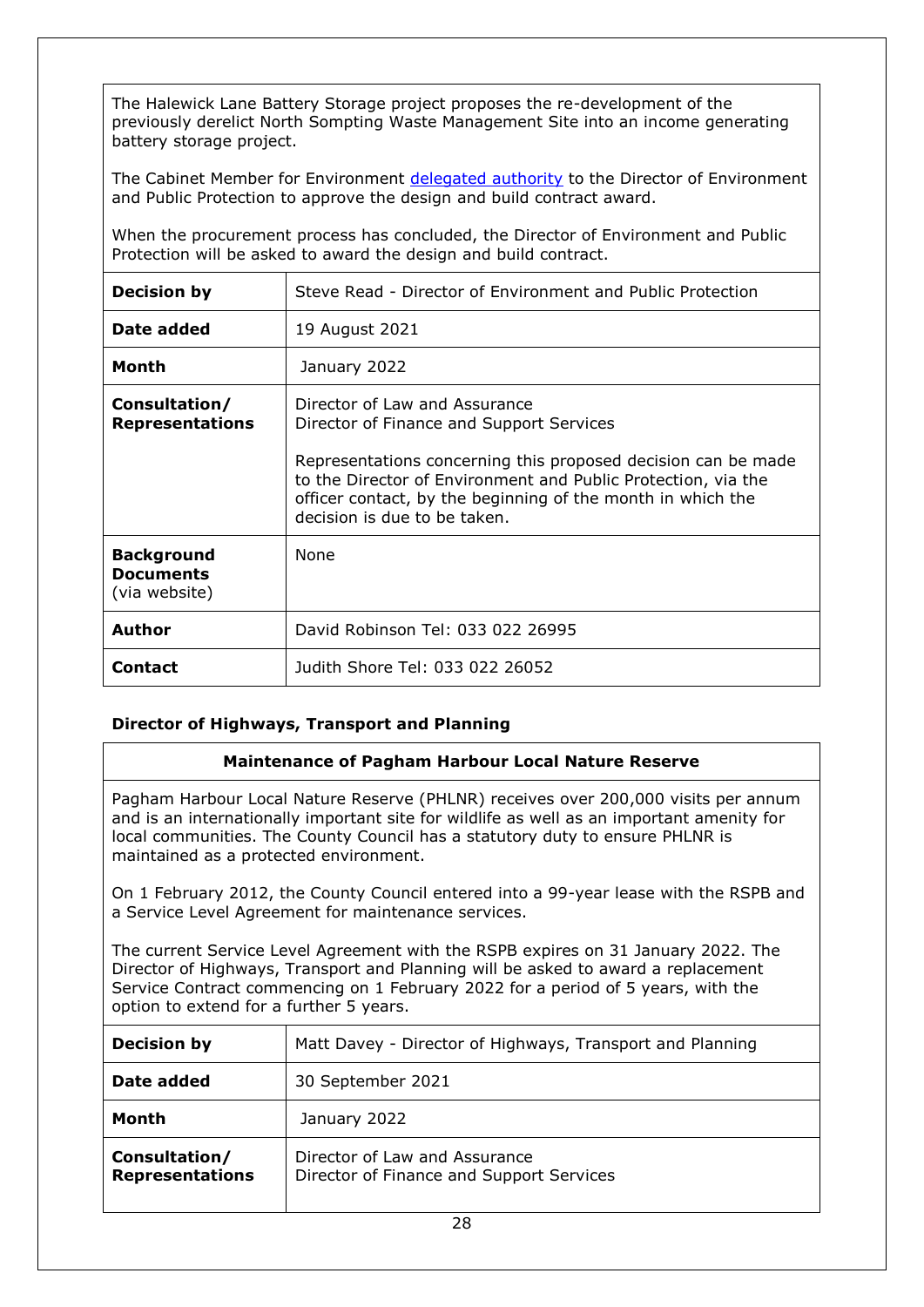The Halewick Lane Battery Storage project proposes the re-development of the previously derelict North Sompting Waste Management Site into an income generating battery storage project.

The Cabinet Member for Environment [delegated authority](delegated authority) to the Director of Environment and Public Protection to approve the design and build contract award.

When the procurement process has concluded, the Director of Environment and Public Protection will be asked to award the design and build contract.

| | |
|---|---|
| **Decision by** | Steve Read - Director of Environment and Public Protection |
| **Date added** | 19 August 2021 |
| **Month** | January 2022 |
| **Consultation/ Representations** | Director of Law and Assurance<br>Director of Finance and Support Services<br><br>Representations concerning this proposed decision can be made to the Director of Environment and Public Protection, via the officer contact, by the beginning of the month in which the decision is due to be taken. |
| **Background Documents** (via website) | None |
| **Author** | David Robinson Tel: 033 022 26995 |
| **Contact** | Judith Shore Tel: 033 022 26052 |

### Director of Highways, Transport and Planning

**Maintenance of Pagham Harbour Local Nature Reserve**

Pagham Harbour Local Nature Reserve (PHLNR) receives over 200,000 visits per annum and is an internationally important site for wildlife as well as an important amenity for local communities. The County Council has a statutory duty to ensure PHLNR is maintained as a protected environment.

On 1 February 2012, the County Council entered into a 99-year lease with the RSPB and a Service Level Agreement for maintenance services.

The current Service Level Agreement with the RSPB expires on 31 January 2022. The Director of Highways, Transport and Planning will be asked to award a replacement Service Contract commencing on 1 February 2022 for a period of 5 years, with the option to extend for a further 5 years.

| | |
|---|---|
| **Decision by** | Matt Davey - Director of Highways, Transport and Planning |
| **Date added** | 30 September 2021 |
| **Month** | January 2022 |
| **Consultation/ Representations** | Director of Law and Assurance<br>Director of Finance and Support Services |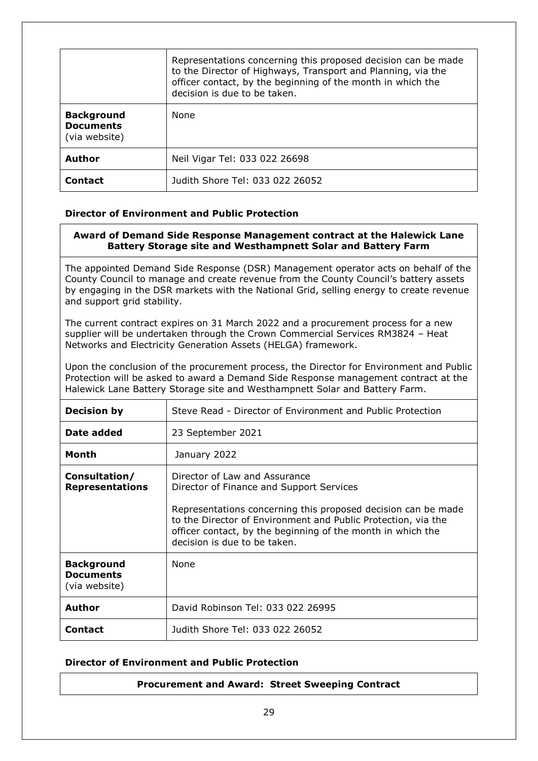| | Representations concerning this proposed decision can be made to the Director of Highways, Transport and Planning, via the officer contact, by the beginning of the month in which the decision is due to be taken. |
|---|---|
| **Background Documents** (via website) | None |
| **Author** | Neil Vigar Tel: 033 022 26698 |
| **Contact** | Judith Shore Tel: 033 022 26052 |

**Director of Environment and Public Protection**

**Award of Demand Side Response Management contract at the Halewick Lane Battery Storage site and Westhampnett Solar and Battery Farm**

The appointed Demand Side Response (DSR) Management operator acts on behalf of the County Council to manage and create revenue from the County Council's battery assets by engaging in the DSR markets with the National Grid, selling energy to create revenue and support grid stability.

The current contract expires on 31 March 2022 and a procurement process for a new supplier will be undertaken through the Crown Commercial Services RM3824 – Heat Networks and Electricity Generation Assets (HELGA) framework.

Upon the conclusion of the procurement process, the Director for Environment and Public Protection will be asked to award a Demand Side Response management contract at the Halewick Lane Battery Storage site and Westhampnett Solar and Battery Farm.

| | |
|---|---|
| **Decision by** | Steve Read - Director of Environment and Public Protection |
| **Date added** | 23 September 2021 |
| **Month** | January 2022 |
| **Consultation/ Representations** | Director of Law and Assurance<br>Director of Finance and Support Services<br><br>Representations concerning this proposed decision can be made to the Director of Environment and Public Protection, via the officer contact, by the beginning of the month in which the decision is due to be taken. |
| **Background Documents** (via website) | None |
| **Author** | David Robinson Tel: 033 022 26995 |
| **Contact** | Judith Shore Tel: 033 022 26052 |

**Director of Environment and Public Protection**

**Procurement and Award: Street Sweeping Contract**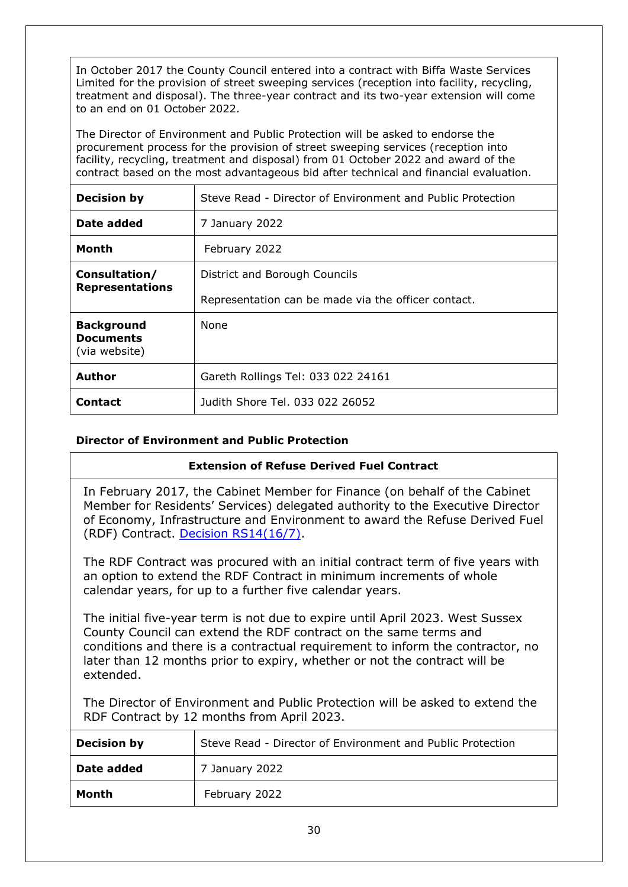In October 2017 the County Council entered into a contract with Biffa Waste Services Limited for the provision of street sweeping services (reception into facility, recycling, treatment and disposal). The three-year contract and its two-year extension will come to an end on 01 October 2022.

The Director of Environment and Public Protection will be asked to endorse the procurement process for the provision of street sweeping services (reception into facility, recycling, treatment and disposal) from 01 October 2022 and award of the contract based on the most advantageous bid after technical and financial evaluation.

| | |
|---|---|
| **Decision by** | Steve Read - Director of Environment and Public Protection |
| **Date added** | 7 January 2022 |
| **Month** | February 2022 |
| **Consultation/ Representations** | District and Borough Councils<br><br>Representation can be made via the officer contact. |
| **Background Documents** (via website) | None |
| **Author** | Gareth Rollings Tel: 033 022 24161 |
| **Contact** | Judith Shore Tel. 033 022 26052 |

**Director of Environment and Public Protection**

**Extension of Refuse Derived Fuel Contract**

In February 2017, the Cabinet Member for Finance (on behalf of the Cabinet Member for Residents' Services) delegated authority to the Executive Director of Economy, Infrastructure and Environment to award the Refuse Derived Fuel (RDF) Contract. Decision RS14(16/7).

The RDF Contract was procured with an initial contract term of five years with an option to extend the RDF Contract in minimum increments of whole calendar years, for up to a further five calendar years.

The initial five-year term is not due to expire until April 2023. West Sussex County Council can extend the RDF contract on the same terms and conditions and there is a contractual requirement to inform the contractor, no later than 12 months prior to expiry, whether or not the contract will be extended.

The Director of Environment and Public Protection will be asked to extend the RDF Contract by 12 months from April 2023.

| | |
|---|---|
| **Decision by** | Steve Read - Director of Environment and Public Protection |
| **Date added** | 7 January 2022 |
| **Month** | February 2022 |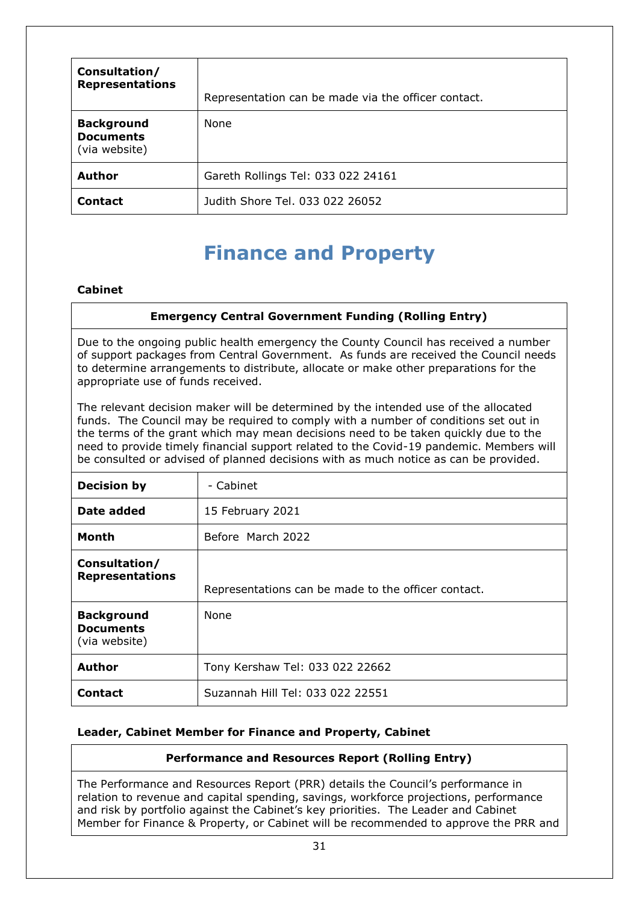| Consultation/ Representations | Representation can be made via the officer contact. |
|---|---|
| **Background Documents** (via website) | None |
| **Author** | Gareth Rollings Tel: 033 022 24161 |
| **Contact** | Judith Shore Tel. 033 022 26052 |

# Finance and Property

**Cabinet**

**Emergency Central Government Funding (Rolling Entry)**

Due to the ongoing public health emergency the County Council has received a number of support packages from Central Government. As funds are received the Council needs to determine arrangements to distribute, allocate or make other preparations for the appropriate use of funds received.

The relevant decision maker will be determined by the intended use of the allocated funds. The Council may be required to comply with a number of conditions set out in the terms of the grant which may mean decisions need to be taken quickly due to the need to provide timely financial support related to the Covid-19 pandemic. Members will be consulted or advised of planned decisions with as much notice as can be provided.

| Decision by | - Cabinet |
|---|---|
| **Date added** | 15 February 2021 |
| **Month** | Before March 2022 |
| **Consultation/ Representations** | Representations can be made to the officer contact. |
| **Background Documents** (via website) | None |
| **Author** | Tony Kershaw Tel: 033 022 22662 |
| **Contact** | Suzannah Hill Tel: 033 022 22551 |

**Leader, Cabinet Member for Finance and Property, Cabinet**

**Performance and Resources Report (Rolling Entry)**

The Performance and Resources Report (PRR) details the Council's performance in relation to revenue and capital spending, savings, workforce projections, performance and risk by portfolio against the Cabinet's key priorities. The Leader and Cabinet Member for Finance & Property, or Cabinet will be recommended to approve the PRR and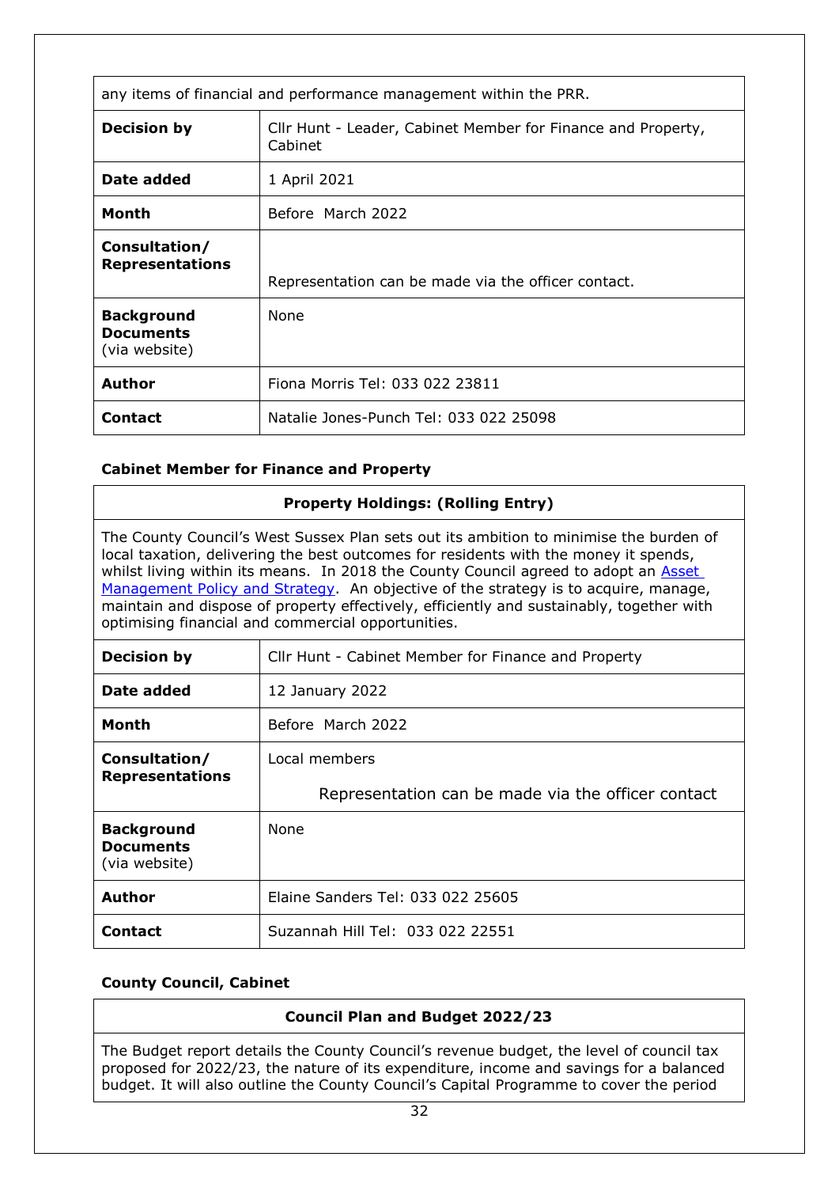| any items of financial and performance management within the PRR. | |
|---|---|
| **Decision by** | Cllr Hunt - Leader, Cabinet Member for Finance and Property, Cabinet |
| **Date added** | 1 April 2021 |
| **Month** | Before March 2022 |
| **Consultation/ Representations** | Representation can be made via the officer contact. |
| **Background Documents** (via website) | None |
| **Author** | Fiona Morris Tel: 033 022 23811 |
| **Contact** | Natalie Jones-Punch Tel: 033 022 25098 |

**Cabinet Member for Finance and Property**

| **Property Holdings: (Rolling Entry)** | |
|---|---|
| The County Council's West Sussex Plan sets out its ambition to minimise the burden of local taxation, delivering the best outcomes for residents with the money it spends, whilst living within its means. In 2018 the County Council agreed to adopt an Asset Management Policy and Strategy. An objective of the strategy is to acquire, manage, maintain and dispose of property effectively, efficiently and sustainably, together with optimising financial and commercial opportunities. | |
| **Decision by** | Cllr Hunt - Cabinet Member for Finance and Property |
| **Date added** | 12 January 2022 |
| **Month** | Before March 2022 |
| **Consultation/ Representations** | Local members<br>Representation can be made via the officer contact |
| **Background Documents** (via website) | None |
| **Author** | Elaine Sanders Tel: 033 022 25605 |
| **Contact** | Suzannah Hill Tel: 033 022 22551 |

**County Council, Cabinet**

| **Council Plan and Budget 2022/23** |
|---|
| The Budget report details the County Council's revenue budget, the level of council tax proposed for 2022/23, the nature of its expenditure, income and savings for a balanced budget. It will also outline the County Council's Capital Programme to cover the period |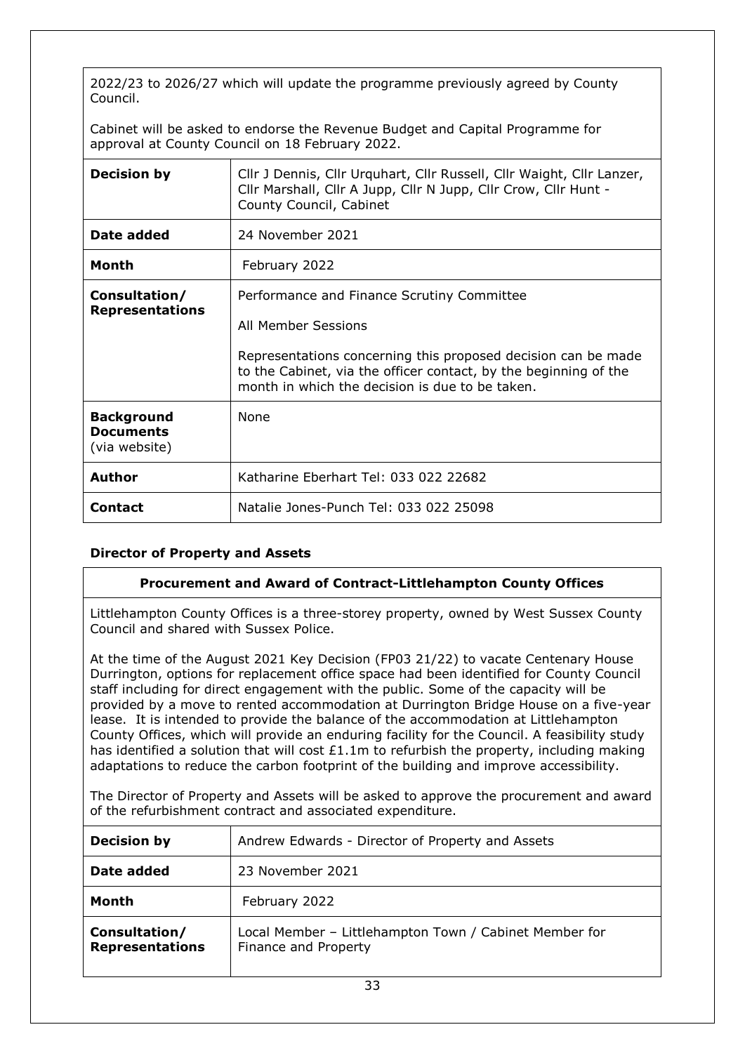2022/23 to 2026/27 which will update the programme previously agreed by County Council.

Cabinet will be asked to endorse the Revenue Budget and Capital Programme for approval at County Council on 18 February 2022.

| | |
|---|---|
| **Decision by** | Cllr J Dennis, Cllr Urquhart, Cllr Russell, Cllr Waight, Cllr Lanzer, Cllr Marshall, Cllr A Jupp, Cllr N Jupp, Cllr Crow, Cllr Hunt - County Council, Cabinet |
| **Date added** | 24 November 2021 |
| **Month** | February 2022 |
| **Consultation/ Representations** | Performance and Finance Scrutiny Committee<br><br>All Member Sessions<br><br>Representations concerning this proposed decision can be made to the Cabinet, via the officer contact, by the beginning of the month in which the decision is due to be taken. |
| **Background Documents** (via website) | None |
| **Author** | Katharine Eberhart Tel: 033 022 22682 |
| **Contact** | Natalie Jones-Punch Tel: 033 022 25098 |

### Director of Property and Assets

**Procurement and Award of Contract-Littlehampton County Offices**

Littlehampton County Offices is a three-storey property, owned by West Sussex County Council and shared with Sussex Police.

At the time of the August 2021 Key Decision (FP03 21/22) to vacate Centenary House Durrington, options for replacement office space had been identified for County Council staff including for direct engagement with the public. Some of the capacity will be provided by a move to rented accommodation at Durrington Bridge House on a five-year lease. It is intended to provide the balance of the accommodation at Littlehampton County Offices, which will provide an enduring facility for the Council. A feasibility study has identified a solution that will cost £1.1m to refurbish the property, including making adaptations to reduce the carbon footprint of the building and improve accessibility.

The Director of Property and Assets will be asked to approve the procurement and award of the refurbishment contract and associated expenditure.

| | |
|---|---|
| **Decision by** | Andrew Edwards - Director of Property and Assets |
| **Date added** | 23 November 2021 |
| **Month** | February 2022 |
| **Consultation/ Representations** | Local Member – Littlehampton Town / Cabinet Member for Finance and Property |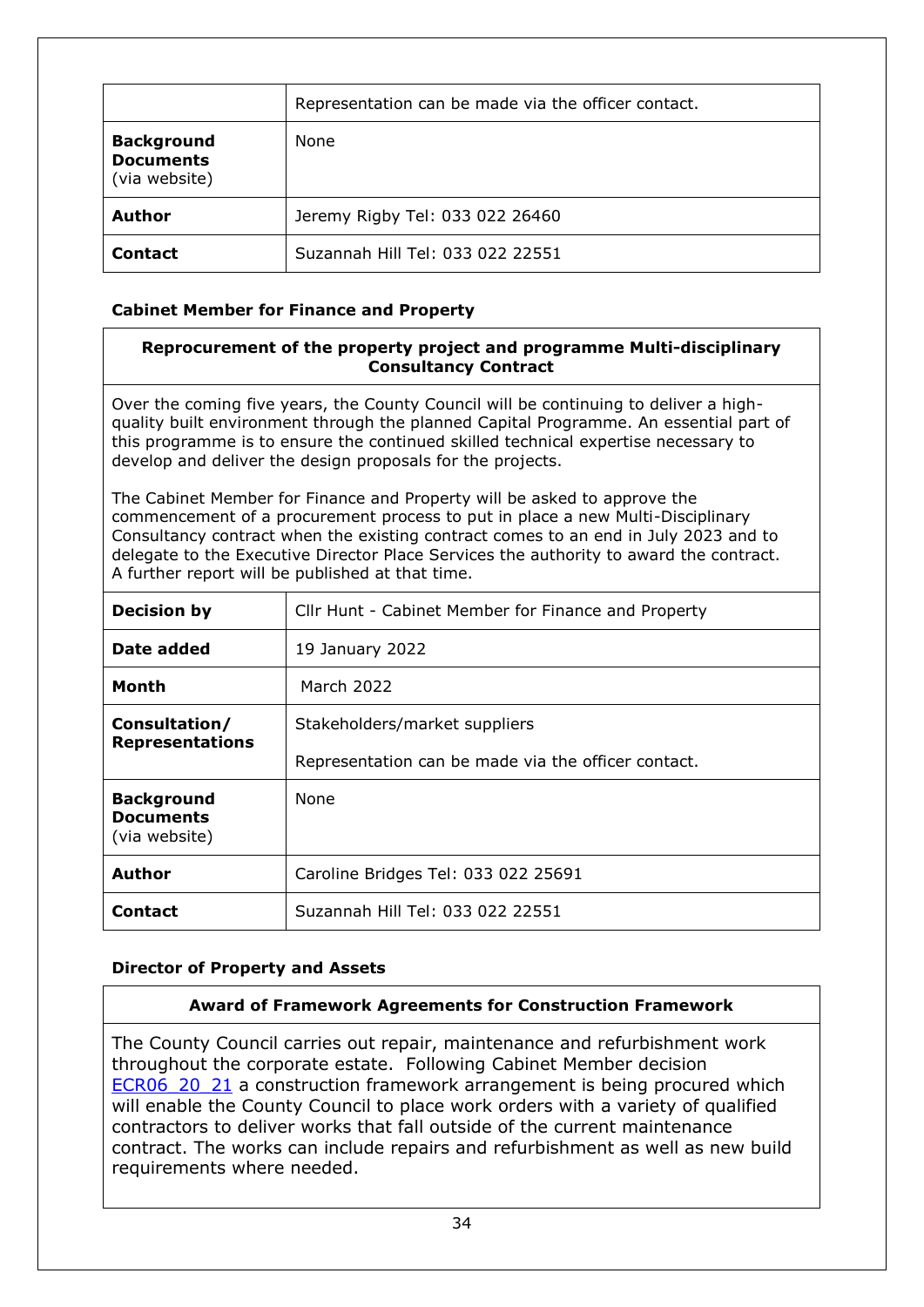|  | Representation can be made via the officer contact. |
| --- | --- |
| **Background Documents** (via website) | None |
| **Author** | Jeremy Rigby Tel: 033 022 26460 |
| **Contact** | Suzannah Hill Tel: 033 022 22551 |

**Cabinet Member for Finance and Property**

**Reprocurement of the property project and programme Multi-disciplinary Consultancy Contract**

Over the coming five years, the County Council will be continuing to deliver a high-quality built environment through the planned Capital Programme. An essential part of this programme is to ensure the continued skilled technical expertise necessary to develop and deliver the design proposals for the projects.

The Cabinet Member for Finance and Property will be asked to approve the commencement of a procurement process to put in place a new Multi-Disciplinary Consultancy contract when the existing contract comes to an end in July 2023 and to delegate to the Executive Director Place Services the authority to award the contract. A further report will be published at that time.

| **Decision by** | Cllr Hunt - Cabinet Member for Finance and Property |
| --- | --- |
| **Date added** | 19 January 2022 |
| **Month** | March 2022 |
| **Consultation/ Representations** | Stakeholders/market suppliers<br><br>Representation can be made via the officer contact. |
| **Background Documents** (via website) | None |
| **Author** | Caroline Bridges Tel: 033 022 25691 |
| **Contact** | Suzannah Hill Tel: 033 022 22551 |

**Director of Property and Assets**

**Award of Framework Agreements for Construction Framework**

The County Council carries out repair, maintenance and refurbishment work throughout the corporate estate. Following Cabinet Member decision ECR06_20_21 a construction framework arrangement is being procured which will enable the County Council to place work orders with a variety of qualified contractors to deliver works that fall outside of the current maintenance contract. The works can include repairs and refurbishment as well as new build requirements where needed.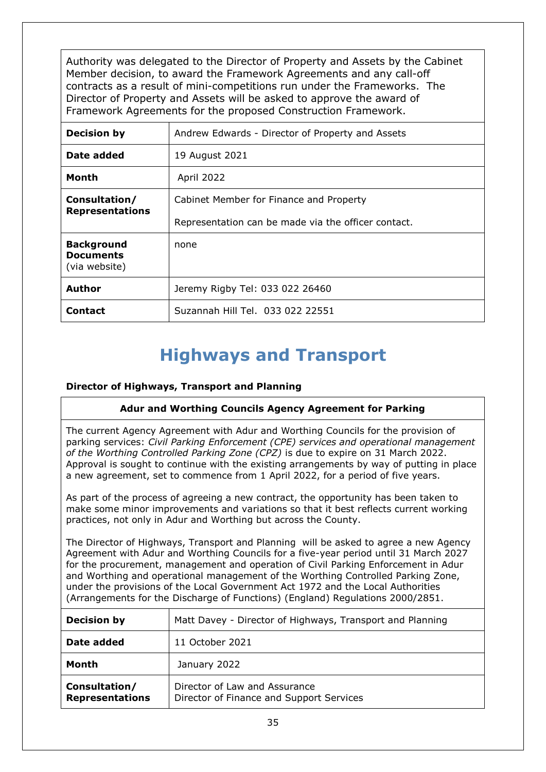Authority was delegated to the Director of Property and Assets by the Cabinet Member decision, to award the Framework Agreements and any call-off contracts as a result of mini-competitions run under the Frameworks. The Director of Property and Assets will be asked to approve the award of Framework Agreements for the proposed Construction Framework.

| | |
|---|---|
| **Decision by** | Andrew Edwards - Director of Property and Assets |
| **Date added** | 19 August 2021 |
| **Month** | April 2022 |
| **Consultation/ Representations** | Cabinet Member for Finance and Property<br><br>Representation can be made via the officer contact. |
| **Background Documents** (via website) | none |
| **Author** | Jeremy Rigby Tel: 033 022 26460 |
| **Contact** | Suzannah Hill Tel. 033 022 22551 |

# Highways and Transport

**Director of Highways, Transport and Planning**

**Adur and Worthing Councils Agency Agreement for Parking**

The current Agency Agreement with Adur and Worthing Councils for the provision of parking services: *Civil Parking Enforcement (CPE) services and operational management of the Worthing Controlled Parking Zone (CPZ)* is due to expire on 31 March 2022. Approval is sought to continue with the existing arrangements by way of putting in place a new agreement, set to commence from 1 April 2022, for a period of five years.

As part of the process of agreeing a new contract, the opportunity has been taken to make some minor improvements and variations so that it best reflects current working practices, not only in Adur and Worthing but across the County.

The Director of Highways, Transport and Planning will be asked to agree a new Agency Agreement with Adur and Worthing Councils for a five-year period until 31 March 2027 for the procurement, management and operation of Civil Parking Enforcement in Adur and Worthing and operational management of the Worthing Controlled Parking Zone, under the provisions of the Local Government Act 1972 and the Local Authorities (Arrangements for the Discharge of Functions) (England) Regulations 2000/2851.

| | |
|---|---|
| **Decision by** | Matt Davey - Director of Highways, Transport and Planning |
| **Date added** | 11 October 2021 |
| **Month** | January 2022 |
| **Consultation/ Representations** | Director of Law and Assurance<br>Director of Finance and Support Services |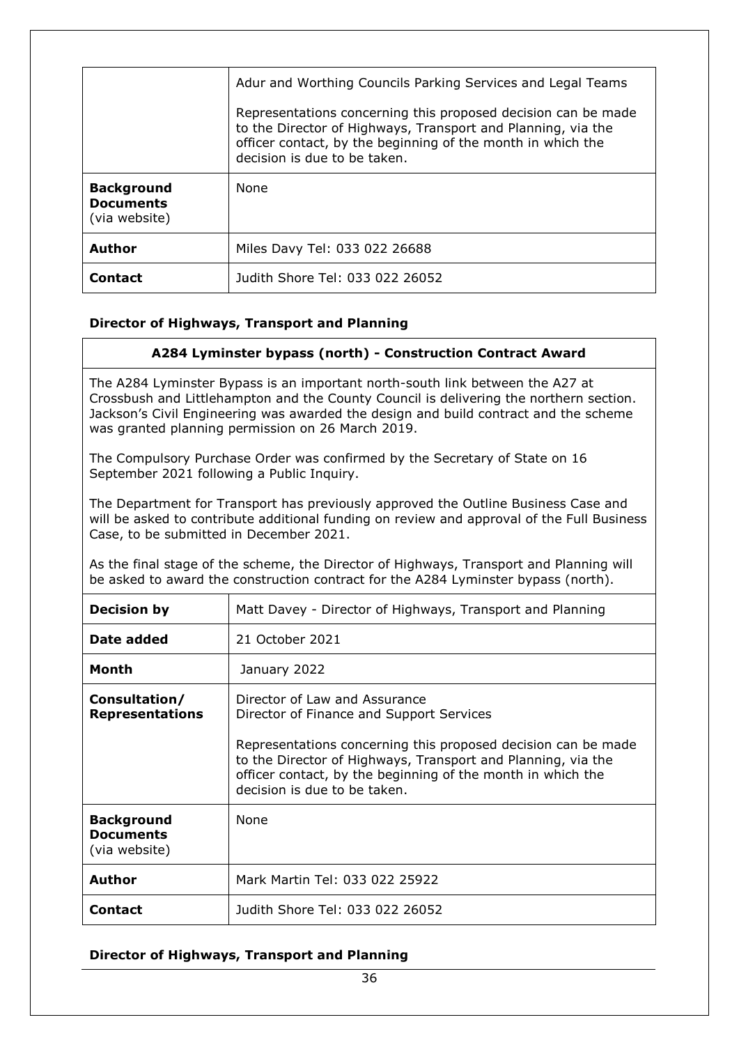| | |
|---|---|
| | Adur and Worthing Councils Parking Services and Legal Teams<br><br>Representations concerning this proposed decision can be made to the Director of Highways, Transport and Planning, via the officer contact, by the beginning of the month in which the decision is due to be taken. |
| **Background Documents** (via website) | None |
| **Author** | Miles Davy Tel: 033 022 26688 |
| **Contact** | Judith Shore Tel: 033 022 26052 |

**Director of Highways, Transport and Planning**

### A284 Lyminster bypass (north) - Construction Contract Award

The A284 Lyminster Bypass is an important north-south link between the A27 at Crossbush and Littlehampton and the County Council is delivering the northern section. Jackson's Civil Engineering was awarded the design and build contract and the scheme was granted planning permission on 26 March 2019.

The Compulsory Purchase Order was confirmed by the Secretary of State on 16 September 2021 following a Public Inquiry.

The Department for Transport has previously approved the Outline Business Case and will be asked to contribute additional funding on review and approval of the Full Business Case, to be submitted in December 2021.

As the final stage of the scheme, the Director of Highways, Transport and Planning will be asked to award the construction contract for the A284 Lyminster bypass (north).

| | |
|---|---|
| **Decision by** | Matt Davey - Director of Highways, Transport and Planning |
| **Date added** | 21 October 2021 |
| **Month** | January 2022 |
| **Consultation/ Representations** | Director of Law and Assurance<br>Director of Finance and Support Services<br><br>Representations concerning this proposed decision can be made to the Director of Highways, Transport and Planning, via the officer contact, by the beginning of the month in which the decision is due to be taken. |
| **Background Documents** (via website) | None |
| **Author** | Mark Martin Tel: 033 022 25922 |
| **Contact** | Judith Shore Tel: 033 022 26052 |

**Director of Highways, Transport and Planning**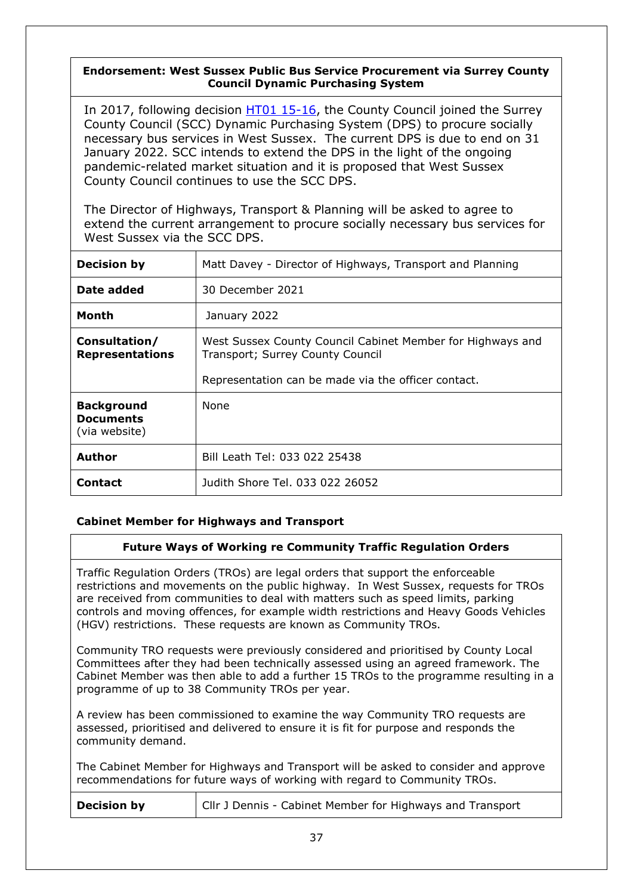**Endorsement: West Sussex Public Bus Service Procurement via Surrey County Council Dynamic Purchasing System**

In 2017, following decision HT01 15-16, the County Council joined the Surrey County Council (SCC) Dynamic Purchasing System (DPS) to procure socially necessary bus services in West Sussex. The current DPS is due to end on 31 January 2022. SCC intends to extend the DPS in the light of the ongoing pandemic-related market situation and it is proposed that West Sussex County Council continues to use the SCC DPS.

The Director of Highways, Transport & Planning will be asked to agree to extend the current arrangement to procure socially necessary bus services for West Sussex via the SCC DPS.

| | |
|---|---|
| **Decision by** | Matt Davey - Director of Highways, Transport and Planning |
| **Date added** | 30 December 2021 |
| **Month** | January 2022 |
| **Consultation/ Representations** | West Sussex County Council Cabinet Member for Highways and Transport; Surrey County Council<br><br>Representation can be made via the officer contact. |
| **Background Documents** (via website) | None |
| **Author** | Bill Leath Tel: 033 022 25438 |
| **Contact** | Judith Shore Tel. 033 022 26052 |

### Cabinet Member for Highways and Transport

**Future Ways of Working re Community Traffic Regulation Orders**

Traffic Regulation Orders (TROs) are legal orders that support the enforceable restrictions and movements on the public highway. In West Sussex, requests for TROs are received from communities to deal with matters such as speed limits, parking controls and moving offences, for example width restrictions and Heavy Goods Vehicles (HGV) restrictions. These requests are known as Community TROs.

Community TRO requests were previously considered and prioritised by County Local Committees after they had been technically assessed using an agreed framework. The Cabinet Member was then able to add a further 15 TROs to the programme resulting in a programme of up to 38 Community TROs per year.

A review has been commissioned to examine the way Community TRO requests are assessed, prioritised and delivered to ensure it is fit for purpose and responds the community demand.

The Cabinet Member for Highways and Transport will be asked to consider and approve recommendations for future ways of working with regard to Community TROs.

| | |
|---|---|
| **Decision by** | Cllr J Dennis - Cabinet Member for Highways and Transport |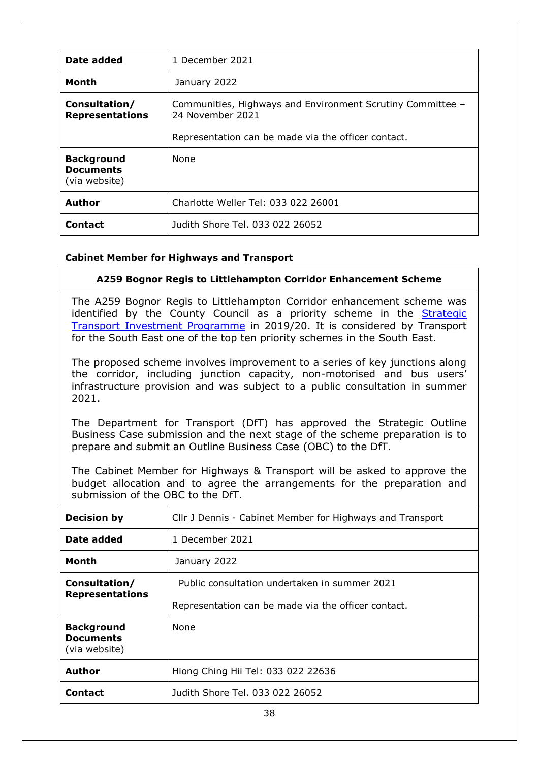| | |
|---|---|
| **Date added** | 1 December 2021 |
| **Month** | January 2022 |
| **Consultation/ Representations** | Communities, Highways and Environment Scrutiny Committee – 24 November 2021<br><br>Representation can be made via the officer contact. |
| **Background Documents** (via website) | None |
| **Author** | Charlotte Weller Tel: 033 022 26001 |
| **Contact** | Judith Shore Tel. 033 022 26052 |

**Cabinet Member for Highways and Transport**

**A259 Bognor Regis to Littlehampton Corridor Enhancement Scheme**

The A259 Bognor Regis to Littlehampton Corridor enhancement scheme was identified by the County Council as a priority scheme in the Strategic Transport Investment Programme in 2019/20. It is considered by Transport for the South East one of the top ten priority schemes in the South East.

The proposed scheme involves improvement to a series of key junctions along the corridor, including junction capacity, non-motorised and bus users' infrastructure provision and was subject to a public consultation in summer 2021.

The Department for Transport (DfT) has approved the Strategic Outline Business Case submission and the next stage of the scheme preparation is to prepare and submit an Outline Business Case (OBC) to the DfT.

The Cabinet Member for Highways & Transport will be asked to approve the budget allocation and to agree the arrangements for the preparation and submission of the OBC to the DfT.

| | |
|---|---|
| **Decision by** | Cllr J Dennis - Cabinet Member for Highways and Transport |
| **Date added** | 1 December 2021 |
| **Month** | January 2022 |
| **Consultation/ Representations** | Public consultation undertaken in summer 2021<br><br>Representation can be made via the officer contact. |
| **Background Documents** (via website) | None |
| **Author** | Hiong Ching Hii Tel: 033 022 22636 |
| **Contact** | Judith Shore Tel. 033 022 26052 |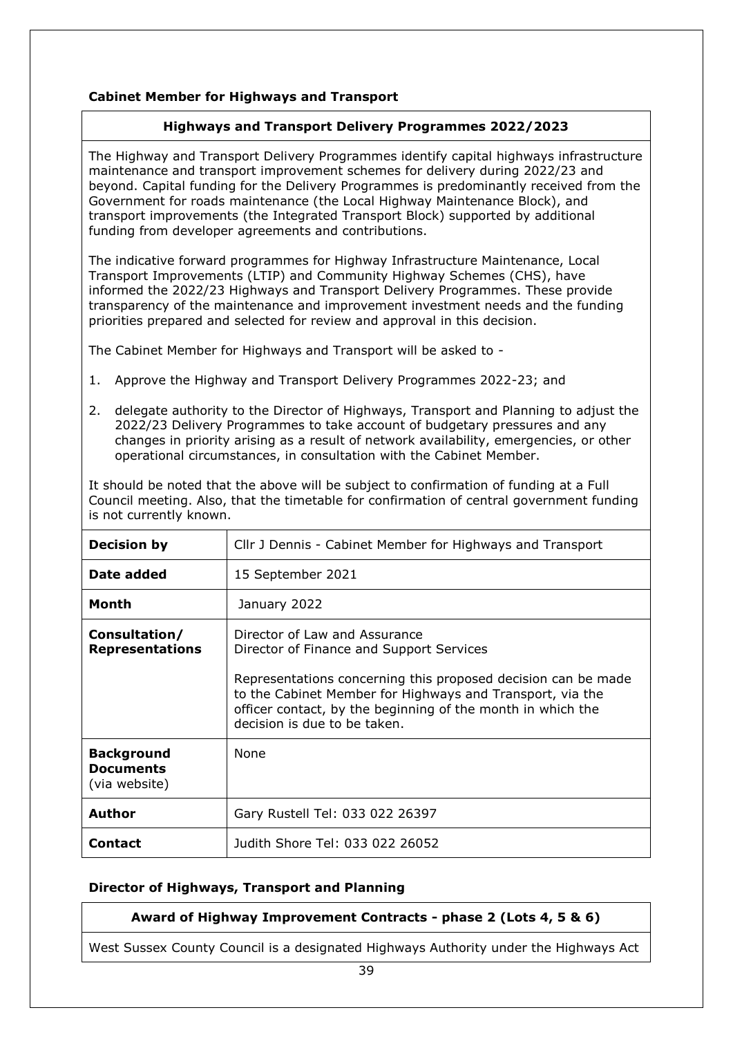**Cabinet Member for Highways and Transport**

**Highways and Transport Delivery Programmes 2022/2023**

The Highway and Transport Delivery Programmes identify capital highways infrastructure maintenance and transport improvement schemes for delivery during 2022/23 and beyond. Capital funding for the Delivery Programmes is predominantly received from the Government for roads maintenance (the Local Highway Maintenance Block), and transport improvements (the Integrated Transport Block) supported by additional funding from developer agreements and contributions.

The indicative forward programmes for Highway Infrastructure Maintenance, Local Transport Improvements (LTIP) and Community Highway Schemes (CHS), have informed the 2022/23 Highways and Transport Delivery Programmes. These provide transparency of the maintenance and improvement investment needs and the funding priorities prepared and selected for review and approval in this decision.

The Cabinet Member for Highways and Transport will be asked to -

1. Approve the Highway and Transport Delivery Programmes 2022-23; and
2. delegate authority to the Director of Highways, Transport and Planning to adjust the 2022/23 Delivery Programmes to take account of budgetary pressures and any changes in priority arising as a result of network availability, emergencies, or other operational circumstances, in consultation with the Cabinet Member.

It should be noted that the above will be subject to confirmation of funding at a Full Council meeting. Also, that the timetable for confirmation of central government funding is not currently known.

| | |
|---|---|
| **Decision by** | Cllr J Dennis - Cabinet Member for Highways and Transport |
| **Date added** | 15 September 2021 |
| **Month** | January 2022 |
| **Consultation/ Representations** | Director of Law and Assurance<br>Director of Finance and Support Services<br><br>Representations concerning this proposed decision can be made to the Cabinet Member for Highways and Transport, via the officer contact, by the beginning of the month in which the decision is due to be taken. |
| **Background Documents** (via website) | None |
| **Author** | Gary Rustell Tel: 033 022 26397 |
| **Contact** | Judith Shore Tel: 033 022 26052 |

**Director of Highways, Transport and Planning**

**Award of Highway Improvement Contracts - phase 2 (Lots 4, 5 & 6)**

West Sussex County Council is a designated Highways Authority under the Highways Act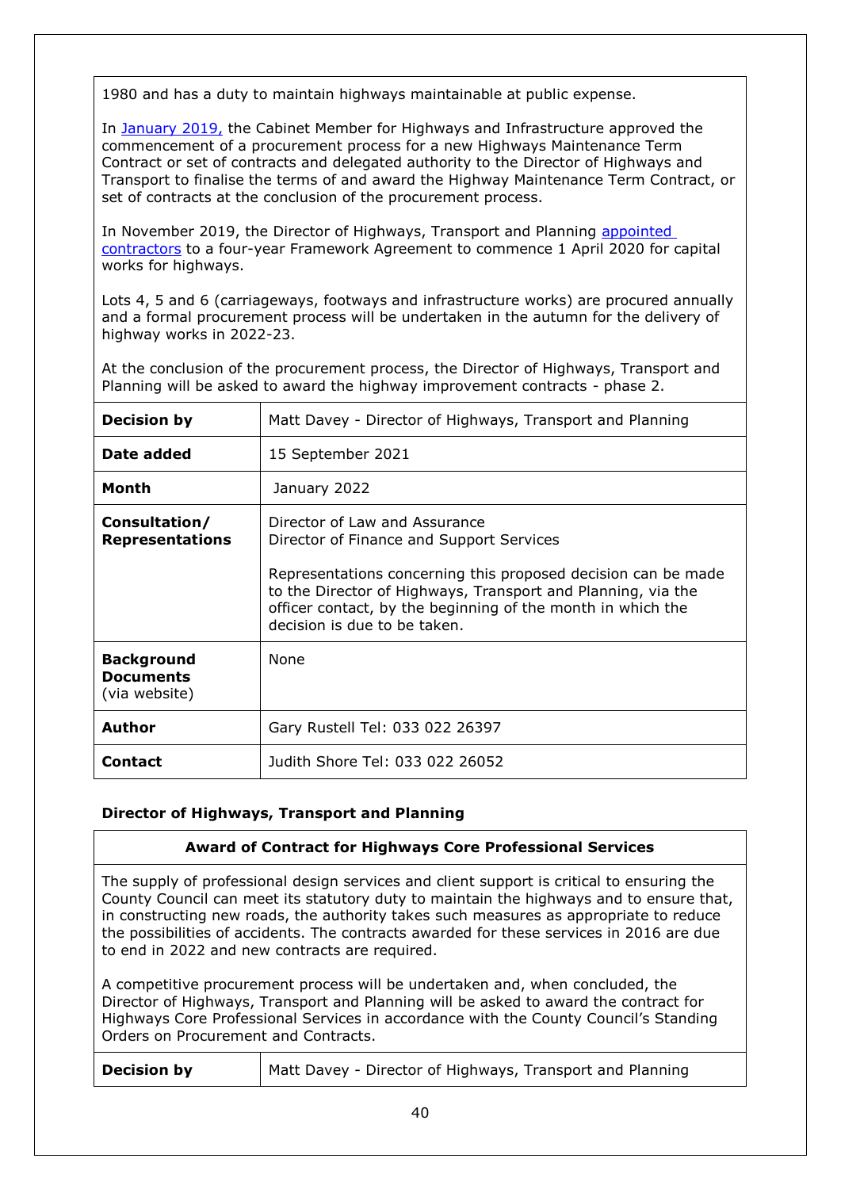1980 and has a duty to maintain highways maintainable at public expense.

In January 2019, the Cabinet Member for Highways and Infrastructure approved the commencement of a procurement process for a new Highways Maintenance Term Contract or set of contracts and delegated authority to the Director of Highways and Transport to finalise the terms of and award the Highway Maintenance Term Contract, or set of contracts at the conclusion of the procurement process.

In November 2019, the Director of Highways, Transport and Planning appointed contractors to a four-year Framework Agreement to commence 1 April 2020 for capital works for highways.

Lots 4, 5 and 6 (carriageways, footways and infrastructure works) are procured annually and a formal procurement process will be undertaken in the autumn for the delivery of highway works in 2022-23.

At the conclusion of the procurement process, the Director of Highways, Transport and Planning will be asked to award the highway improvement contracts - phase 2.

| | |
|---|---|
| **Decision by** | Matt Davey - Director of Highways, Transport and Planning |
| **Date added** | 15 September 2021 |
| **Month** | January 2022 |
| **Consultation/ Representations** | Director of Law and Assurance<br>Director of Finance and Support Services<br><br>Representations concerning this proposed decision can be made to the Director of Highways, Transport and Planning, via the officer contact, by the beginning of the month in which the decision is due to be taken. |
| **Background Documents** (via website) | None |
| **Author** | Gary Rustell Tel: 033 022 26397 |
| **Contact** | Judith Shore Tel: 033 022 26052 |

**Director of Highways, Transport and Planning**

**Award of Contract for Highways Core Professional Services**

The supply of professional design services and client support is critical to ensuring the County Council can meet its statutory duty to maintain the highways and to ensure that, in constructing new roads, the authority takes such measures as appropriate to reduce the possibilities of accidents. The contracts awarded for these services in 2016 are due to end in 2022 and new contracts are required.

A competitive procurement process will be undertaken and, when concluded, the Director of Highways, Transport and Planning will be asked to award the contract for Highways Core Professional Services in accordance with the County Council's Standing Orders on Procurement and Contracts.

| | |
|---|---|
| **Decision by** | Matt Davey - Director of Highways, Transport and Planning |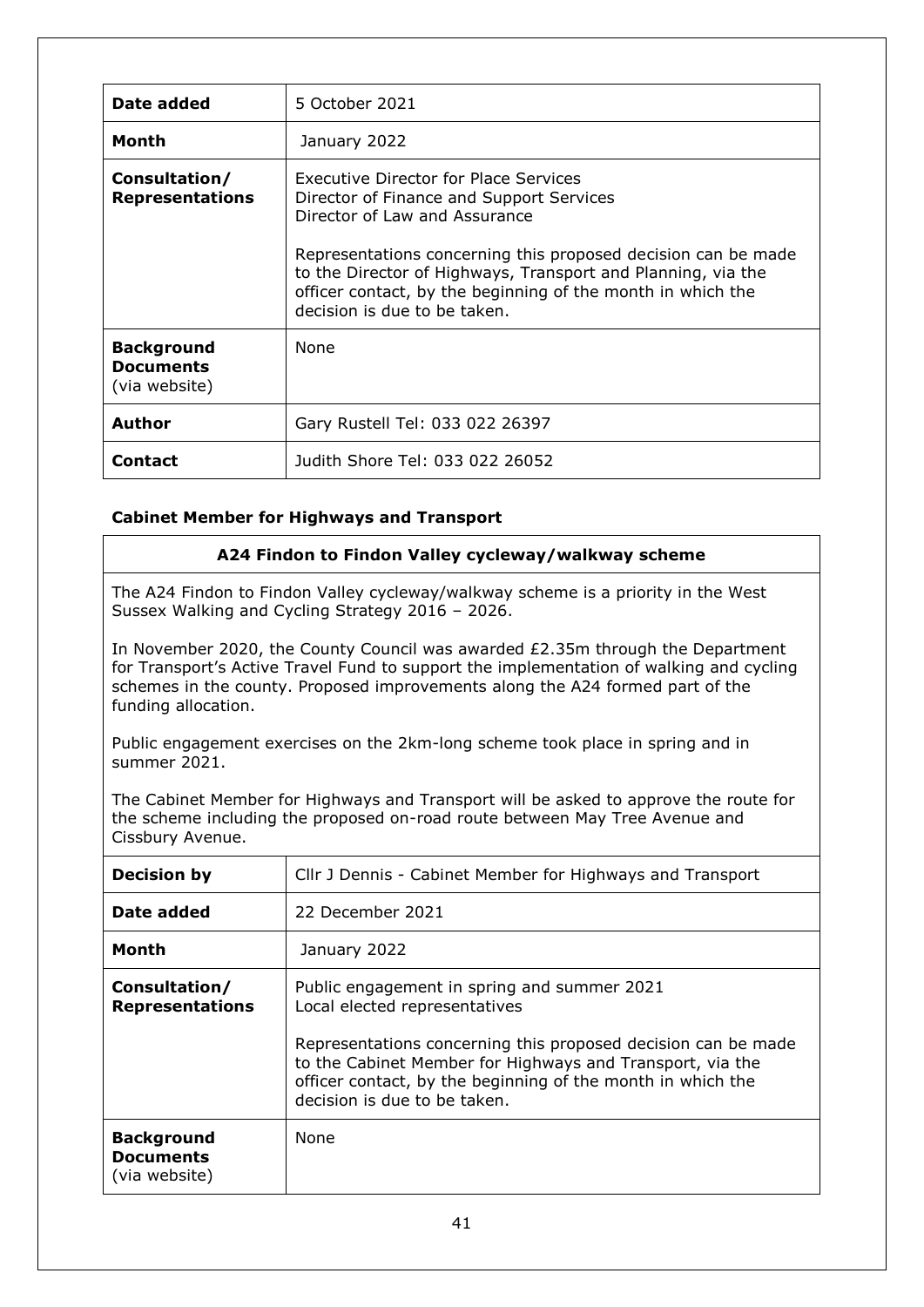| | |
|---|---|
| **Date added** | 5 October 2021 |
| **Month** | January 2022 |
| **Consultation/ Representations** | Executive Director for Place Services<br>Director of Finance and Support Services<br>Director of Law and Assurance<br><br>Representations concerning this proposed decision can be made to the Director of Highways, Transport and Planning, via the officer contact, by the beginning of the month in which the decision is due to be taken. |
| **Background Documents** (via website) | None |
| **Author** | Gary Rustell Tel: 033 022 26397 |
| **Contact** | Judith Shore Tel: 033 022 26052 |

### Cabinet Member for Highways and Transport

**A24 Findon to Findon Valley cycleway/walkway scheme**

The A24 Findon to Findon Valley cycleway/walkway scheme is a priority in the West Sussex Walking and Cycling Strategy 2016 – 2026.

In November 2020, the County Council was awarded £2.35m through the Department for Transport's Active Travel Fund to support the implementation of walking and cycling schemes in the county. Proposed improvements along the A24 formed part of the funding allocation.

Public engagement exercises on the 2km-long scheme took place in spring and in summer 2021.

The Cabinet Member for Highways and Transport will be asked to approve the route for the scheme including the proposed on-road route between May Tree Avenue and Cissbury Avenue.

| | |
|---|---|
| **Decision by** | Cllr J Dennis - Cabinet Member for Highways and Transport |
| **Date added** | 22 December 2021 |
| **Month** | January 2022 |
| **Consultation/ Representations** | Public engagement in spring and summer 2021<br>Local elected representatives<br><br>Representations concerning this proposed decision can be made to the Cabinet Member for Highways and Transport, via the officer contact, by the beginning of the month in which the decision is due to be taken. |
| **Background Documents** (via website) | None |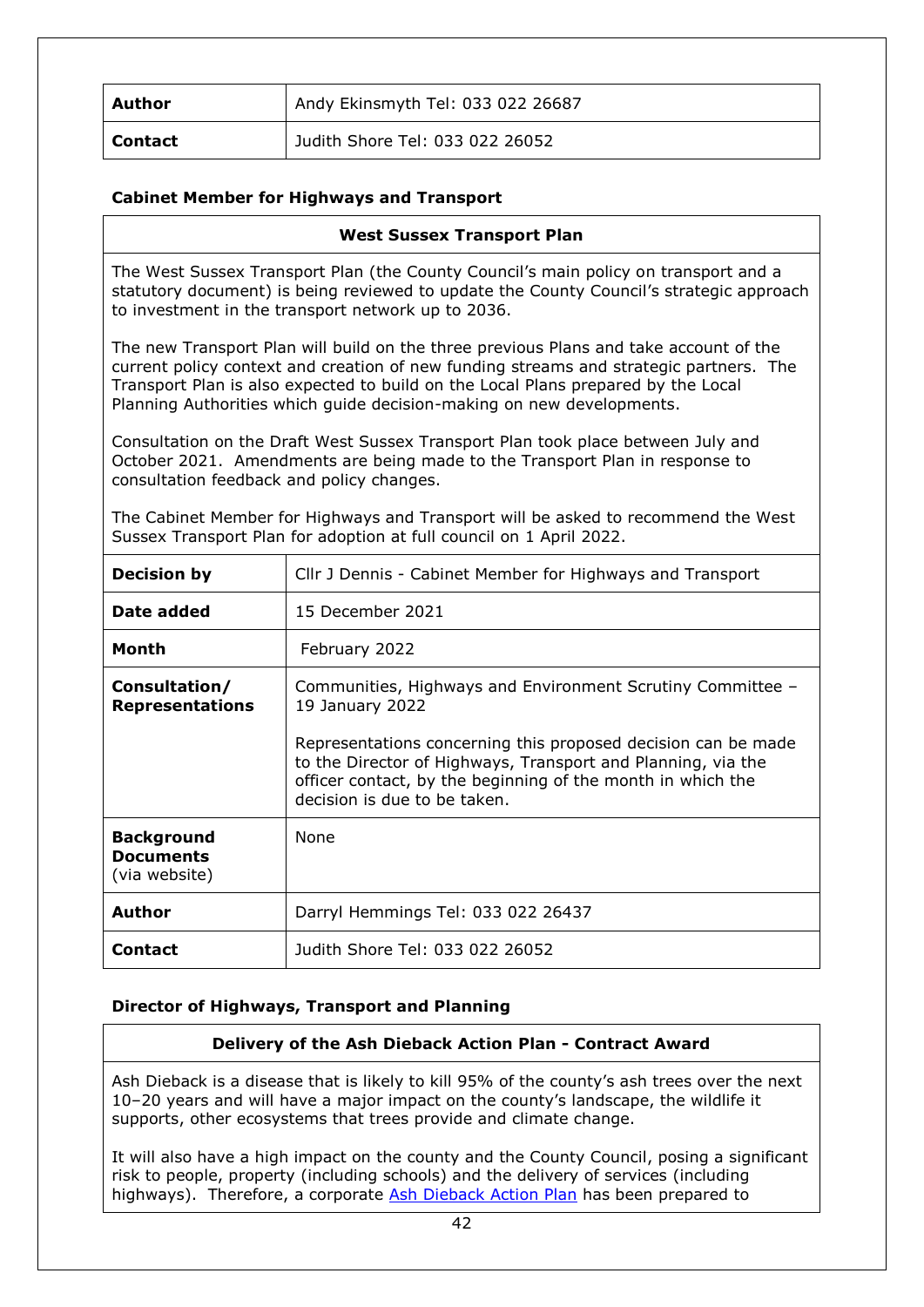| Author | Andy Ekinsmyth Tel: 033 022 26687 |
|---|---|
| **Contact** | Judith Shore Tel: 033 022 26052 |

**Cabinet Member for Highways and Transport**

| West Sussex Transport Plan | |
|---|---|
| The West Sussex Transport Plan (the County Council's main policy on transport and a statutory document) is being reviewed to update the County Council's strategic approach to investment in the transport network up to 2036.<br><br>The new Transport Plan will build on the three previous Plans and take account of the current policy context and creation of new funding streams and strategic partners. The Transport Plan is also expected to build on the Local Plans prepared by the Local Planning Authorities which guide decision-making on new developments.<br><br>Consultation on the Draft West Sussex Transport Plan took place between July and October 2021. Amendments are being made to the Transport Plan in response to consultation feedback and policy changes.<br><br>The Cabinet Member for Highways and Transport will be asked to recommend the West Sussex Transport Plan for adoption at full council on 1 April 2022. | |
| **Decision by** | Cllr J Dennis - Cabinet Member for Highways and Transport |
| **Date added** | 15 December 2021 |
| **Month** | February 2022 |
| **Consultation/ Representations** | Communities, Highways and Environment Scrutiny Committee – 19 January 2022<br><br>Representations concerning this proposed decision can be made to the Director of Highways, Transport and Planning, via the officer contact, by the beginning of the month in which the decision is due to be taken. |
| **Background Documents** (via website) | None |
| **Author** | Darryl Hemmings Tel: 033 022 26437 |
| **Contact** | Judith Shore Tel: 033 022 26052 |

**Director of Highways, Transport and Planning**

| Delivery of the Ash Dieback Action Plan - Contract Award |
|---|
| Ash Dieback is a disease that is likely to kill 95% of the county's ash trees over the next 10–20 years and will have a major impact on the county's landscape, the wildlife it supports, other ecosystems that trees provide and climate change.<br><br>It will also have a high impact on the county and the County Council, posing a significant risk to people, property (including schools) and the delivery of services (including highways). Therefore, a corporate Ash Dieback Action Plan has been prepared to |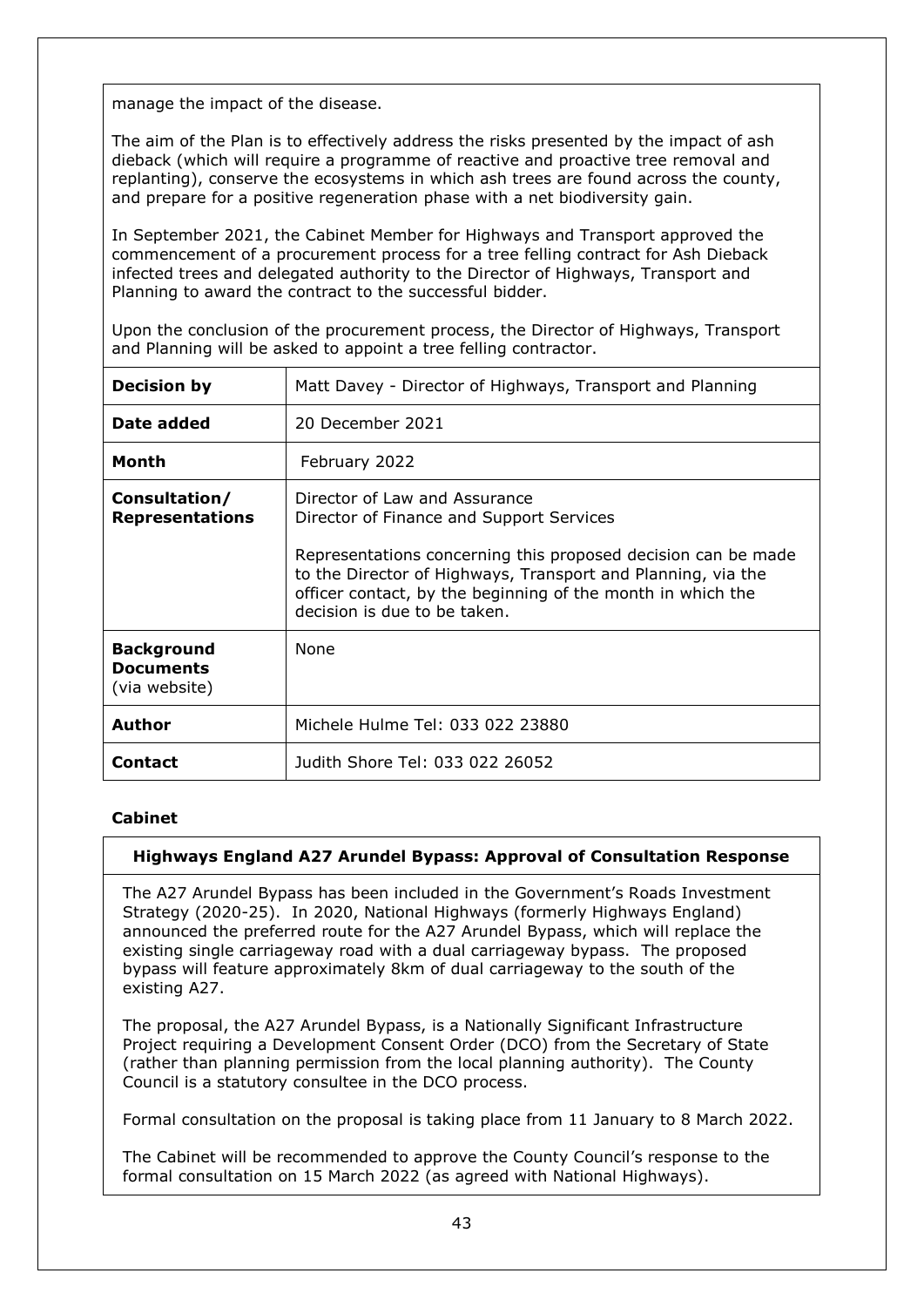manage the impact of the disease.

The aim of the Plan is to effectively address the risks presented by the impact of ash dieback (which will require a programme of reactive and proactive tree removal and replanting), conserve the ecosystems in which ash trees are found across the county, and prepare for a positive regeneration phase with a net biodiversity gain.

In September 2021, the Cabinet Member for Highways and Transport approved the commencement of a procurement process for a tree felling contract for Ash Dieback infected trees and delegated authority to the Director of Highways, Transport and Planning to award the contract to the successful bidder.

Upon the conclusion of the procurement process, the Director of Highways, Transport and Planning will be asked to appoint a tree felling contractor.

| | |
|---|---|
| **Decision by** | Matt Davey - Director of Highways, Transport and Planning |
| **Date added** | 20 December 2021 |
| **Month** | February 2022 |
| **Consultation/ Representations** | Director of Law and Assurance<br>Director of Finance and Support Services<br><br>Representations concerning this proposed decision can be made to the Director of Highways, Transport and Planning, via the officer contact, by the beginning of the month in which the decision is due to be taken. |
| **Background Documents** (via website) | None |
| **Author** | Michele Hulme Tel: 033 022 23880 |
| **Contact** | Judith Shore Tel: 033 022 26052 |

**Cabinet**

### Highways England A27 Arundel Bypass: Approval of Consultation Response

The A27 Arundel Bypass has been included in the Government's Roads Investment Strategy (2020-25). In 2020, National Highways (formerly Highways England) announced the preferred route for the A27 Arundel Bypass, which will replace the existing single carriageway road with a dual carriageway bypass. The proposed bypass will feature approximately 8km of dual carriageway to the south of the existing A27.

The proposal, the A27 Arundel Bypass, is a Nationally Significant Infrastructure Project requiring a Development Consent Order (DCO) from the Secretary of State (rather than planning permission from the local planning authority). The County Council is a statutory consultee in the DCO process.

Formal consultation on the proposal is taking place from 11 January to 8 March 2022.

The Cabinet will be recommended to approve the County Council's response to the formal consultation on 15 March 2022 (as agreed with National Highways).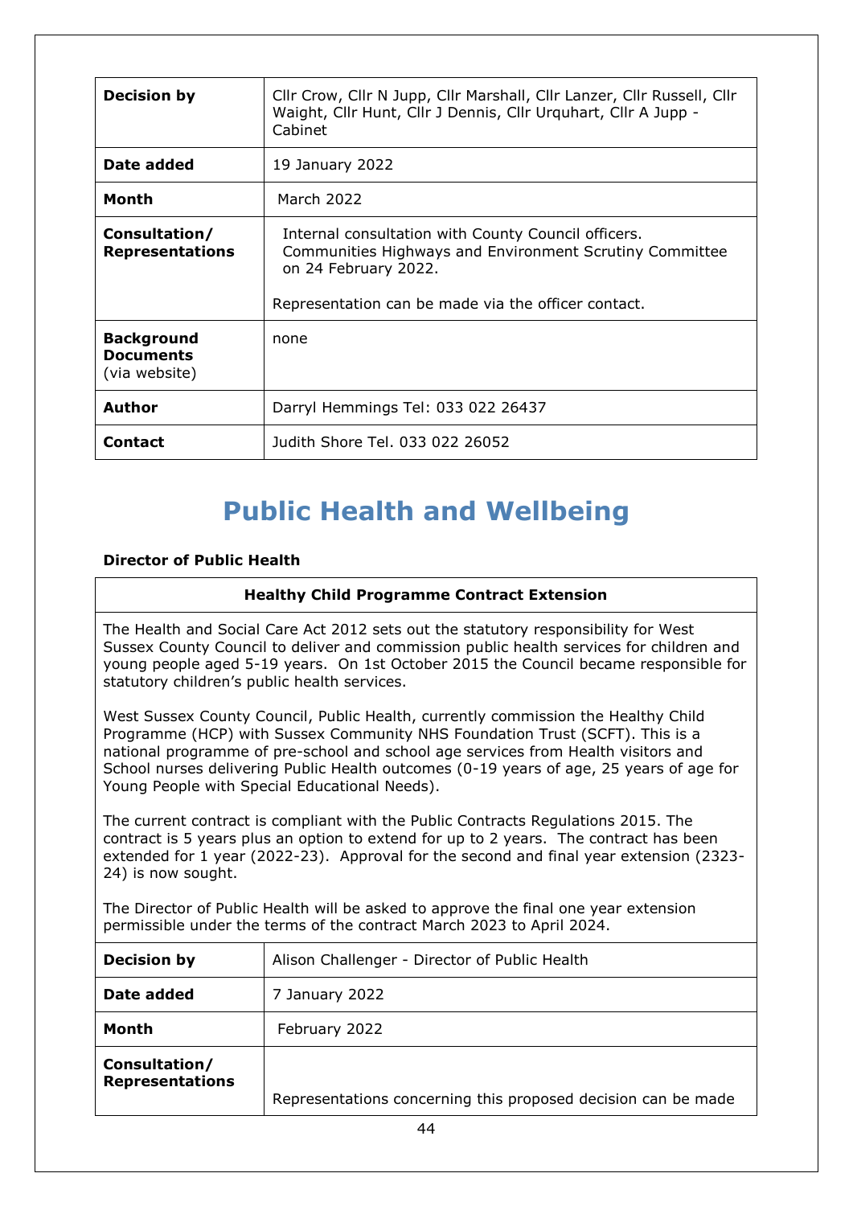| | |
|---|---|
| **Decision by** | Cllr Crow, Cllr N Jupp, Cllr Marshall, Cllr Lanzer, Cllr Russell, Cllr Waight, Cllr Hunt, Cllr J Dennis, Cllr Urquhart, Cllr A Jupp - Cabinet |
| **Date added** | 19 January 2022 |
| **Month** | March 2022 |
| **Consultation/ Representations** | Internal consultation with County Council officers. Communities Highways and Environment Scrutiny Committee on 24 February 2022.<br><br>Representation can be made via the officer contact. |
| **Background Documents** (via website) | none |
| **Author** | Darryl Hemmings Tel: 033 022 26437 |
| **Contact** | Judith Shore Tel. 033 022 26052 |

# Public Health and Wellbeing

**Director of Public Health**

**Healthy Child Programme Contract Extension**

The Health and Social Care Act 2012 sets out the statutory responsibility for West Sussex County Council to deliver and commission public health services for children and young people aged 5-19 years. On 1st October 2015 the Council became responsible for statutory children's public health services.

West Sussex County Council, Public Health, currently commission the Healthy Child Programme (HCP) with Sussex Community NHS Foundation Trust (SCFT). This is a national programme of pre-school and school age services from Health visitors and School nurses delivering Public Health outcomes (0-19 years of age, 25 years of age for Young People with Special Educational Needs).

The current contract is compliant with the Public Contracts Regulations 2015. The contract is 5 years plus an option to extend for up to 2 years. The contract has been extended for 1 year (2022-23). Approval for the second and final year extension (2323-24) is now sought.

The Director of Public Health will be asked to approve the final one year extension permissible under the terms of the contract March 2023 to April 2024.

| | |
|---|---|
| **Decision by** | Alison Challenger - Director of Public Health |
| **Date added** | 7 January 2022 |
| **Month** | February 2022 |
| **Consultation/ Representations** | Representations concerning this proposed decision can be made |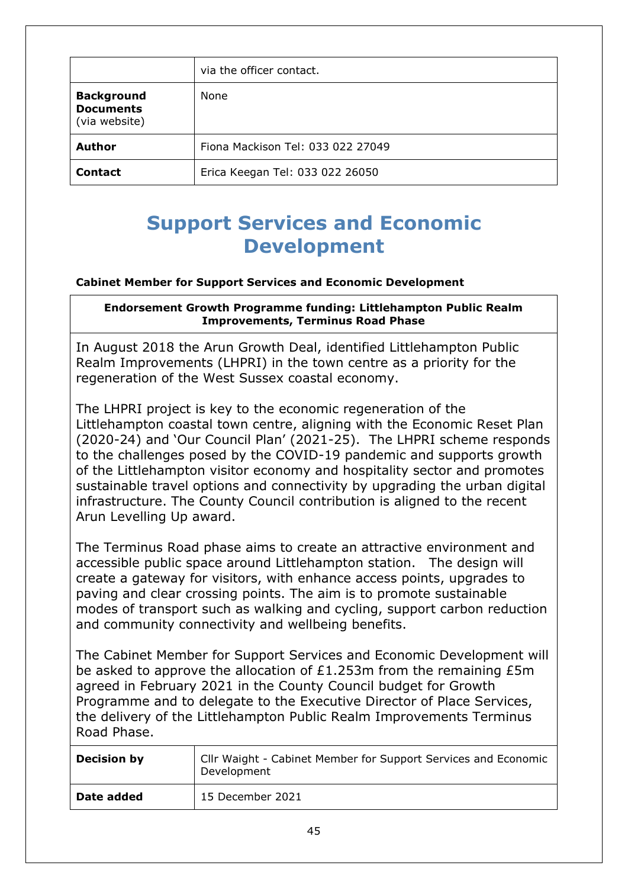|  | via the officer contact. |
|---|---|
| **Background Documents** (via website) | None |
| **Author** | Fiona Mackison Tel: 033 022 27049 |
| **Contact** | Erica Keegan Tel: 033 022 26050 |

# Support Services and Economic Development

**Cabinet Member for Support Services and Economic Development**

**Endorsement Growth Programme funding: Littlehampton Public Realm Improvements, Terminus Road Phase**

In August 2018 the Arun Growth Deal, identified Littlehampton Public Realm Improvements (LHPRI) in the town centre as a priority for the regeneration of the West Sussex coastal economy.

The LHPRI project is key to the economic regeneration of the Littlehampton coastal town centre, aligning with the Economic Reset Plan (2020-24) and 'Our Council Plan' (2021-25). The LHPRI scheme responds to the challenges posed by the COVID-19 pandemic and supports growth of the Littlehampton visitor economy and hospitality sector and promotes sustainable travel options and connectivity by upgrading the urban digital infrastructure. The County Council contribution is aligned to the recent Arun Levelling Up award.

The Terminus Road phase aims to create an attractive environment and accessible public space around Littlehampton station. The design will create a gateway for visitors, with enhance access points, upgrades to paving and clear crossing points. The aim is to promote sustainable modes of transport such as walking and cycling, support carbon reduction and community connectivity and wellbeing benefits.

The Cabinet Member for Support Services and Economic Development will be asked to approve the allocation of £1.253m from the remaining £5m agreed in February 2021 in the County Council budget for Growth Programme and to delegate to the Executive Director of Place Services, the delivery of the Littlehampton Public Realm Improvements Terminus Road Phase.

| **Decision by** | Cllr Waight - Cabinet Member for Support Services and Economic Development |
|---|---|
| **Date added** | 15 December 2021 |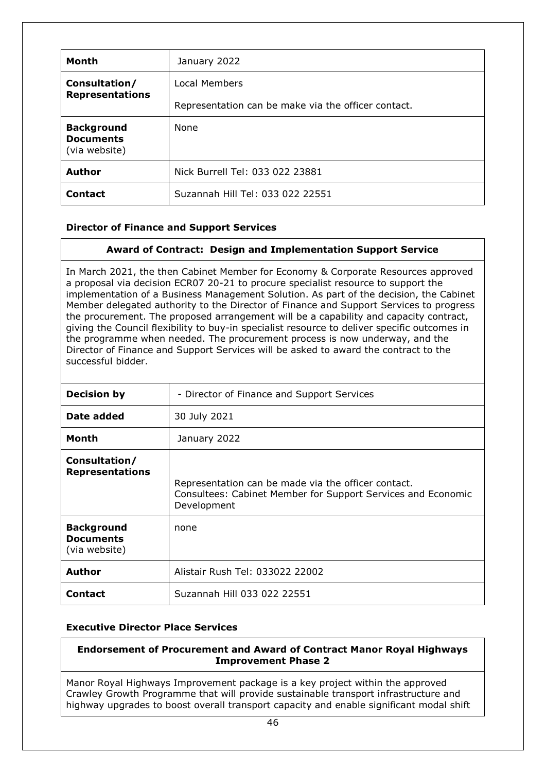| Month | January 2022 |
|---|---|
| Consultation/ Representations | Local Members<br><br>Representation can be make via the officer contact. |
| Background Documents (via website) | None |
| Author | Nick Burrell Tel: 033 022 23881 |
| Contact | Suzannah Hill Tel: 033 022 22551 |

### Director of Finance and Support Services

**Award of Contract: Design and Implementation Support Service**

In March 2021, the then Cabinet Member for Economy & Corporate Resources approved a proposal via decision ECR07 20-21 to procure specialist resource to support the implementation of a Business Management Solution. As part of the decision, the Cabinet Member delegated authority to the Director of Finance and Support Services to progress the procurement. The proposed arrangement will be a capability and capacity contract, giving the Council flexibility to buy-in specialist resource to deliver specific outcomes in the programme when needed. The procurement process is now underway, and the Director of Finance and Support Services will be asked to award the contract to the successful bidder.

| Decision by | - Director of Finance and Support Services |
|---|---|
| Date added | 30 July 2021 |
| Month | January 2022 |
| Consultation/ Representations | Representation can be made via the officer contact.<br>Consultees: Cabinet Member for Support Services and Economic Development |
| Background Documents (via website) | none |
| Author | Alistair Rush Tel: 033022 22002 |
| Contact | Suzannah Hill 033 022 22551 |

### Executive Director Place Services

**Endorsement of Procurement and Award of Contract Manor Royal Highways Improvement Phase 2**

Manor Royal Highways Improvement package is a key project within the approved Crawley Growth Programme that will provide sustainable transport infrastructure and highway upgrades to boost overall transport capacity and enable significant modal shift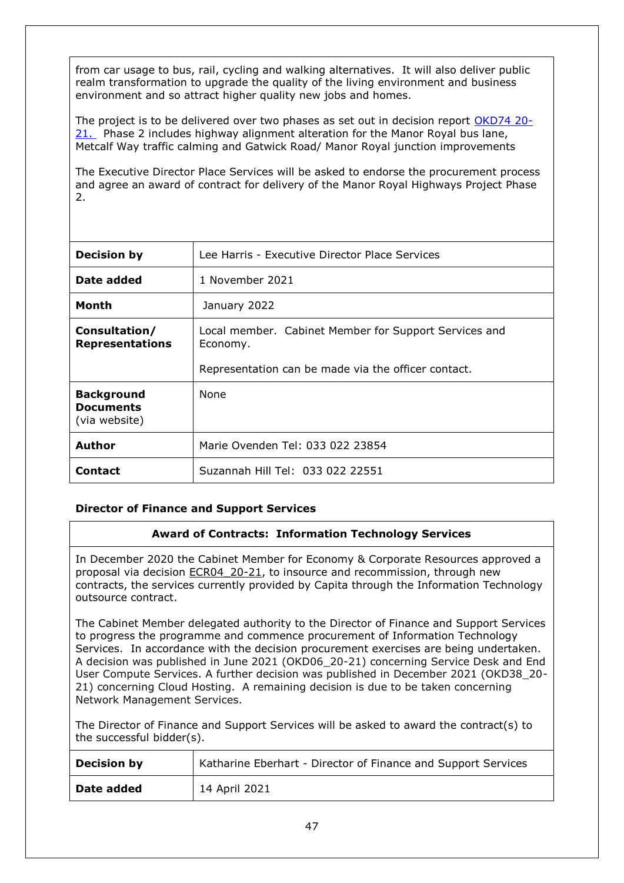from car usage to bus, rail, cycling and walking alternatives. It will also deliver public realm transformation to upgrade the quality of the living environment and business environment and so attract higher quality new jobs and homes.

The project is to be delivered over two phases as set out in decision report [OKD74 20-21.](#) Phase 2 includes highway alignment alteration for the Manor Royal bus lane, Metcalf Way traffic calming and Gatwick Road/ Manor Royal junction improvements

The Executive Director Place Services will be asked to endorse the procurement process and agree an award of contract for delivery of the Manor Royal Highways Project Phase 2.

| | |
|---|---|
| **Decision by** | Lee Harris - Executive Director Place Services |
| **Date added** | 1 November 2021 |
| **Month** | January 2022 |
| **Consultation/ Representations** | Local member. Cabinet Member for Support Services and Economy.<br><br>Representation can be made via the officer contact. |
| **Background Documents** (via website) | None |
| **Author** | Marie Ovenden Tel: 033 022 23854 |
| **Contact** | Suzannah Hill Tel: 033 022 22551 |

### Director of Finance and Support Services

**Award of Contracts: Information Technology Services**

In December 2020 the Cabinet Member for Economy & Corporate Resources approved a proposal via decision ECR04_20-21, to insource and recommission, through new contracts, the services currently provided by Capita through the Information Technology outsource contract.

The Cabinet Member delegated authority to the Director of Finance and Support Services to progress the programme and commence procurement of Information Technology Services. In accordance with the decision procurement exercises are being undertaken. A decision was published in June 2021 (OKD06_20-21) concerning Service Desk and End User Compute Services. A further decision was published in December 2021 (OKD38_20-21) concerning Cloud Hosting. A remaining decision is due to be taken concerning Network Management Services.

The Director of Finance and Support Services will be asked to award the contract(s) to the successful bidder(s).

| | |
|---|---|
| **Decision by** | Katharine Eberhart - Director of Finance and Support Services |
| **Date added** | 14 April 2021 |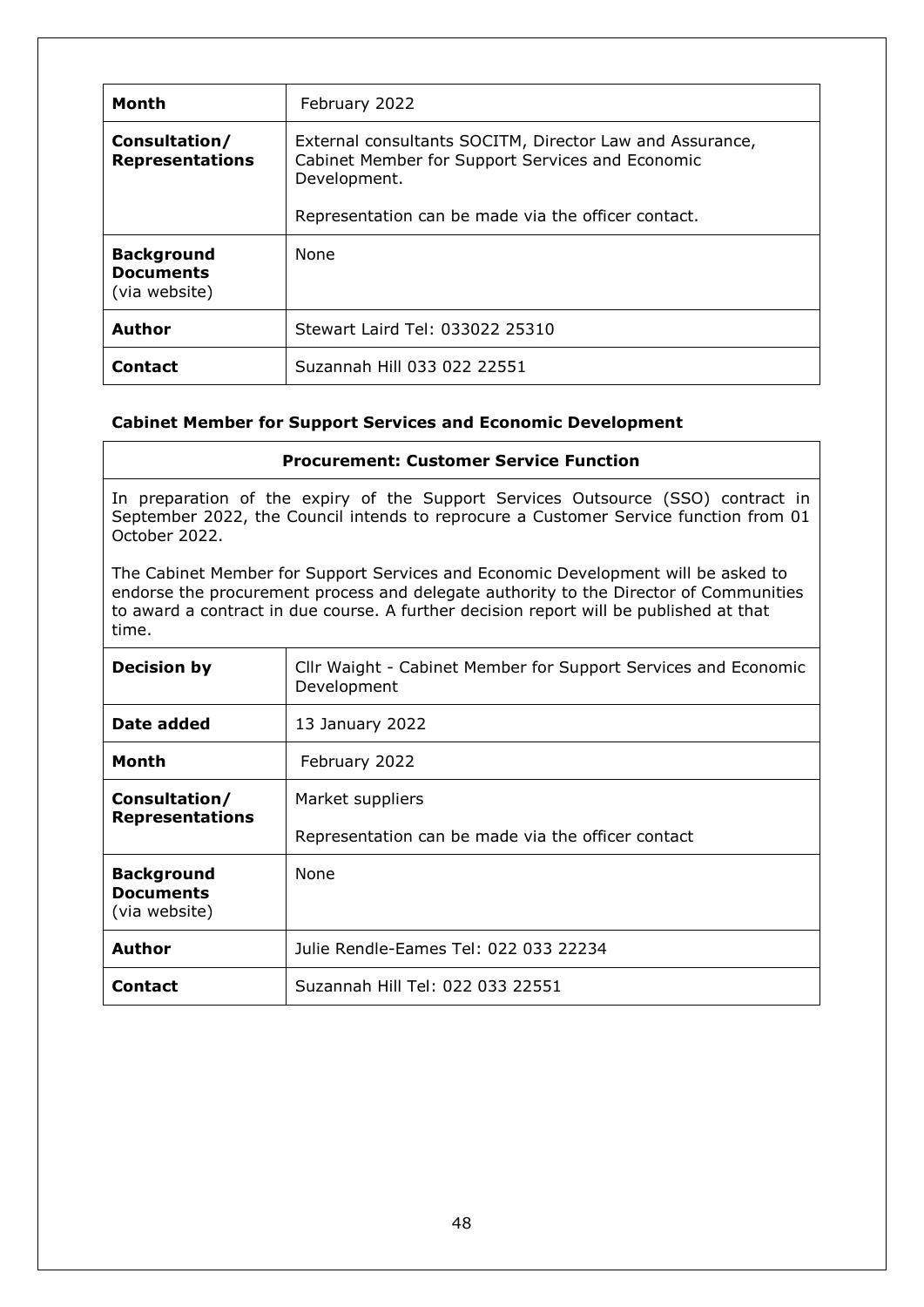| | |
|---|---|
| **Month** | February 2022 |
| **Consultation/ Representations** | External consultants SOCITM, Director Law and Assurance, Cabinet Member for Support Services and Economic Development.<br><br>Representation can be made via the officer contact. |
| **Background Documents** (via website) | None |
| **Author** | Stewart Laird Tel: 033022 25310 |
| **Contact** | Suzannah Hill 033 022 22551 |

### Cabinet Member for Support Services and Economic Development

**Procurement: Customer Service Function**

In preparation of the expiry of the Support Services Outsource (SSO) contract in September 2022, the Council intends to reprocure a Customer Service function from 01 October 2022.

The Cabinet Member for Support Services and Economic Development will be asked to endorse the procurement process and delegate authority to the Director of Communities to award a contract in due course. A further decision report will be published at that time.

| | |
|---|---|
| **Decision by** | Cllr Waight - Cabinet Member for Support Services and Economic Development |
| **Date added** | 13 January 2022 |
| **Month** | February 2022 |
| **Consultation/ Representations** | Market suppliers<br><br>Representation can be made via the officer contact |
| **Background Documents** (via website) | None |
| **Author** | Julie Rendle-Eames Tel: 022 033 22234 |
| **Contact** | Suzannah Hill Tel: 022 033 22551 |